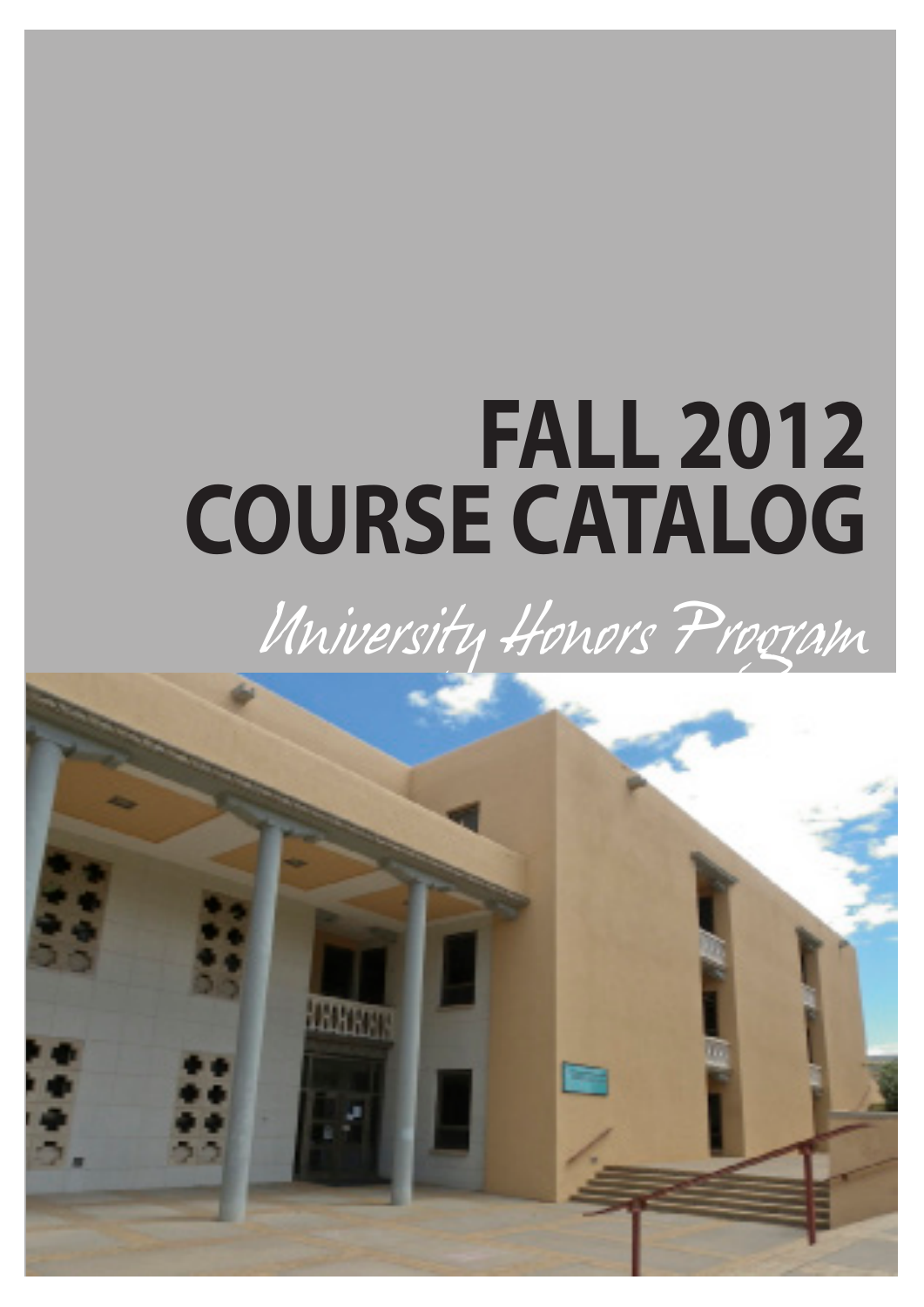# FALL 2012 COURSE CATALOG

*University Honors Program*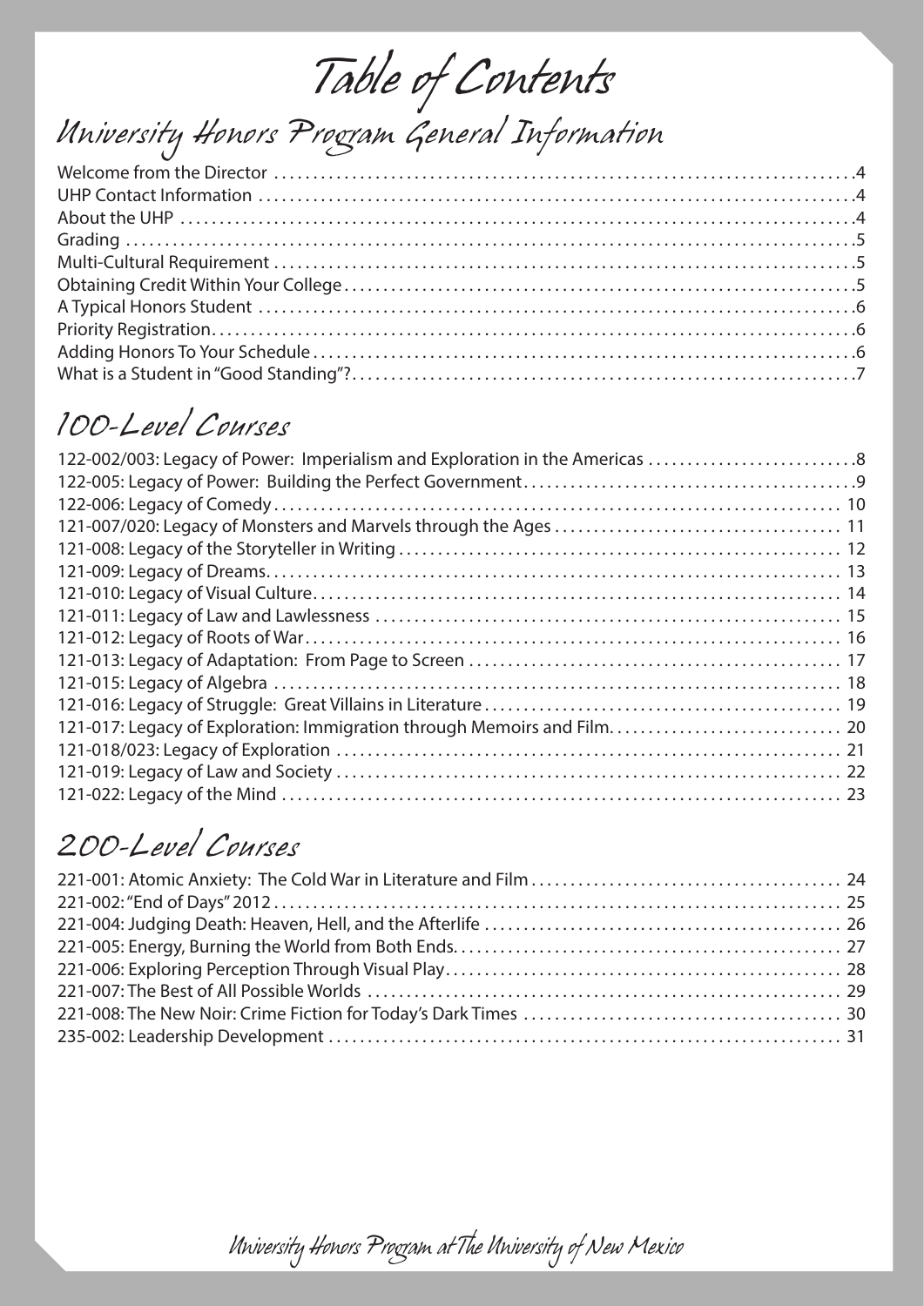# Table of Contents

## University Honors Program General Information

Welcome from the Director ....4
UHP Contact Information ....4
About the UHP ....4
Grading ....5
Multi-Cultural Requirement ....5
Obtaining Credit Within Your College ....5
A Typical Honors Student ....6
Priority Registration ....6
Adding Honors To Your Schedule ....6
What is a Student in "Good Standing"? ....7

## 100-Level Courses

122-002/003: Legacy of Power: Imperialism and Exploration in the Americas ....8
122-005: Legacy of Power: Building the Perfect Government ....9
122-006: Legacy of Comedy ....10
121-007/020: Legacy of Monsters and Marvels through the Ages ....11
121-008: Legacy of the Storyteller in Writing ....12
121-009: Legacy of Dreams ....13
121-010: Legacy of Visual Culture ....14
121-011: Legacy of Law and Lawlessness ....15
121-012: Legacy of Roots of War ....16
121-013: Legacy of Adaptation: From Page to Screen ....17
121-015: Legacy of Algebra ....18
121-016: Legacy of Struggle: Great Villains in Literature ....19
121-017: Legacy of Exploration: Immigration through Memoirs and Film ....20
121-018/023: Legacy of Exploration ....21
121-019: Legacy of Law and Society ....22
121-022: Legacy of the Mind ....23

## 200-Level Courses

221-001: Atomic Anxiety: The Cold War in Literature and Film ....24
221-002: "End of Days" 2012 ....25
221-004: Judging Death: Heaven, Hell, and the Afterlife ....26
221-005: Energy, Burning the World from Both Ends ....27
221-006: Exploring Perception Through Visual Play ....28
221-007: The Best of All Possible Worlds ....29
221-008: The New Noir: Crime Fiction for Today's Dark Times ....30
235-002: Leadership Development ....31

University Honors Program at The University of New Mexico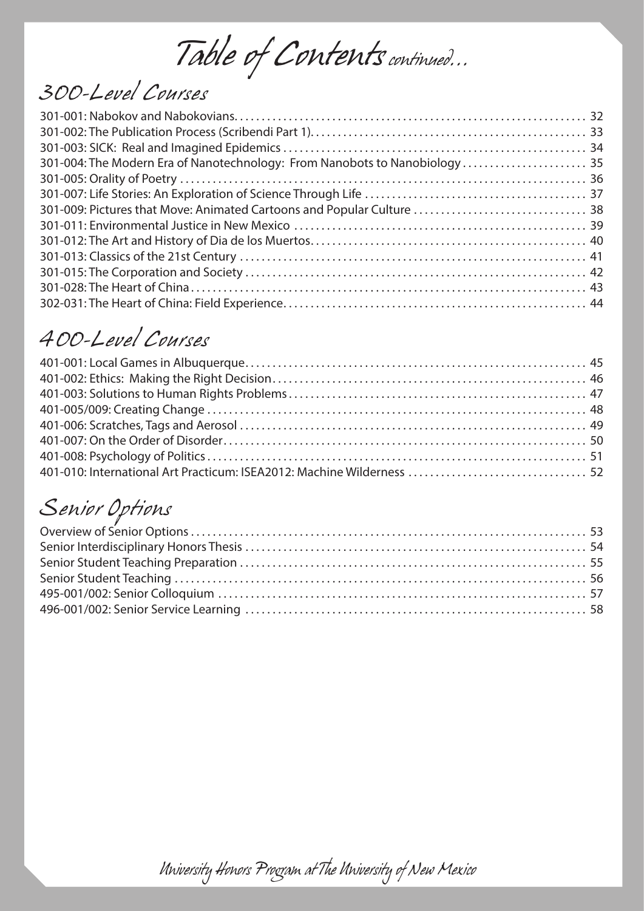# Table of Contents *continued...*

## 300-Level Courses

301-001: Nabokov and Nabokovians. . . . . . . . . . . . . . . . . . . . . . . . . . . . . . . . . . . . . . . . . . . . . . . . . . . . . . . . . . . . . . . . . . 32
301-002: The Publication Process (Scribendi Part 1). . . . . . . . . . . . . . . . . . . . . . . . . . . . . . . . . . . . . . . . . . . . . . . . . . . 33
301-003: SICK: Real and Imagined Epidemics . . . . . . . . . . . . . . . . . . . . . . . . . . . . . . . . . . . . . . . . . . . . . . . . . . . . . . . . 34
301-004: The Modern Era of Nanotechnology: From Nanobots to Nanobiology . . . . . . . . . . . . . . . . . . . . . . . 35
301-005: Orality of Poetry . . . . . . . . . . . . . . . . . . . . . . . . . . . . . . . . . . . . . . . . . . . . . . . . . . . . . . . . . . . . . . . . . . . . . . . . . . . 36
301-007: Life Stories: An Exploration of Science Through Life . . . . . . . . . . . . . . . . . . . . . . . . . . . . . . . . . . . . . . . . . 37
301-009: Pictures that Move: Animated Cartoons and Popular Culture . . . . . . . . . . . . . . . . . . . . . . . . . . . . . . . . 38
301-011: Environmental Justice in New Mexico . . . . . . . . . . . . . . . . . . . . . . . . . . . . . . . . . . . . . . . . . . . . . . . . . . . . . . 39
301-012: The Art and History of Dia de los Muertos. . . . . . . . . . . . . . . . . . . . . . . . . . . . . . . . . . . . . . . . . . . . . . . . . . . 40
301-013: Classics of the 21st Century . . . . . . . . . . . . . . . . . . . . . . . . . . . . . . . . . . . . . . . . . . . . . . . . . . . . . . . . . . . . . . . . 41
301-015: The Corporation and Society . . . . . . . . . . . . . . . . . . . . . . . . . . . . . . . . . . . . . . . . . . . . . . . . . . . . . . . . . . . . . . . 42
301-028: The Heart of China. . . . . . . . . . . . . . . . . . . . . . . . . . . . . . . . . . . . . . . . . . . . . . . . . . . . . . . . . . . . . . . . . . . . . . . . . 43
302-031: The Heart of China: Field Experience. . . . . . . . . . . . . . . . . . . . . . . . . . . . . . . . . . . . . . . . . . . . . . . . . . . . . . . . 44

## 400-Level Courses

401-001: Local Games in Albuquerque. . . . . . . . . . . . . . . . . . . . . . . . . . . . . . . . . . . . . . . . . . . . . . . . . . . . . . . . . . . . . . . 45
401-002: Ethics: Making the Right Decision. . . . . . . . . . . . . . . . . . . . . . . . . . . . . . . . . . . . . . . . . . . . . . . . . . . . . . . . . . 46
401-003: Solutions to Human Rights Problems . . . . . . . . . . . . . . . . . . . . . . . . . . . . . . . . . . . . . . . . . . . . . . . . . . . . . . . 47
401-005/009: Creating Change . . . . . . . . . . . . . . . . . . . . . . . . . . . . . . . . . . . . . . . . . . . . . . . . . . . . . . . . . . . . . . . . . . . . . . 48
401-006: Scratches, Tags and Aerosol . . . . . . . . . . . . . . . . . . . . . . . . . . . . . . . . . . . . . . . . . . . . . . . . . . . . . . . . . . . . . . . . 49
401-007: On the Order of Disorder. . . . . . . . . . . . . . . . . . . . . . . . . . . . . . . . . . . . . . . . . . . . . . . . . . . . . . . . . . . . . . . . . . . 50
401-008: Psychology of Politics . . . . . . . . . . . . . . . . . . . . . . . . . . . . . . . . . . . . . . . . . . . . . . . . . . . . . . . . . . . . . . . . . . . . . . 51
401-010: International Art Practicum: ISEA2012: Machine Wilderness . . . . . . . . . . . . . . . . . . . . . . . . . . . . . . . . 52

## Senior Options

Overview of Senior Options . . . . . . . . . . . . . . . . . . . . . . . . . . . . . . . . . . . . . . . . . . . . . . . . . . . . . . . . . . . . . . . . . . . . . . . . . 53
Senior Interdisciplinary Honors Thesis . . . . . . . . . . . . . . . . . . . . . . . . . . . . . . . . . . . . . . . . . . . . . . . . . . . . . . . . . . . . . . . 54
Senior Student Teaching Preparation . . . . . . . . . . . . . . . . . . . . . . . . . . . . . . . . . . . . . . . . . . . . . . . . . . . . . . . . . . . . . . . . 55
Senior Student Teaching . . . . . . . . . . . . . . . . . . . . . . . . . . . . . . . . . . . . . . . . . . . . . . . . . . . . . . . . . . . . . . . . . . . . . . . . . . . . 56
495-001/002: Senior Colloquium . . . . . . . . . . . . . . . . . . . . . . . . . . . . . . . . . . . . . . . . . . . . . . . . . . . . . . . . . . . . . . . . . . . . 57
496-001/002: Senior Service Learning . . . . . . . . . . . . . . . . . . . . . . . . . . . . . . . . . . . . . . . . . . . . . . . . . . . . . . . . . . . . . . . . 58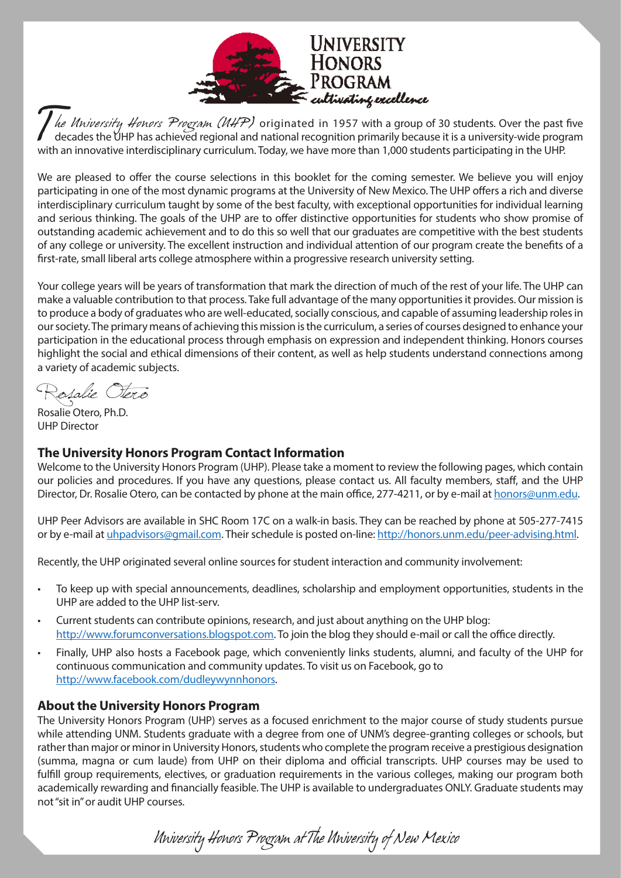UNIVERSITY HONORS PROGRAM
*cultivating excellence*

*The University Honors Program (UHP)* originated in 1957 with a group of 30 students. Over the past five decades the UHP has achieved regional and national recognition primarily because it is a university-wide program with an innovative interdisciplinary curriculum. Today, we have more than 1,000 students participating in the UHP.

We are pleased to offer the course selections in this booklet for the coming semester. We believe you will enjoy participating in one of the most dynamic programs at the University of New Mexico. The UHP offers a rich and diverse interdisciplinary curriculum taught by some of the best faculty, with exceptional opportunities for individual learning and serious thinking. The goals of the UHP are to offer distinctive opportunities for students who show promise of outstanding academic achievement and to do this so well that our graduates are competitive with the best students of any college or university. The excellent instruction and individual attention of our program create the benefits of a first-rate, small liberal arts college atmosphere within a progressive research university setting.

Your college years will be years of transformation that mark the direction of much of the rest of your life. The UHP can make a valuable contribution to that process. Take full advantage of the many opportunities it provides. Our mission is to produce a body of graduates who are well-educated, socially conscious, and capable of assuming leadership roles in our society. The primary means of achieving this mission is the curriculum, a series of courses designed to enhance your participation in the educational process through emphasis on expression and independent thinking. Honors courses highlight the social and ethical dimensions of their content, as well as help students understand connections among a variety of academic subjects.

*Rosalie Otero*

Rosalie Otero, Ph.D.
UHP Director

## The University Honors Program Contact Information

Welcome to the University Honors Program (UHP). Please take a moment to review the following pages, which contain our policies and procedures. If you have any questions, please contact us. All faculty members, staff, and the UHP Director, Dr. Rosalie Otero, can be contacted by phone at the main office, 277-4211, or by e-mail at honors@unm.edu.

UHP Peer Advisors are available in SHC Room 17C on a walk-in basis. They can be reached by phone at 505-277-7415 or by e-mail at uhpadvisors@gmail.com. Their schedule is posted on-line: http://honors.unm.edu/peer-advising.html.

Recently, the UHP originated several online sources for student interaction and community involvement:

- To keep up with special announcements, deadlines, scholarship and employment opportunities, students in the UHP are added to the UHP list-serv.
- Current students can contribute opinions, research, and just about anything on the UHP blog: http://www.forumconversations.blogspot.com. To join the blog they should e-mail or call the office directly.
- Finally, UHP also hosts a Facebook page, which conveniently links students, alumni, and faculty of the UHP for continuous communication and community updates. To visit us on Facebook, go to http://www.facebook.com/dudleywynnhonors.

## About the University Honors Program

The University Honors Program (UHP) serves as a focused enrichment to the major course of study students pursue while attending UNM. Students graduate with a degree from one of UNM's degree-granting colleges or schools, but rather than major or minor in University Honors, students who complete the program receive a prestigious designation (summa, magna or cum laude) from UHP on their diploma and official transcripts. UHP courses may be used to fulfill group requirements, electives, or graduation requirements in the various colleges, making our program both academically rewarding and financially feasible. The UHP is available to undergraduates ONLY. Graduate students may not "sit in" or audit UHP courses.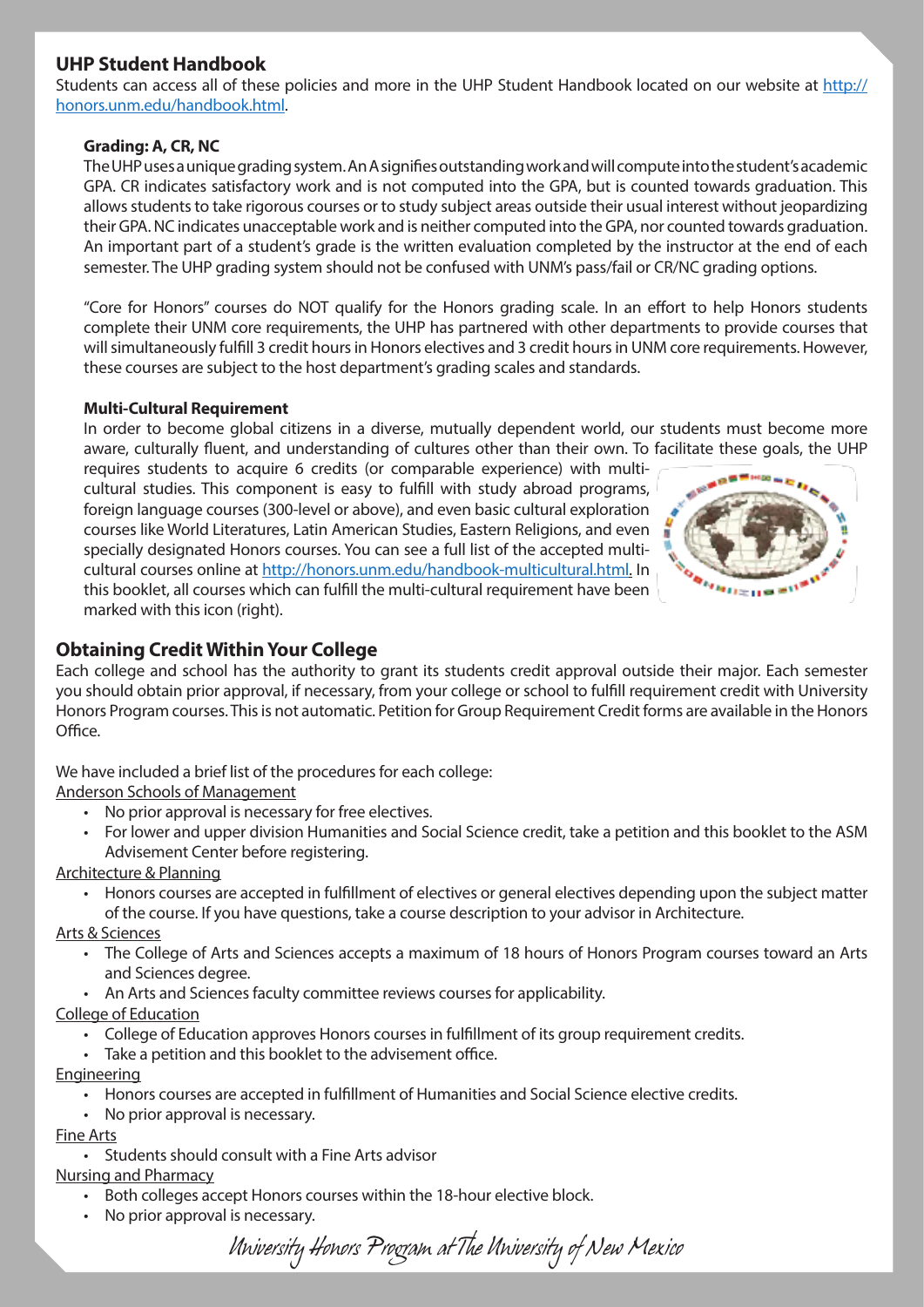## UHP Student Handbook

Students can access all of these policies and more in the UHP Student Handbook located on our website at http://honors.unm.edu/handbook.html.

### Grading: A, CR, NC

The UHP uses a unique grading system. An A signifies outstanding work and will compute into the student's academic GPA. CR indicates satisfactory work and is not computed into the GPA, but is counted towards graduation. This allows students to take rigorous courses or to study subject areas outside their usual interest without jeopardizing their GPA. NC indicates unacceptable work and is neither computed into the GPA, nor counted towards graduation. An important part of a student's grade is the written evaluation completed by the instructor at the end of each semester. The UHP grading system should not be confused with UNM's pass/fail or CR/NC grading options.

"Core for Honors" courses do NOT qualify for the Honors grading scale. In an effort to help Honors students complete their UNM core requirements, the UHP has partnered with other departments to provide courses that will simultaneously fulfill 3 credit hours in Honors electives and 3 credit hours in UNM core requirements. However, these courses are subject to the host department's grading scales and standards.

### Multi-Cultural Requirement

In order to become global citizens in a diverse, mutually dependent world, our students must become more aware, culturally fluent, and understanding of cultures other than their own. To facilitate these goals, the UHP requires students to acquire 6 credits (or comparable experience) with multi-cultural studies. This component is easy to fulfill with study abroad programs, foreign language courses (300-level or above), and even basic cultural exploration courses like World Literatures, Latin American Studies, Eastern Religions, and even specially designated Honors courses. You can see a full list of the accepted multi-cultural courses online at http://honors.unm.edu/handbook-multicultural.html. In this booklet, all courses which can fulfill the multi-cultural requirement have been marked with this icon (right).

## Obtaining Credit Within Your College

Each college and school has the authority to grant its students credit approval outside their major. Each semester you should obtain prior approval, if necessary, from your college or school to fulfill requirement credit with University Honors Program courses. This is not automatic. Petition for Group Requirement Credit forms are available in the Honors Office.

We have included a brief list of the procedures for each college:

Anderson Schools of Management
- No prior approval is necessary for free electives.
- For lower and upper division Humanities and Social Science credit, take a petition and this booklet to the ASM Advisement Center before registering.

Architecture & Planning
- Honors courses are accepted in fulfillment of electives or general electives depending upon the subject matter of the course. If you have questions, take a course description to your advisor in Architecture.

Arts & Sciences
- The College of Arts and Sciences accepts a maximum of 18 hours of Honors Program courses toward an Arts and Sciences degree.
- An Arts and Sciences faculty committee reviews courses for applicability.

College of Education
- College of Education approves Honors courses in fulfillment of its group requirement credits.
- Take a petition and this booklet to the advisement office.

Engineering
- Honors courses are accepted in fulfillment of Humanities and Social Science elective credits.
- No prior approval is necessary.

Fine Arts
- Students should consult with a Fine Arts advisor

Nursing and Pharmacy
- Both colleges accept Honors courses within the 18-hour elective block.
- No prior approval is necessary.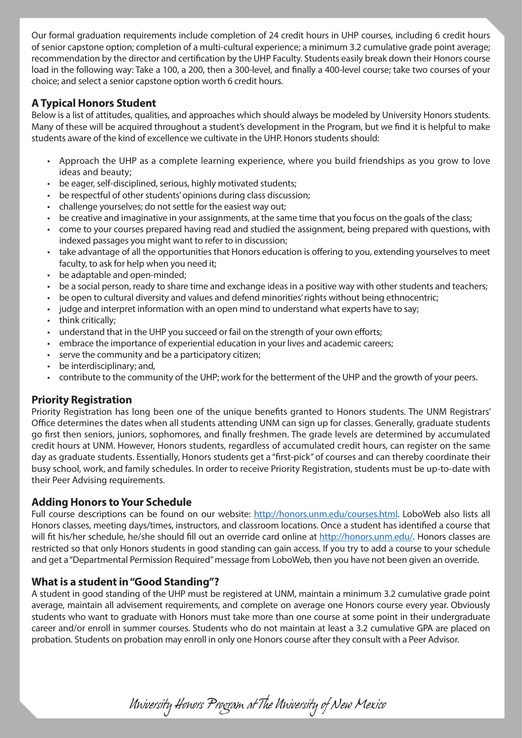Our formal graduation requirements include completion of 24 credit hours in UHP courses, including 6 credit hours of senior capstone option; completion of a multi-cultural experience; a minimum 3.2 cumulative grade point average; recommendation by the director and certification by the UHP Faculty. Students easily break down their Honors course load in the following way: Take a 100, a 200, then a 300-level, and finally a 400-level course; take two courses of your choice; and select a senior capstone option worth 6 credit hours.

## A Typical Honors Student

Below is a list of attitudes, qualities, and approaches which should always be modeled by University Honors students. Many of these will be acquired throughout a student's development in the Program, but we find it is helpful to make students aware of the kind of excellence we cultivate in the UHP. Honors students should:

- Approach the UHP as a complete learning experience, where you build friendships as you grow to love ideas and beauty;
- be eager, self-disciplined, serious, highly motivated students;
- be respectful of other students' opinions during class discussion;
- challenge yourselves; do not settle for the easiest way out;
- be creative and imaginative in your assignments, at the same time that you focus on the goals of the class;
- come to your courses prepared having read and studied the assignment, being prepared with questions, with indexed passages you might want to refer to in discussion;
- take advantage of all the opportunities that Honors education is offering to you, extending yourselves to meet faculty, to ask for help when you need it;
- be adaptable and open-minded;
- be a social person, ready to share time and exchange ideas in a positive way with other students and teachers;
- be open to cultural diversity and values and defend minorities' rights without being ethnocentric;
- judge and interpret information with an open mind to understand what experts have to say;
- think critically;
- understand that in the UHP you succeed or fail on the strength of your own efforts;
- embrace the importance of experiential education in your lives and academic careers;
- serve the community and be a participatory citizen;
- be interdisciplinary; and,
- contribute to the community of the UHP; work for the betterment of the UHP and the growth of your peers.

## Priority Registration

Priority Registration has long been one of the unique benefits granted to Honors students. The UNM Registrars' Office determines the dates when all students attending UNM can sign up for classes. Generally, graduate students go first then seniors, juniors, sophomores, and finally freshmen. The grade levels are determined by accumulated credit hours at UNM. However, Honors students, regardless of accumulated credit hours, can register on the same day as graduate students. Essentially, Honors students get a "first-pick" of courses and can thereby coordinate their busy school, work, and family schedules. In order to receive Priority Registration, students must be up-to-date with their Peer Advising requirements.

## Adding Honors to Your Schedule

Full course descriptions can be found on our website: http://honors.unm.edu/courses.html. LoboWeb also lists all Honors classes, meeting days/times, instructors, and classroom locations. Once a student has identified a course that will fit his/her schedule, he/she should fill out an override card online at http://honors.unm.edu/. Honors classes are restricted so that only Honors students in good standing can gain access. If you try to add a course to your schedule and get a "Departmental Permission Required" message from LoboWeb, then you have not been given an override.

## What is a student in "Good Standing"?

A student in good standing of the UHP must be registered at UNM, maintain a minimum 3.2 cumulative grade point average, maintain all advisement requirements, and complete on average one Honors course every year. Obviously students who want to graduate with Honors must take more than one course at some point in their undergraduate career and/or enroll in summer courses. Students who do not maintain at least a 3.2 cumulative GPA are placed on probation. Students on probation may enroll in only one Honors course after they consult with a Peer Advisor.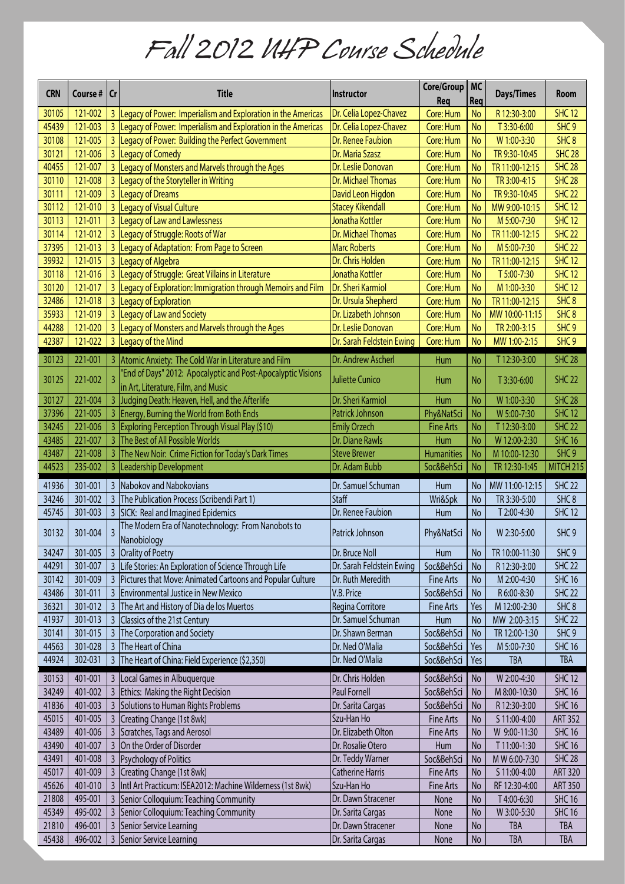# Fall 2012 UHP Course Schedule

| CRN | Course # | Cr | Title | Instructor | Core/Group Req | MC Req | Days/Times | Room |
|---|---|---|---|---|---|---|---|---|
| 30105 | 121-002 | 3 | Legacy of Power: Imperialism and Exploration in the Americas | Dr. Celia Lopez-Chavez | Core: Hum | No | R 12:30-3:00 | SHC 12 |
| 45439 | 121-003 | 3 | Legacy of Power: Imperialism and Exploration in the Americas | Dr. Celia Lopez-Chavez | Core: Hum | No | T 3:30-6:00 | SHC 9 |
| 30108 | 121-005 | 3 | Legacy of Power: Building the Perfect Government | Dr. Renee Faubion | Core: Hum | No | W 1:00-3:30 | SHC 8 |
| 30121 | 121-006 | 3 | Legacy of Comedy | Dr. Maria Szasz | Core: Hum | No | TR 9:30-10:45 | SHC 28 |
| 40455 | 121-007 | 3 | Legacy of Monsters and Marvels through the Ages | Dr. Leslie Donovan | Core: Hum | No | TR 11:00-12:15 | SHC 28 |
| 30110 | 121-008 | 3 | Legacy of the Storyteller in Writing | Dr. Michael Thomas | Core: Hum | No | TR 3:00-4:15 | SHC 28 |
| 30111 | 121-009 | 3 | Legacy of Dreams | David Leon Higdon | Core: Hum | No | TR 9:30-10:45 | SHC 22 |
| 30112 | 121-010 | 3 | Legacy of Visual Culture | Stacey Kikendall | Core: Hum | No | MW 9:00-10:15 | SHC 12 |
| 30113 | 121-011 | 3 | Legacy of Law and Lawlessness | Jonatha Kottler | Core: Hum | No | M 5:00-7:30 | SHC 12 |
| 30114 | 121-012 | 3 | Legacy of Struggle: Roots of War | Dr. Michael Thomas | Core: Hum | No | TR 11:00-12:15 | SHC 22 |
| 37395 | 121-013 | 3 | Legacy of Adaptation: From Page to Screen | Marc Roberts | Core: Hum | No | M 5:00-7:30 | SHC 22 |
| 39932 | 121-015 | 3 | Legacy of Algebra | Dr. Chris Holden | Core: Hum | No | TR 11:00-12:15 | SHC 12 |
| 30118 | 121-016 | 3 | Legacy of Struggle: Great Villains in Literature | Jonatha Kottler | Core: Hum | No | T 5:00-7:30 | SHC 12 |
| 30120 | 121-017 | 3 | Legacy of Exploration: Immigration through Memoirs and Film | Dr. Sheri Karmiol | Core: Hum | No | M 1:00-3:30 | SHC 12 |
| 32486 | 121-018 | 3 | Legacy of Exploration | Dr. Ursula Shepherd | Core: Hum | No | TR 11:00-12:15 | SHC 8 |
| 35933 | 121-019 | 3 | Legacy of Law and Society | Dr. Lizabeth Johnson | Core: Hum | No | MW 10:00-11:15 | SHC 8 |
| 44288 | 121-020 | 3 | Legacy of Monsters and Marvels through the Ages | Dr. Leslie Donovan | Core: Hum | No | TR 2:00-3:15 | SHC 9 |
| 42387 | 121-022 | 3 | Legacy of the Mind | Dr. Sarah Feldstein Ewing | Core: Hum | No | MW 1:00-2:15 | SHC 9 |
| 30123 | 221-001 | 3 | Atomic Anxiety: The Cold War in Literature and Film | Dr. Andrew Ascherl | Hum | No | T 12:30-3:00 | SHC 28 |
| 30125 | 221-002 | 3 | "End of Days" 2012: Apocalyptic and Post-Apocalyptic Visions in Art, Literature, Film, and Music | Juliette Cunico | Hum | No | T 3:30-6:00 | SHC 22 |
| 30127 | 221-004 | 3 | Judging Death: Heaven, Hell, and the Afterlife | Dr. Sheri Karmiol | Hum | No | W 1:00-3:30 | SHC 28 |
| 37396 | 221-005 | 3 | Energy, Burning the World from Both Ends | Patrick Johnson | Phy&NatSci | No | W 5:00-7:30 | SHC 12 |
| 34245 | 221-006 | 3 | Exploring Perception Through Visual Play ($10) | Emily Orzech | Fine Arts | No | T 12:30-3:00 | SHC 22 |
| 43485 | 221-007 | 3 | The Best of All Possible Worlds | Dr. Diane Rawls | Hum | No | W 12:00-2:30 | SHC 16 |
| 43487 | 221-008 | 3 | The New Noir: Crime Fiction for Today's Dark Times | Steve Brewer | Humanities | No | M 10:00-12:30 | SHC 9 |
| 44523 | 235-002 | 3 | Leadership Development | Dr. Adam Bubb | Soc&BehSci | No | TR 12:30-1:45 | MITCH 215 |
| 41936 | 301-001 | 3 | Nabokov and Nabokovians | Dr. Samuel Schuman | Hum | No | MW 11:00-12:15 | SHC 22 |
| 34246 | 301-002 | 3 | The Publication Process (Scribendi Part 1) | Staff | Wri&Spk | No | TR 3:30-5:00 | SHC 8 |
| 45745 | 301-003 | 3 | SICK: Real and Imagined Epidemics | Dr. Renee Faubion | Hum | No | T 2:00-4:30 | SHC 12 |
| 30132 | 301-004 | 3 | The Modern Era of Nanotechnology: From Nanobots to Nanobiology | Patrick Johnson | Phy&NatSci | No | W 2:30-5:00 | SHC 9 |
| 34247 | 301-005 | 3 | Orality of Poetry | Dr. Bruce Noll | Hum | No | TR 10:00-11:30 | SHC 9 |
| 44291 | 301-007 | 3 | Life Stories: An Exploration of Science Through Life | Dr. Sarah Feldstein Ewing | Soc&BehSci | No | R 12:30-3:00 | SHC 22 |
| 30142 | 301-009 | 3 | Pictures that Move: Animated Cartoons and Popular Culture | Dr. Ruth Meredith | Fine Arts | No | M 2:00-4:30 | SHC 16 |
| 43486 | 301-011 | 3 | Environmental Justice in New Mexico | V.B. Price | Soc&BehSci | No | R 6:00-8:30 | SHC 22 |
| 36321 | 301-012 | 3 | The Art and History of Dia de los Muertos | Regina Corritore | Fine Arts | Yes | M 12:00-2:30 | SHC 8 |
| 41937 | 301-013 | 3 | Classics of the 21st Century | Dr. Samuel Schuman | Hum | No | MW 2:00-3:15 | SHC 22 |
| 30141 | 301-015 | 3 | The Corporation and Society | Dr. Shawn Berman | Soc&BehSci | No | TR 12:00-1:30 | SHC 9 |
| 44563 | 301-028 | 3 | The Heart of China | Dr. Ned O'Malia | Soc&BehSci | Yes | M 5:00-7:30 | SHC 16 |
| 44924 | 302-031 | 3 | The Heart of China: Field Experience ($2,350) | Dr. Ned O'Malia | Soc&BehSci | Yes | TBA | TBA |
| 30153 | 401-001 | 3 | Local Games in Albuquerque | Dr. Chris Holden | Soc&BehSci | No | W 2:00-4:30 | SHC 12 |
| 34249 | 401-002 | 3 | Ethics: Making the Right Decision | Paul Fornell | Soc&BehSci | No | M 8:00-10:30 | SHC 16 |
| 41836 | 401-003 | 3 | Solutions to Human Rights Problems | Dr. Sarita Cargas | Soc&BehSci | No | R 12:30-3:00 | SHC 16 |
| 45015 | 401-005 | 3 | Creating Change (1st 8wk) | Szu-Han Ho | Fine Arts | No | S 11:00-4:00 | ART 352 |
| 43489 | 401-006 | 3 | Scratches, Tags and Aerosol | Dr. Elizabeth Olton | Fine Arts | No | W 9:00-11:30 | SHC 16 |
| 43490 | 401-007 | 3 | On the Order of Disorder | Dr. Rosalie Otero | Hum | No | T 11:00-1:30 | SHC 16 |
| 43491 | 401-008 | 3 | Psychology of Politics | Dr. Teddy Warner | Soc&BehSci | No | M W 6:00-7:30 | SHC 28 |
| 45017 | 401-009 | 3 | Creating Change (1st 8wk) | Catherine Harris | Fine Arts | No | S 11:00-4:00 | ART 320 |
| 45626 | 401-010 | 3 | Intl Art Practicum: ISEA2012: Machine Wilderness (1st 8wk) | Szu-Han Ho | Fine Arts | No | RF 12:30-4:00 | ART 350 |
| 21808 | 495-001 | 3 | Senior Colloquium: Teaching Community | Dr. Dawn Stracener | None | No | T 4:00-6:30 | SHC 16 |
| 45349 | 495-002 | 3 | Senior Colloquium: Teaching Community | Dr. Sarita Cargas | None | No | W 3:00-5:30 | SHC 16 |
| 21810 | 496-001 | 3 | Senior Service Learning | Dr. Dawn Stracener | None | No | TBA | TBA |
| 45438 | 496-002 | 3 | Senior Service Learning | Dr. Sarita Cargas | None | No | TBA | TBA |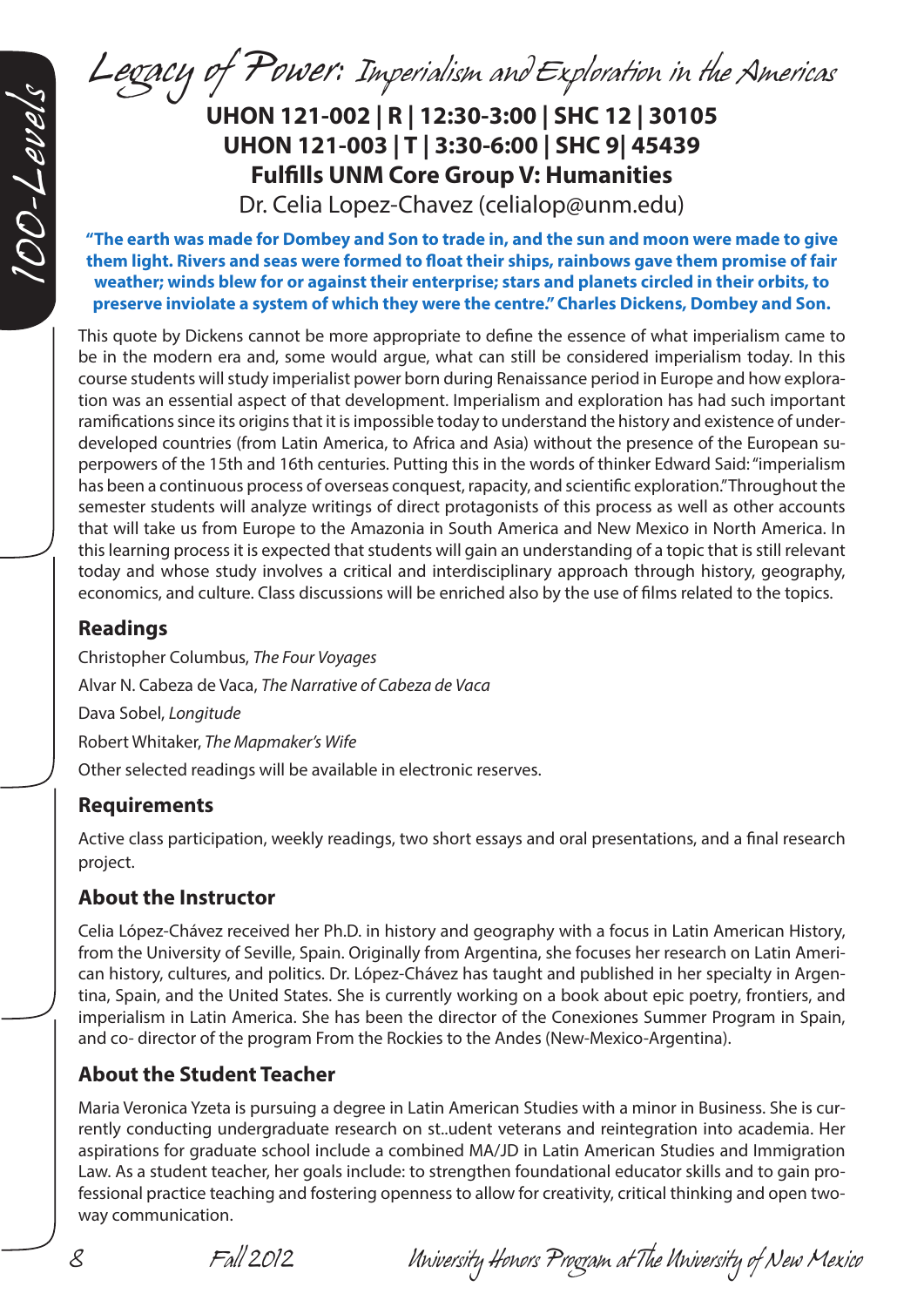# Legacy of Power: Imperialism and Exploration in the Americas

**UHON 121-002 | R | 12:30-3:00 | SHC 12 | 30105**
**UHON 121-003 | T | 3:30-6:00 | SHC 9| 45439**
**Fulfills UNM Core Group V: Humanities**

Dr. Celia Lopez-Chavez (celialop@unm.edu)

**"The earth was made for Dombey and Son to trade in, and the sun and moon were made to give them light. Rivers and seas were formed to float their ships, rainbows gave them promise of fair weather; winds blew for or against their enterprise; stars and planets circled in their orbits, to preserve inviolate a system of which they were the centre." Charles Dickens, Dombey and Son.**

This quote by Dickens cannot be more appropriate to define the essence of what imperialism came to be in the modern era and, some would argue, what can still be considered imperialism today. In this course students will study imperialist power born during Renaissance period in Europe and how exploration was an essential aspect of that development. Imperialism and exploration has had such important ramifications since its origins that it is impossible today to understand the history and existence of underdeveloped countries (from Latin America, to Africa and Asia) without the presence of the European superpowers of the 15th and 16th centuries. Putting this in the words of thinker Edward Said: "imperialism has been a continuous process of overseas conquest, rapacity, and scientific exploration." Throughout the semester students will analyze writings of direct protagonists of this process as well as other accounts that will take us from Europe to the Amazonia in South America and New Mexico in North America. In this learning process it is expected that students will gain an understanding of a topic that is still relevant today and whose study involves a critical and interdisciplinary approach through history, geography, economics, and culture. Class discussions will be enriched also by the use of films related to the topics.

## Readings

Christopher Columbus, *The Four Voyages*

Alvar N. Cabeza de Vaca, *The Narrative of Cabeza de Vaca*

Dava Sobel, *Longitude*

Robert Whitaker, *The Mapmaker's Wife*

Other selected readings will be available in electronic reserves.

## Requirements

Active class participation, weekly readings, two short essays and oral presentations, and a final research project.

## About the Instructor

Celia López-Chávez received her Ph.D. in history and geography with a focus in Latin American History, from the University of Seville, Spain. Originally from Argentina, she focuses her research on Latin American history, cultures, and politics. Dr. López-Chávez has taught and published in her specialty in Argentina, Spain, and the United States. She is currently working on a book about epic poetry, frontiers, and imperialism in Latin America. She has been the director of the Conexiones Summer Program in Spain, and co- director of the program From the Rockies to the Andes (New-Mexico-Argentina).

## About the Student Teacher

Maria Veronica Yzeta is pursuing a degree in Latin American Studies with a minor in Business. She is currently conducting undergraduate research on st..udent veterans and reintegration into academia. Her aspirations for graduate school include a combined MA/JD in Latin American Studies and Immigration Law. As a student teacher, her goals include: to strengthen foundational educator skills and to gain professional practice teaching and fostering openness to allow for creativity, critical thinking and open two-way communication.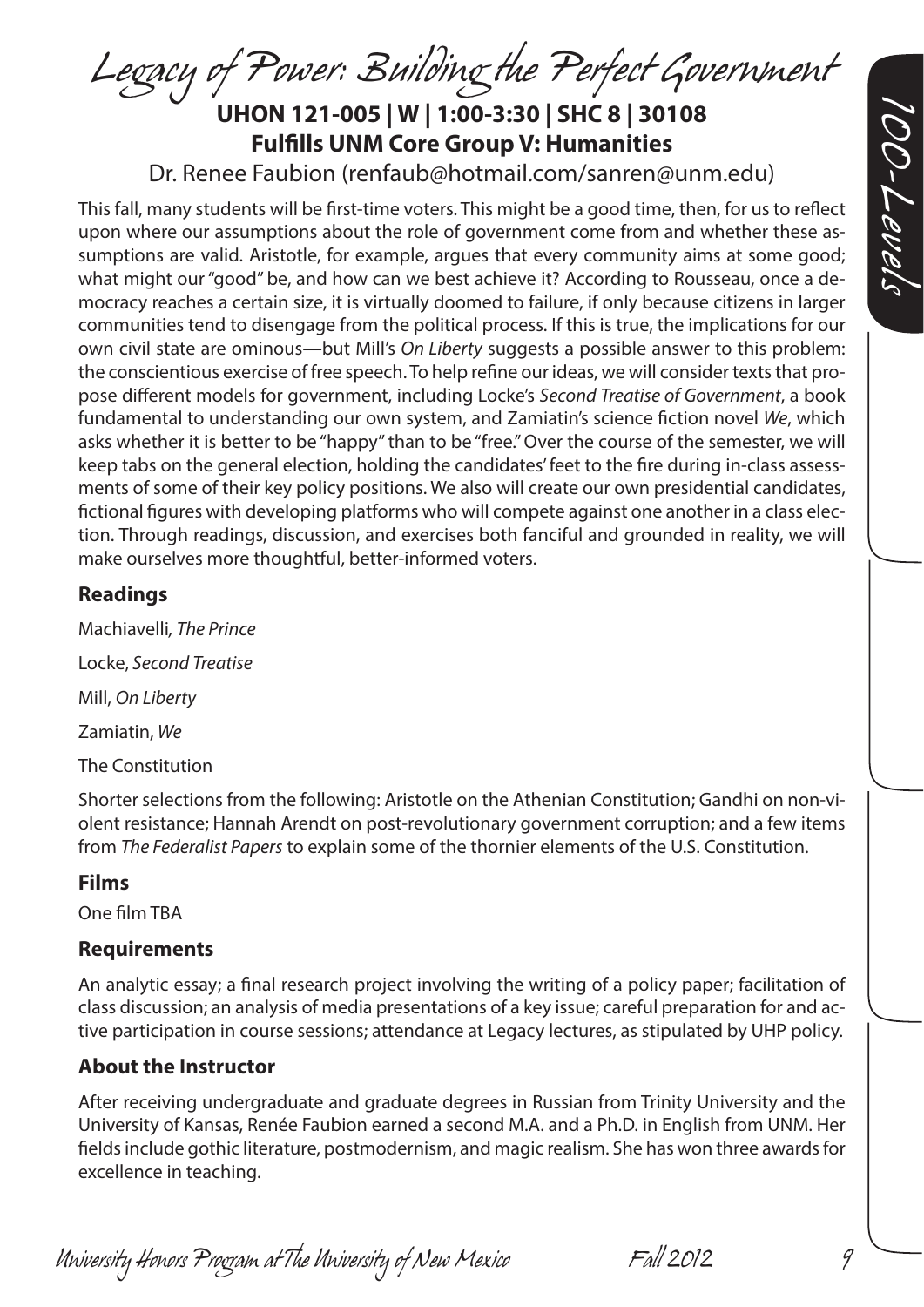# Legacy of Power: Building the Perfect Government

**UHON 121-005 | W | 1:00-3:30 | SHC 8 | 30108**
**Fulfills UNM Core Group V: Humanities**

Dr. Renee Faubion (renfaub@hotmail.com/sanren@unm.edu)

This fall, many students will be first-time voters. This might be a good time, then, for us to reflect upon where our assumptions about the role of government come from and whether these assumptions are valid. Aristotle, for example, argues that every community aims at some good; what might our "good" be, and how can we best achieve it? According to Rousseau, once a democracy reaches a certain size, it is virtually doomed to failure, if only because citizens in larger communities tend to disengage from the political process. If this is true, the implications for our own civil state are ominous—but Mill's *On Liberty* suggests a possible answer to this problem: the conscientious exercise of free speech. To help refine our ideas, we will consider texts that propose different models for government, including Locke's *Second Treatise of Government*, a book fundamental to understanding our own system, and Zamiatin's science fiction novel *We*, which asks whether it is better to be "happy" than to be "free." Over the course of the semester, we will keep tabs on the general election, holding the candidates' feet to the fire during in-class assessments of some of their key policy positions. We also will create our own presidential candidates, fictional figures with developing platforms who will compete against one another in a class election. Through readings, discussion, and exercises both fanciful and grounded in reality, we will make ourselves more thoughtful, better-informed voters.

### Readings

Machiavelli, *The Prince*

Locke, *Second Treatise*

Mill, *On Liberty*

Zamiatin, *We*

The Constitution

Shorter selections from the following: Aristotle on the Athenian Constitution; Gandhi on non-violent resistance; Hannah Arendt on post-revolutionary government corruption; and a few items from *The Federalist Papers* to explain some of the thornier elements of the U.S. Constitution.

### Films

One film TBA

### Requirements

An analytic essay; a final research project involving the writing of a policy paper; facilitation of class discussion; an analysis of media presentations of a key issue; careful preparation for and active participation in course sessions; attendance at Legacy lectures, as stipulated by UHP policy.

### About the Instructor

After receiving undergraduate and graduate degrees in Russian from Trinity University and the University of Kansas, Renée Faubion earned a second M.A. and a Ph.D. in English from UNM. Her fields include gothic literature, postmodernism, and magic realism. She has won three awards for excellence in teaching.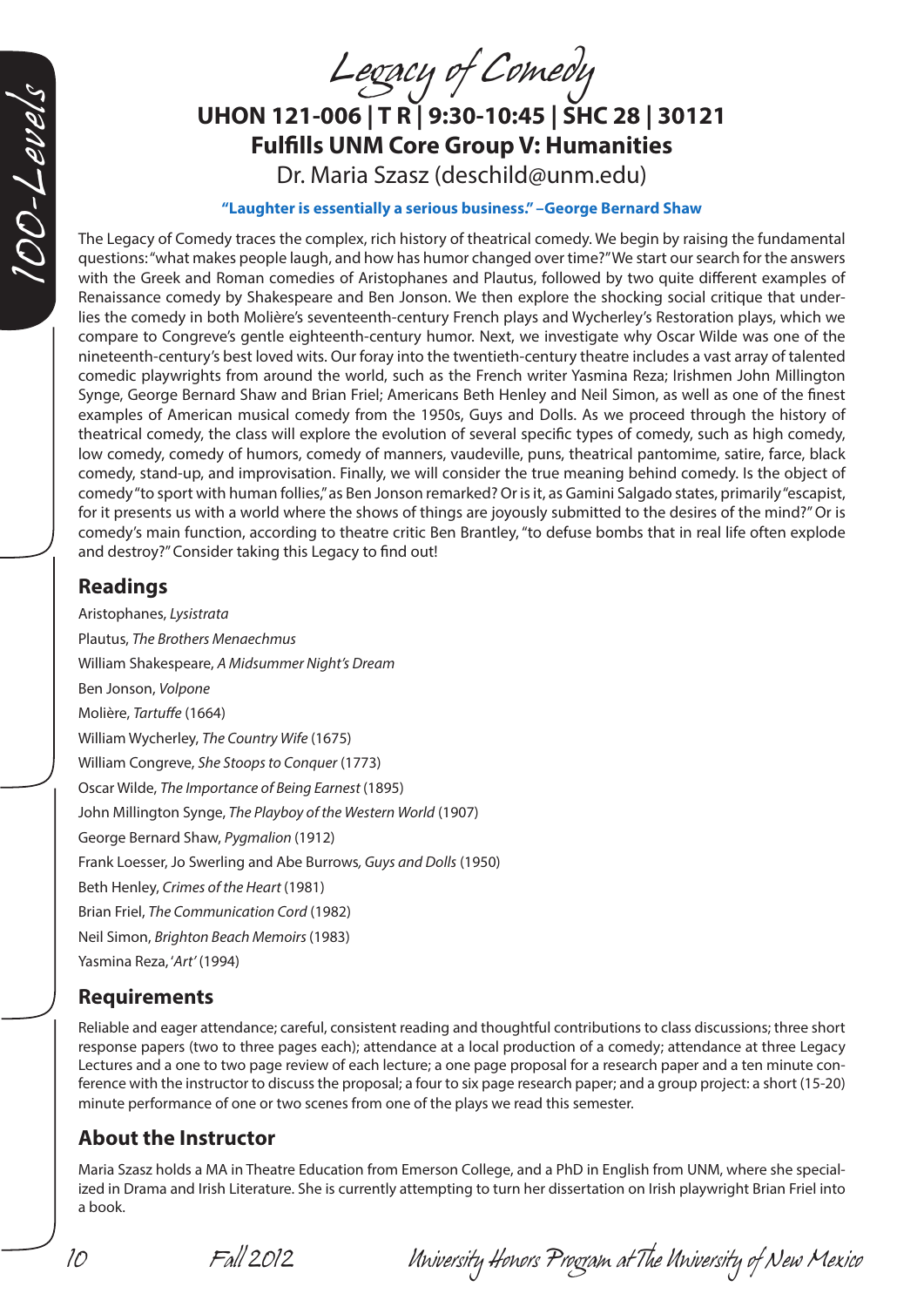# Legacy of Comedy

**UHON 121-006 | T R | 9:30-10:45 | SHC 28 | 30121**

**Fulfills UNM Core Group V: Humanities**

Dr. Maria Szasz (deschild@unm.edu)

**"Laughter is essentially a serious business." –George Bernard Shaw**

The Legacy of Comedy traces the complex, rich history of theatrical comedy. We begin by raising the fundamental questions: "what makes people laugh, and how has humor changed over time?" We start our search for the answers with the Greek and Roman comedies of Aristophanes and Plautus, followed by two quite different examples of Renaissance comedy by Shakespeare and Ben Jonson. We then explore the shocking social critique that underlies the comedy in both Molière's seventeenth-century French plays and Wycherley's Restoration plays, which we compare to Congreve's gentle eighteenth-century humor. Next, we investigate why Oscar Wilde was one of the nineteenth-century's best loved wits. Our foray into the twentieth-century theatre includes a vast array of talented comedic playwrights from around the world, such as the French writer Yasmina Reza; Irishmen John Millington Synge, George Bernard Shaw and Brian Friel; Americans Beth Henley and Neil Simon, as well as one of the finest examples of American musical comedy from the 1950s, Guys and Dolls. As we proceed through the history of theatrical comedy, the class will explore the evolution of several specific types of comedy, such as high comedy, low comedy, comedy of humors, comedy of manners, vaudeville, puns, theatrical pantomime, satire, farce, black comedy, stand-up, and improvisation. Finally, we will consider the true meaning behind comedy. Is the object of comedy "to sport with human follies," as Ben Jonson remarked? Or is it, as Gamini Salgado states, primarily "escapist, for it presents us with a world where the shows of things are joyously submitted to the desires of the mind?" Or is comedy's main function, according to theatre critic Ben Brantley, "to defuse bombs that in real life often explode and destroy?" Consider taking this Legacy to find out!

## Readings

Aristophanes, *Lysistrata*

Plautus, *The Brothers Menaechmus*

William Shakespeare, *A Midsummer Night's Dream*

Ben Jonson, *Volpone*

Molière, *Tartuffe* (1664)

William Wycherley, *The Country Wife* (1675)

William Congreve, *She Stoops to Conquer* (1773)

Oscar Wilde, *The Importance of Being Earnest* (1895)

John Millington Synge, *The Playboy of the Western World* (1907)

George Bernard Shaw, *Pygmalion* (1912)

Frank Loesser, Jo Swerling and Abe Burrows*, Guys and Dolls* (1950)

Beth Henley, *Crimes of the Heart* (1981)

Brian Friel, *The Communication Cord* (1982)

Neil Simon, *Brighton Beach Memoirs* (1983)

Yasmina Reza, '*Art'* (1994)

## Requirements

Reliable and eager attendance; careful, consistent reading and thoughtful contributions to class discussions; three short response papers (two to three pages each); attendance at a local production of a comedy; attendance at three Legacy Lectures and a one to two page review of each lecture; a one page proposal for a research paper and a ten minute conference with the instructor to discuss the proposal; a four to six page research paper; and a group project: a short (15-20) minute performance of one or two scenes from one of the plays we read this semester.

## About the Instructor

Maria Szasz holds a MA in Theatre Education from Emerson College, and a PhD in English from UNM, where she specialized in Drama and Irish Literature. She is currently attempting to turn her dissertation on Irish playwright Brian Friel into a book.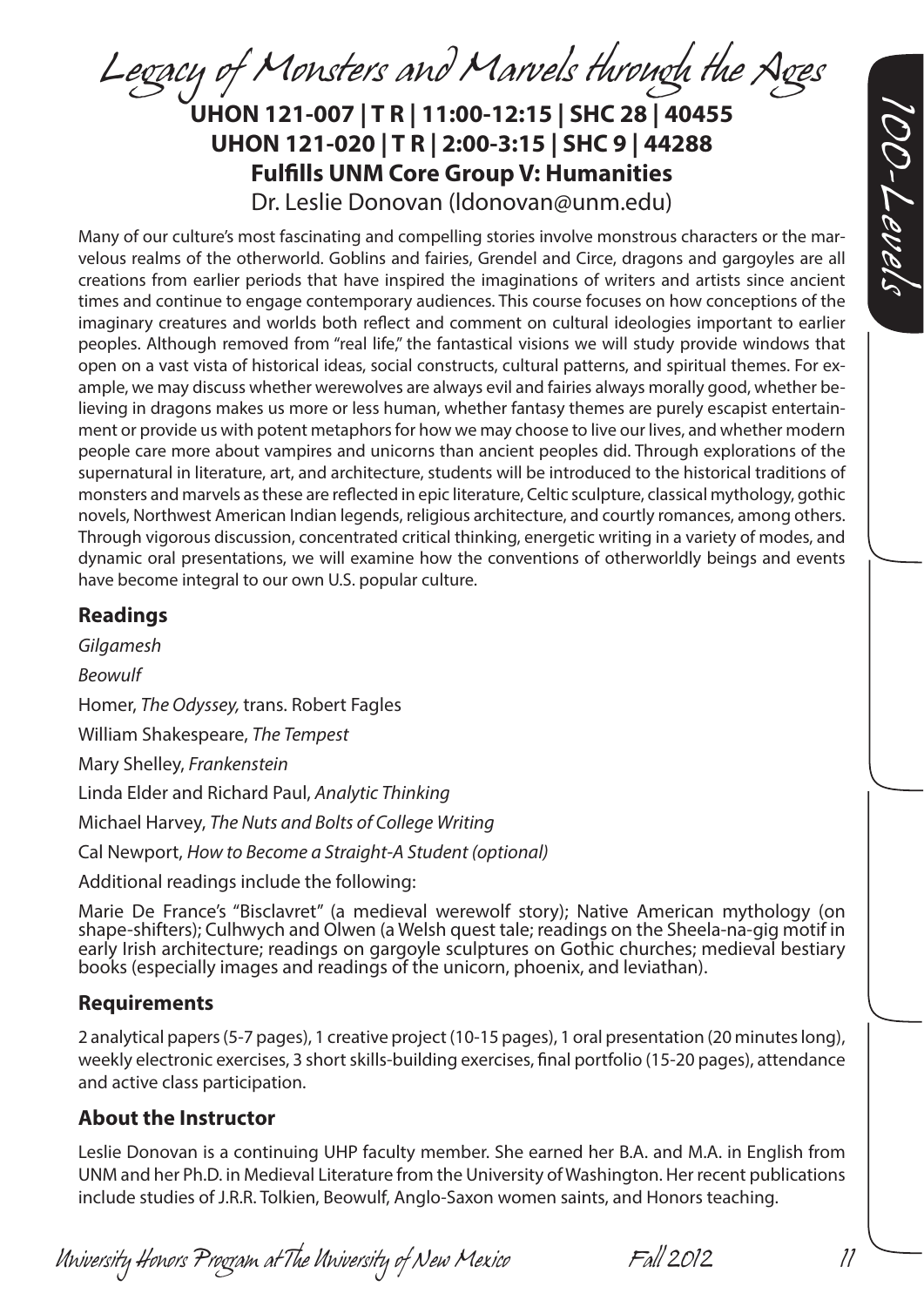# Legacy of Monsters and Marvels through the Ages

**UHON 121-007 | T R | 11:00-12:15 | SHC 28 | 40455**
**UHON 121-020 | T R | 2:00-3:15 | SHC 9 | 44288**
**Fulfills UNM Core Group V: Humanities**
Dr. Leslie Donovan (ldonovan@unm.edu)

Many of our culture's most fascinating and compelling stories involve monstrous characters or the marvelous realms of the otherworld. Goblins and fairies, Grendel and Circe, dragons and gargoyles are all creations from earlier periods that have inspired the imaginations of writers and artists since ancient times and continue to engage contemporary audiences. This course focuses on how conceptions of the imaginary creatures and worlds both reflect and comment on cultural ideologies important to earlier peoples. Although removed from "real life," the fantastical visions we will study provide windows that open on a vast vista of historical ideas, social constructs, cultural patterns, and spiritual themes. For example, we may discuss whether werewolves are always evil and fairies always morally good, whether believing in dragons makes us more or less human, whether fantasy themes are purely escapist entertainment or provide us with potent metaphors for how we may choose to live our lives, and whether modern people care more about vampires and unicorns than ancient peoples did. Through explorations of the supernatural in literature, art, and architecture, students will be introduced to the historical traditions of monsters and marvels as these are reflected in epic literature, Celtic sculpture, classical mythology, gothic novels, Northwest American Indian legends, religious architecture, and courtly romances, among others. Through vigorous discussion, concentrated critical thinking, energetic writing in a variety of modes, and dynamic oral presentations, we will examine how the conventions of otherworldly beings and events have become integral to our own U.S. popular culture.

## Readings

*Gilgamesh*

*Beowulf*

Homer, *The Odyssey,* trans. Robert Fagles

William Shakespeare, *The Tempest*

Mary Shelley, *Frankenstein*

Linda Elder and Richard Paul, *Analytic Thinking*

Michael Harvey, *The Nuts and Bolts of College Writing*

Cal Newport, *How to Become a Straight-A Student (optional)*

Additional readings include the following:

Marie De France's "Bisclavret" (a medieval werewolf story); Native American mythology (on shape-shifters); Culhwych and Olwen (a Welsh quest tale; readings on the Sheela-na-gig motif in early Irish architecture; readings on gargoyle sculptures on Gothic churches; medieval bestiary books (especially images and readings of the unicorn, phoenix, and leviathan).

## Requirements

2 analytical papers (5-7 pages), 1 creative project (10-15 pages), 1 oral presentation (20 minutes long), weekly electronic exercises, 3 short skills-building exercises, final portfolio (15-20 pages), attendance and active class participation.

## About the Instructor

Leslie Donovan is a continuing UHP faculty member. She earned her B.A. and M.A. in English from UNM and her Ph.D. in Medieval Literature from the University of Washington. Her recent publications include studies of J.R.R. Tolkien, Beowulf, Anglo-Saxon women saints, and Honors teaching.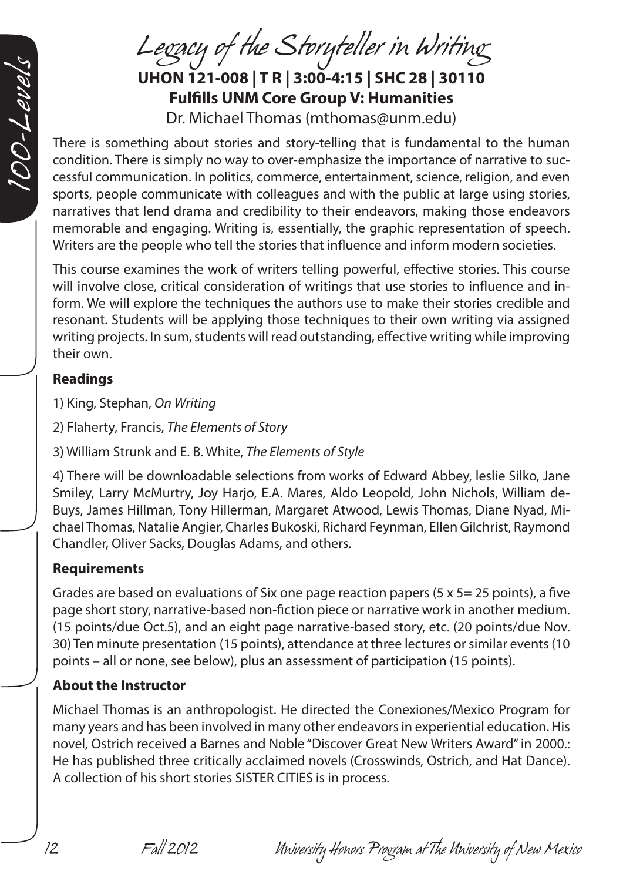# Legacy of the Storyteller in Writing

**UHON 121-008 | T R | 3:00-4:15 | SHC 28 | 30110**
**Fulfills UNM Core Group V: Humanities**
Dr. Michael Thomas (mthomas@unm.edu)

There is something about stories and story-telling that is fundamental to the human condition. There is simply no way to over-emphasize the importance of narrative to successful communication. In politics, commerce, entertainment, science, religion, and even sports, people communicate with colleagues and with the public at large using stories, narratives that lend drama and credibility to their endeavors, making those endeavors memorable and engaging. Writing is, essentially, the graphic representation of speech. Writers are the people who tell the stories that influence and inform modern societies.

This course examines the work of writers telling powerful, effective stories. This course will involve close, critical consideration of writings that use stories to influence and inform. We will explore the techniques the authors use to make their stories credible and resonant. Students will be applying those techniques to their own writing via assigned writing projects. In sum, students will read outstanding, effective writing while improving their own.

### Readings

1) King, Stephan, *On Writing*

2) Flaherty, Francis, *The Elements of Story*

3) William Strunk and E. B. White, *The Elements of Style*

4) There will be downloadable selections from works of Edward Abbey, leslie Silko, Jane Smiley, Larry McMurtry, Joy Harjo, E.A. Mares, Aldo Leopold, John Nichols, William deBuys, James Hillman, Tony Hillerman, Margaret Atwood, Lewis Thomas, Diane Nyad, Michael Thomas, Natalie Angier, Charles Bukoski, Richard Feynman, Ellen Gilchrist, Raymond Chandler, Oliver Sacks, Douglas Adams, and others.

### Requirements

Grades are based on evaluations of Six one page reaction papers (5 x 5= 25 points), a five page short story, narrative-based non-fiction piece or narrative work in another medium. (15 points/due Oct.5), and an eight page narrative-based story, etc. (20 points/due Nov. 30) Ten minute presentation (15 points), attendance at three lectures or similar events (10 points – all or none, see below), plus an assessment of participation (15 points).

### About the Instructor

Michael Thomas is an anthropologist. He directed the Conexiones/Mexico Program for many years and has been involved in many other endeavors in experiential education. His novel, Ostrich received a Barnes and Noble "Discover Great New Writers Award" in 2000.: He has published three critically acclaimed novels (Crosswinds, Ostrich, and Hat Dance). A collection of his short stories SISTER CITIES is in process.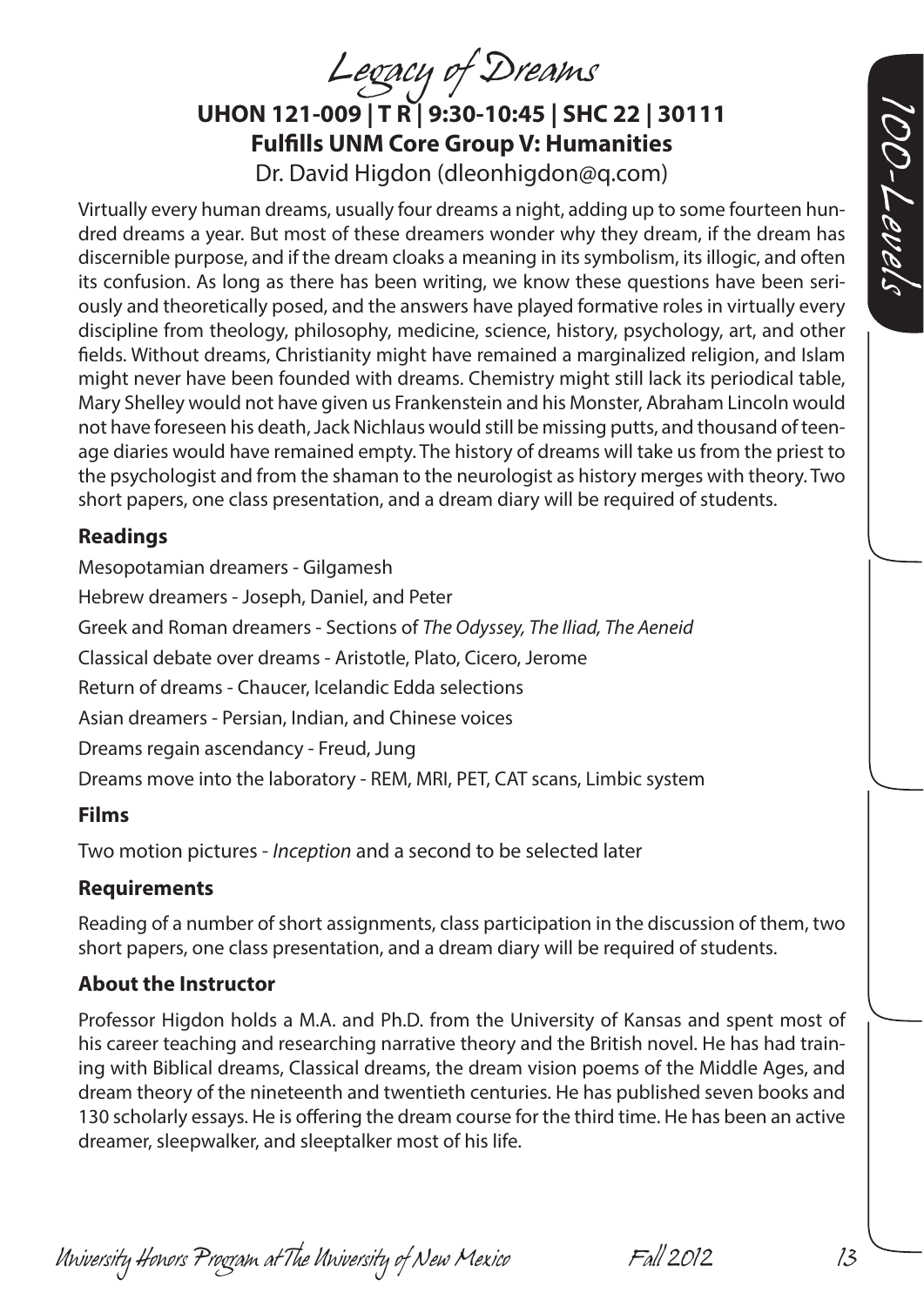# Legacy of Dreams

## UHON 121-009 | T R | 9:30-10:45 | SHC 22 | 30111

**Fulfills UNM Core Group V: Humanities**

Dr. David Higdon (dleonhigdon@q.com)

Virtually every human dreams, usually four dreams a night, adding up to some fourteen hundred dreams a year. But most of these dreamers wonder why they dream, if the dream has discernible purpose, and if the dream cloaks a meaning in its symbolism, its illogic, and often its confusion. As long as there has been writing, we know these questions have been seriously and theoretically posed, and the answers have played formative roles in virtually every discipline from theology, philosophy, medicine, science, history, psychology, art, and other fields. Without dreams, Christianity might have remained a marginalized religion, and Islam might never have been founded with dreams. Chemistry might still lack its periodical table, Mary Shelley would not have given us Frankenstein and his Monster, Abraham Lincoln would not have foreseen his death, Jack Nichlaus would still be missing putts, and thousand of teenage diaries would have remained empty. The history of dreams will take us from the priest to the psychologist and from the shaman to the neurologist as history merges with theory. Two short papers, one class presentation, and a dream diary will be required of students.

### Readings

Mesopotamian dreamers - Gilgamesh

Hebrew dreamers - Joseph, Daniel, and Peter

Greek and Roman dreamers - Sections of *The Odyssey, The Iliad, The Aeneid*

Classical debate over dreams - Aristotle, Plato, Cicero, Jerome

Return of dreams - Chaucer, Icelandic Edda selections

Asian dreamers - Persian, Indian, and Chinese voices

Dreams regain ascendancy - Freud, Jung

Dreams move into the laboratory - REM, MRI, PET, CAT scans, Limbic system

### Films

Two motion pictures - *Inception* and a second to be selected later

### Requirements

Reading of a number of short assignments, class participation in the discussion of them, two short papers, one class presentation, and a dream diary will be required of students.

### About the Instructor

Professor Higdon holds a M.A. and Ph.D. from the University of Kansas and spent most of his career teaching and researching narrative theory and the British novel. He has had training with Biblical dreams, Classical dreams, the dream vision poems of the Middle Ages, and dream theory of the nineteenth and twentieth centuries. He has published seven books and 130 scholarly essays. He is offering the dream course for the third time. He has been an active dreamer, sleepwalker, and sleeptalker most of his life.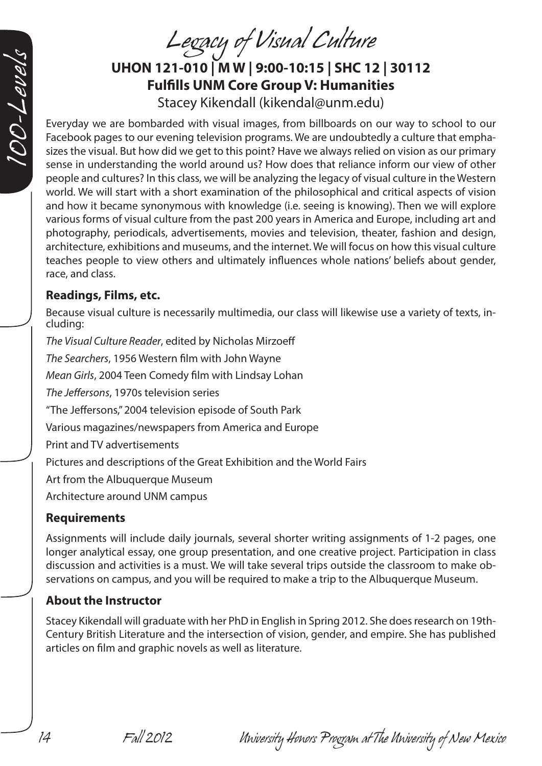# Legacy of Visual Culture

**UHON 121-010 | M W | 9:00-10:15 | SHC 12 | 30112**
**Fulfills UNM Core Group V: Humanities**
Stacey Kikendall (kikendal@unm.edu)

Everyday we are bombarded with visual images, from billboards on our way to school to our Facebook pages to our evening television programs. We are undoubtedly a culture that emphasizes the visual. But how did we get to this point? Have we always relied on vision as our primary sense in understanding the world around us? How does that reliance inform our view of other people and cultures? In this class, we will be analyzing the legacy of visual culture in the Western world. We will start with a short examination of the philosophical and critical aspects of vision and how it became synonymous with knowledge (i.e. seeing is knowing). Then we will explore various forms of visual culture from the past 200 years in America and Europe, including art and photography, periodicals, advertisements, movies and television, theater, fashion and design, architecture, exhibitions and museums, and the internet. We will focus on how this visual culture teaches people to view others and ultimately influences whole nations' beliefs about gender, race, and class.

## Readings, Films, etc.

Because visual culture is necessarily multimedia, our class will likewise use a variety of texts, including:

*The Visual Culture Reader*, edited by Nicholas Mirzoeff

*The Searchers*, 1956 Western film with John Wayne

*Mean Girls*, 2004 Teen Comedy film with Lindsay Lohan

*The Jeffersons*, 1970s television series

"The Jeffersons," 2004 television episode of South Park

Various magazines/newspapers from America and Europe

Print and TV advertisements

Pictures and descriptions of the Great Exhibition and the World Fairs

Art from the Albuquerque Museum

Architecture around UNM campus

## Requirements

Assignments will include daily journals, several shorter writing assignments of 1-2 pages, one longer analytical essay, one group presentation, and one creative project. Participation in class discussion and activities is a must. We will take several trips outside the classroom to make observations on campus, and you will be required to make a trip to the Albuquerque Museum.

## About the Instructor

Stacey Kikendall will graduate with her PhD in English in Spring 2012. She does research on 19th-Century British Literature and the intersection of vision, gender, and empire. She has published articles on film and graphic novels as well as literature.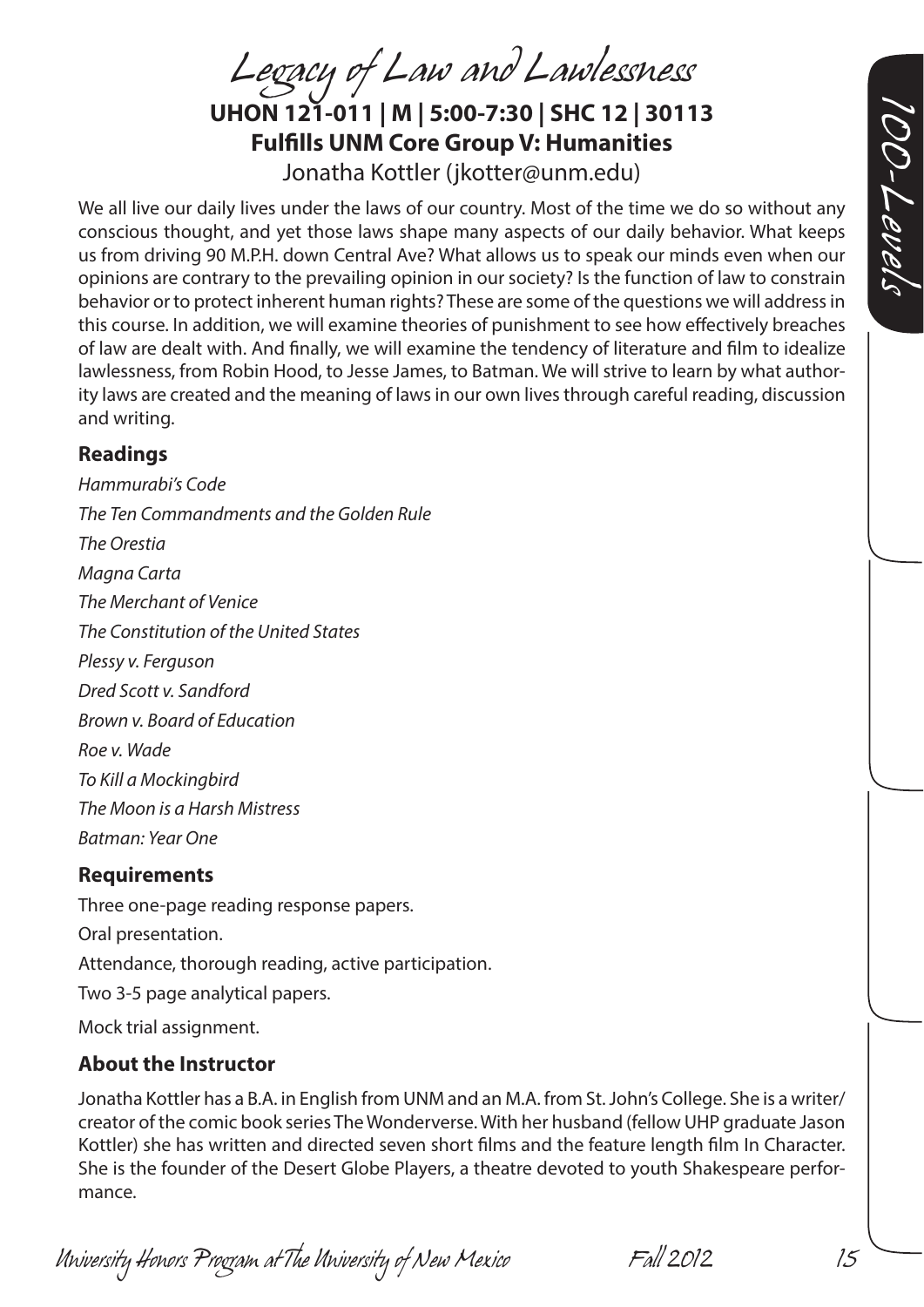# Legacy of Law and Lawlessness

**UHON 121-011 | M | 5:00-7:30 | SHC 12 | 30113**
**Fulfills UNM Core Group V: Humanities**
Jonatha Kottler (jkotter@unm.edu)

We all live our daily lives under the laws of our country. Most of the time we do so without any conscious thought, and yet those laws shape many aspects of our daily behavior. What keeps us from driving 90 M.P.H. down Central Ave? What allows us to speak our minds even when our opinions are contrary to the prevailing opinion in our society? Is the function of law to constrain behavior or to protect inherent human rights? These are some of the questions we will address in this course. In addition, we will examine theories of punishment to see how effectively breaches of law are dealt with. And finally, we will examine the tendency of literature and film to idealize lawlessness, from Robin Hood, to Jesse James, to Batman. We will strive to learn by what authority laws are created and the meaning of laws in our own lives through careful reading, discussion and writing.

### Readings

*Hammurabi's Code*
*The Ten Commandments and the Golden Rule*
*The Orestia*
*Magna Carta*
*The Merchant of Venice*
*The Constitution of the United States*
*Plessy v. Ferguson*
*Dred Scott v. Sandford*
*Brown v. Board of Education*
*Roe v. Wade*
*To Kill a Mockingbird*
*The Moon is a Harsh Mistress*
*Batman: Year One*

### Requirements

Three one-page reading response papers.
Oral presentation.
Attendance, thorough reading, active participation.
Two 3-5 page analytical papers.
Mock trial assignment.

### About the Instructor

Jonatha Kottler has a B.A. in English from UNM and an M.A. from St. John's College. She is a writer/creator of the comic book series The Wonderverse. With her husband (fellow UHP graduate Jason Kottler) she has written and directed seven short films and the feature length film In Character. She is the founder of the Desert Globe Players, a theatre devoted to youth Shakespeare performance.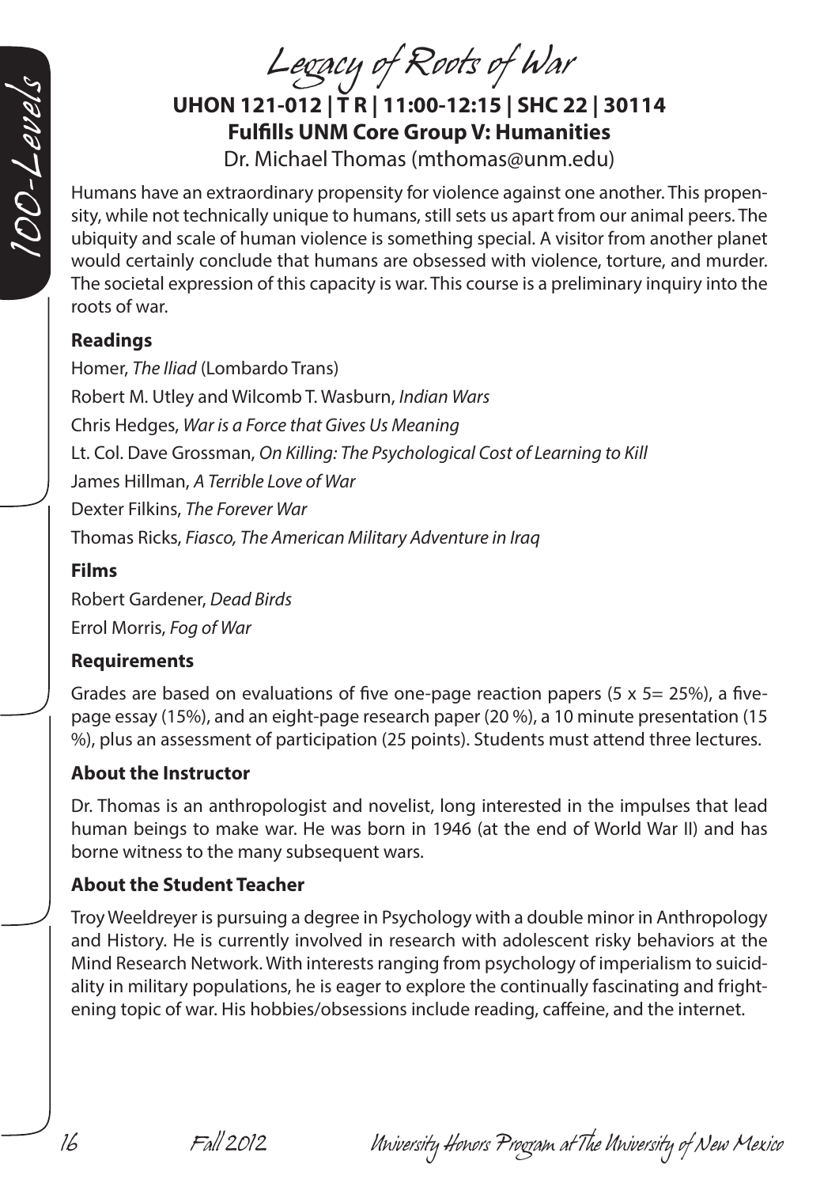# Legacy of Roots of War

**UHON 121-012 | T R | 11:00-12:15 | SHC 22 | 30114**
**Fulfills UNM Core Group V: Humanities**
Dr. Michael Thomas (mthomas@unm.edu)

Humans have an extraordinary propensity for violence against one another. This propensity, while not technically unique to humans, still sets us apart from our animal peers. The ubiquity and scale of human violence is something special. A visitor from another planet would certainly conclude that humans are obsessed with violence, torture, and murder. The societal expression of this capacity is war. This course is a preliminary inquiry into the roots of war.

### Readings

Homer, *The Iliad* (Lombardo Trans)

Robert M. Utley and Wilcomb T. Wasburn, *Indian Wars*

Chris Hedges, *War is a Force that Gives Us Meaning*

Lt. Col. Dave Grossman, *On Killing: The Psychological Cost of Learning to Kill*

James Hillman, *A Terrible Love of War*

Dexter Filkins, *The Forever War*

Thomas Ricks, *Fiasco, The American Military Adventure in Iraq*

### Films

Robert Gardener, *Dead Birds*

Errol Morris, *Fog of War*

### Requirements

Grades are based on evaluations of five one-page reaction papers (5 x 5= 25%), a five-page essay (15%), and an eight-page research paper (20 %), a 10 minute presentation (15 %), plus an assessment of participation (25 points). Students must attend three lectures.

### About the Instructor

Dr. Thomas is an anthropologist and novelist, long interested in the impulses that lead human beings to make war. He was born in 1946 (at the end of World War II) and has borne witness to the many subsequent wars.

### About the Student Teacher

Troy Weeldreyer is pursuing a degree in Psychology with a double minor in Anthropology and History. He is currently involved in research with adolescent risky behaviors at the Mind Research Network. With interests ranging from psychology of imperialism to suicidality in military populations, he is eager to explore the continually fascinating and frightening topic of war. His hobbies/obsessions include reading, caffeine, and the internet.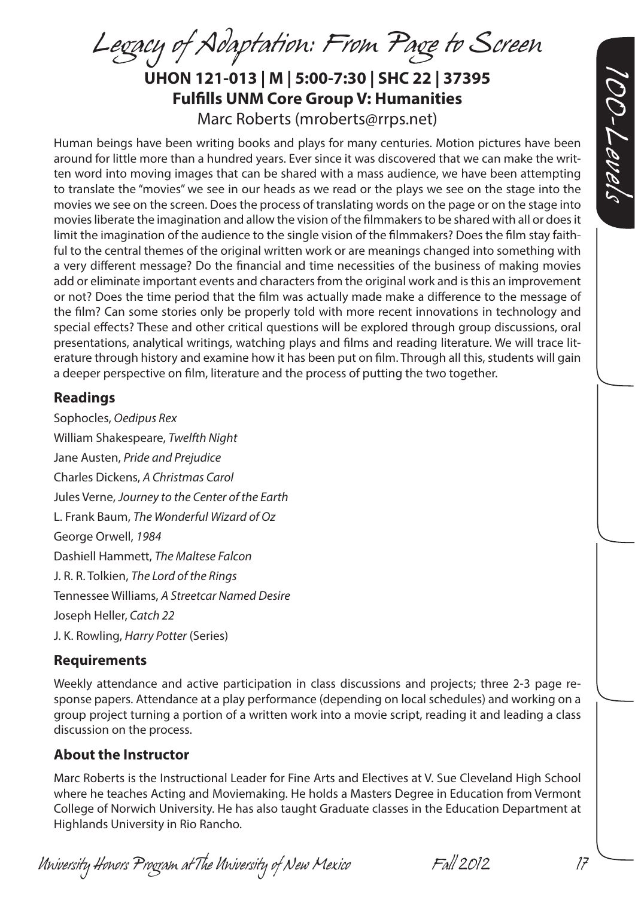# Legacy of Adaptation: From Page to Screen

**UHON 121-013 | M | 5:00-7:30 | SHC 22 | 37395**
**Fulfills UNM Core Group V: Humanities**

Marc Roberts (mroberts@rrps.net)

Human beings have been writing books and plays for many centuries. Motion pictures have been around for little more than a hundred years. Ever since it was discovered that we can make the written word into moving images that can be shared with a mass audience, we have been attempting to translate the "movies" we see in our heads as we read or the plays we see on the stage into the movies we see on the screen. Does the process of translating words on the page or on the stage into movies liberate the imagination and allow the vision of the filmmakers to be shared with all or does it limit the imagination of the audience to the single vision of the filmmakers? Does the film stay faithful to the central themes of the original written work or are meanings changed into something with a very different message? Do the financial and time necessities of the business of making movies add or eliminate important events and characters from the original work and is this an improvement or not? Does the time period that the film was actually made make a difference to the message of the film? Can some stories only be properly told with more recent innovations in technology and special effects? These and other critical questions will be explored through group discussions, oral presentations, analytical writings, watching plays and films and reading literature. We will trace literature through history and examine how it has been put on film. Through all this, students will gain a deeper perspective on film, literature and the process of putting the two together.

## Readings

Sophocles, *Oedipus Rex*

William Shakespeare, *Twelfth Night*

Jane Austen, *Pride and Prejudice*

Charles Dickens, *A Christmas Carol*

Jules Verne, *Journey to the Center of the Earth*

L. Frank Baum, *The Wonderful Wizard of Oz*

George Orwell, *1984*

Dashiell Hammett, *The Maltese Falcon*

J. R. R. Tolkien, *The Lord of the Rings*

Tennessee Williams, *A Streetcar Named Desire*

Joseph Heller, *Catch 22*

J. K. Rowling, *Harry Potter* (Series)

## Requirements

Weekly attendance and active participation in class discussions and projects; three 2-3 page response papers. Attendance at a play performance (depending on local schedules) and working on a group project turning a portion of a written work into a movie script, reading it and leading a class discussion on the process.

## About the Instructor

Marc Roberts is the Instructional Leader for Fine Arts and Electives at V. Sue Cleveland High School where he teaches Acting and Moviemaking. He holds a Masters Degree in Education from Vermont College of Norwich University. He has also taught Graduate classes in the Education Department at Highlands University in Rio Rancho.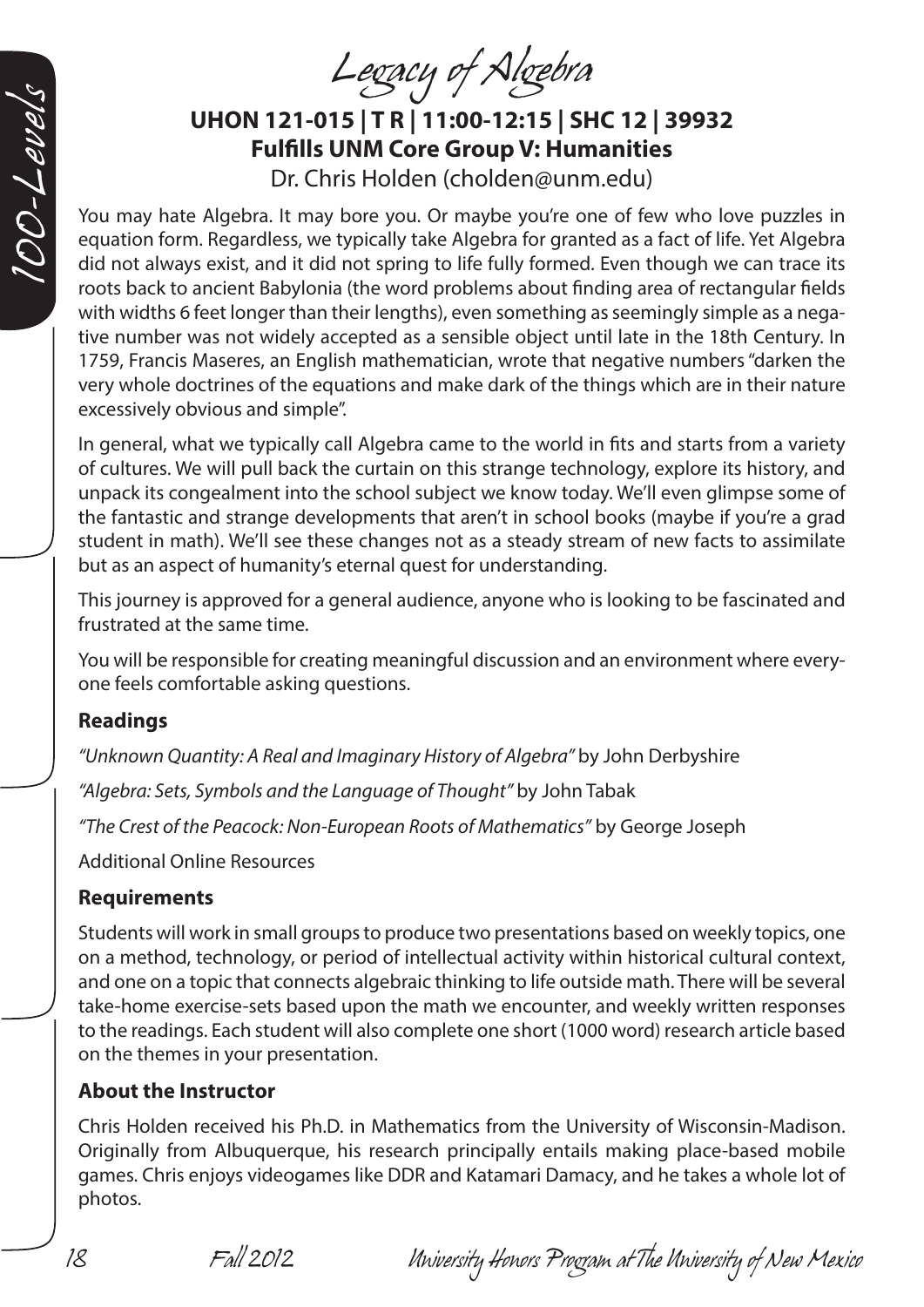# Legacy of Algebra

**UHON 121-015 | T R | 11:00-12:15 | SHC 12 | 39932**
**Fulfills UNM Core Group V: Humanities**
Dr. Chris Holden (cholden@unm.edu)

You may hate Algebra. It may bore you. Or maybe you're one of few who love puzzles in equation form. Regardless, we typically take Algebra for granted as a fact of life. Yet Algebra did not always exist, and it did not spring to life fully formed. Even though we can trace its roots back to ancient Babylonia (the word problems about finding area of rectangular fields with widths 6 feet longer than their lengths), even something as seemingly simple as a negative number was not widely accepted as a sensible object until late in the 18th Century. In 1759, Francis Maseres, an English mathematician, wrote that negative numbers "darken the very whole doctrines of the equations and make dark of the things which are in their nature excessively obvious and simple".

In general, what we typically call Algebra came to the world in fits and starts from a variety of cultures. We will pull back the curtain on this strange technology, explore its history, and unpack its congealment into the school subject we know today. We'll even glimpse some of the fantastic and strange developments that aren't in school books (maybe if you're a grad student in math). We'll see these changes not as a steady stream of new facts to assimilate but as an aspect of humanity's eternal quest for understanding.

This journey is approved for a general audience, anyone who is looking to be fascinated and frustrated at the same time.

You will be responsible for creating meaningful discussion and an environment where everyone feels comfortable asking questions.

### Readings

*"Unknown Quantity: A Real and Imaginary History of Algebra"* by John Derbyshire

*"Algebra: Sets, Symbols and the Language of Thought"* by John Tabak

*"The Crest of the Peacock: Non-European Roots of Mathematics"* by George Joseph

Additional Online Resources

### Requirements

Students will work in small groups to produce two presentations based on weekly topics, one on a method, technology, or period of intellectual activity within historical cultural context, and one on a topic that connects algebraic thinking to life outside math. There will be several take-home exercise-sets based upon the math we encounter, and weekly written responses to the readings. Each student will also complete one short (1000 word) research article based on the themes in your presentation.

### About the Instructor

Chris Holden received his Ph.D. in Mathematics from the University of Wisconsin-Madison. Originally from Albuquerque, his research principally entails making place-based mobile games. Chris enjoys videogames like DDR and Katamari Damacy, and he takes a whole lot of photos.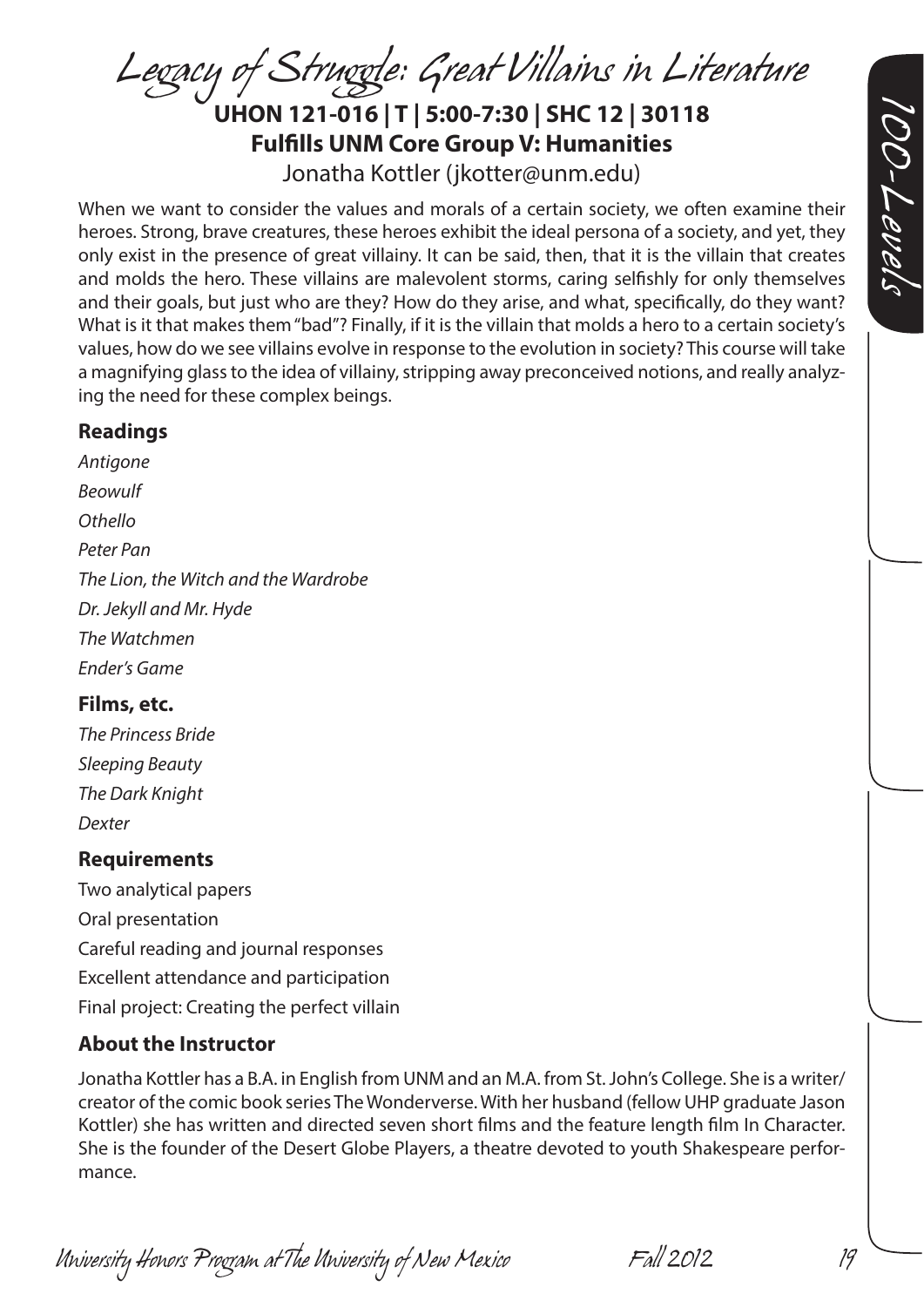# Legacy of Struggle: Great Villains in Literature

**UHON 121-016 | T | 5:00-7:30 | SHC 12 | 30118**
**Fulfills UNM Core Group V: Humanities**
Jonatha Kottler (jkotter@unm.edu)

When we want to consider the values and morals of a certain society, we often examine their heroes. Strong, brave creatures, these heroes exhibit the ideal persona of a society, and yet, they only exist in the presence of great villainy. It can be said, then, that it is the villain that creates and molds the hero. These villains are malevolent storms, caring selfishly for only themselves and their goals, but just who are they? How do they arise, and what, specifically, do they want? What is it that makes them "bad"? Finally, if it is the villain that molds a hero to a certain society's values, how do we see villains evolve in response to the evolution in society? This course will take a magnifying glass to the idea of villainy, stripping away preconceived notions, and really analyzing the need for these complex beings.

### Readings

*Antigone*
*Beowulf*
*Othello*
*Peter Pan*
*The Lion, the Witch and the Wardrobe*
*Dr. Jekyll and Mr. Hyde*
*The Watchmen*
*Ender's Game*

### Films, etc.

*The Princess Bride*
*Sleeping Beauty*
*The Dark Knight*
*Dexter*

### Requirements

Two analytical papers
Oral presentation
Careful reading and journal responses
Excellent attendance and participation
Final project: Creating the perfect villain

### About the Instructor

Jonatha Kottler has a B.A. in English from UNM and an M.A. from St. John's College. She is a writer/creator of the comic book series The Wonderverse. With her husband (fellow UHP graduate Jason Kottler) she has written and directed seven short films and the feature length film In Character. She is the founder of the Desert Globe Players, a theatre devoted to youth Shakespeare performance.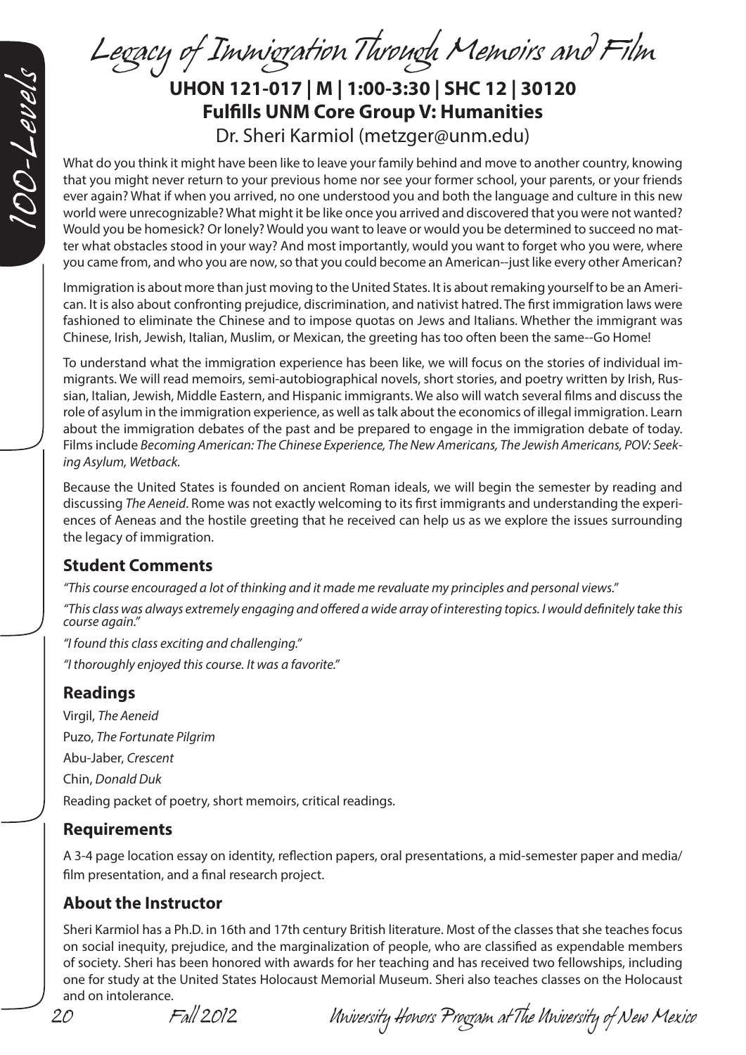# Legacy of Immigration Through Memoirs and Film

**UHON 121-017 | M | 1:00-3:30 | SHC 12 | 30120**
**Fulfills UNM Core Group V: Humanities**
Dr. Sheri Karmiol (metzger@unm.edu)

What do you think it might have been like to leave your family behind and move to another country, knowing that you might never return to your previous home nor see your former school, your parents, or your friends ever again? What if when you arrived, no one understood you and both the language and culture in this new world were unrecognizable? What might it be like once you arrived and discovered that you were not wanted? Would you be homesick? Or lonely? Would you want to leave or would you be determined to succeed no matter what obstacles stood in your way? And most importantly, would you want to forget who you were, where you came from, and who you are now, so that you could become an American--just like every other American?

Immigration is about more than just moving to the United States. It is about remaking yourself to be an American. It is also about confronting prejudice, discrimination, and nativist hatred. The first immigration laws were fashioned to eliminate the Chinese and to impose quotas on Jews and Italians. Whether the immigrant was Chinese, Irish, Jewish, Italian, Muslim, or Mexican, the greeting has too often been the same--Go Home!

To understand what the immigration experience has been like, we will focus on the stories of individual immigrants. We will read memoirs, semi-autobiographical novels, short stories, and poetry written by Irish, Russian, Italian, Jewish, Middle Eastern, and Hispanic immigrants. We also will watch several films and discuss the role of asylum in the immigration experience, as well as talk about the economics of illegal immigration. Learn about the immigration debates of the past and be prepared to engage in the immigration debate of today. Films include *Becoming American: The Chinese Experience, The New Americans, The Jewish Americans, POV: Seeking Asylum, Wetback*.

Because the United States is founded on ancient Roman ideals, we will begin the semester by reading and discussing *The Aeneid*. Rome was not exactly welcoming to its first immigrants and understanding the experiences of Aeneas and the hostile greeting that he received can help us as we explore the issues surrounding the legacy of immigration.

## Student Comments

*"This course encouraged a lot of thinking and it made me revaluate my principles and personal views."*

*"This class was always extremely engaging and offered a wide array of interesting topics. I would definitely take this course again."*

*"I found this class exciting and challenging."*

*"I thoroughly enjoyed this course. It was a favorite."*

## Readings

Virgil, *The Aeneid*

Puzo, *The Fortunate Pilgrim*

Abu-Jaber, *Crescent*

Chin, *Donald Duk*

Reading packet of poetry, short memoirs, critical readings.

## Requirements

A 3-4 page location essay on identity, reflection papers, oral presentations, a mid-semester paper and media/film presentation, and a final research project.

## About the Instructor

Sheri Karmiol has a Ph.D. in 16th and 17th century British literature. Most of the classes that she teaches focus on social inequity, prejudice, and the marginalization of people, who are classified as expendable members of society. Sheri has been honored with awards for her teaching and has received two fellowships, including one for study at the United States Holocaust Memorial Museum. Sheri also teaches classes on the Holocaust and on intolerance.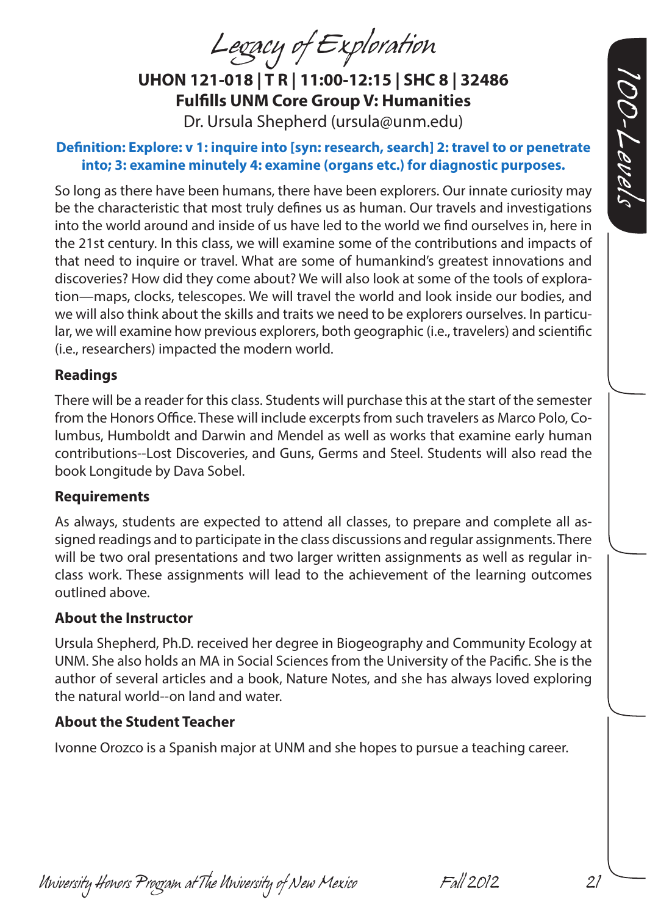# Legacy of Exploration

**UHON 121-018 | T R | 11:00-12:15 | SHC 8 | 32486**
**Fulfills UNM Core Group V: Humanities**
Dr. Ursula Shepherd (ursula@unm.edu)

**Definition: Explore: v 1: inquire into [syn: research, search] 2: travel to or penetrate into; 3: examine minutely 4: examine (organs etc.) for diagnostic purposes.**

So long as there have been humans, there have been explorers. Our innate curiosity may be the characteristic that most truly defines us as human. Our travels and investigations into the world around and inside of us have led to the world we find ourselves in, here in the 21st century. In this class, we will examine some of the contributions and impacts of that need to inquire or travel. What are some of humankind's greatest innovations and discoveries? How did they come about? We will also look at some of the tools of exploration—maps, clocks, telescopes. We will travel the world and look inside our bodies, and we will also think about the skills and traits we need to be explorers ourselves. In particular, we will examine how previous explorers, both geographic (i.e., travelers) and scientific (i.e., researchers) impacted the modern world.

### Readings

There will be a reader for this class. Students will purchase this at the start of the semester from the Honors Office. These will include excerpts from such travelers as Marco Polo, Columbus, Humboldt and Darwin and Mendel as well as works that examine early human contributions--Lost Discoveries, and Guns, Germs and Steel. Students will also read the book Longitude by Dava Sobel.

### Requirements

As always, students are expected to attend all classes, to prepare and complete all assigned readings and to participate in the class discussions and regular assignments. There will be two oral presentations and two larger written assignments as well as regular in-class work. These assignments will lead to the achievement of the learning outcomes outlined above.

### About the Instructor

Ursula Shepherd, Ph.D. received her degree in Biogeography and Community Ecology at UNM. She also holds an MA in Social Sciences from the University of the Pacific. She is the author of several articles and a book, Nature Notes, and she has always loved exploring the natural world--on land and water.

### About the Student Teacher

Ivonne Orozco is a Spanish major at UNM and she hopes to pursue a teaching career.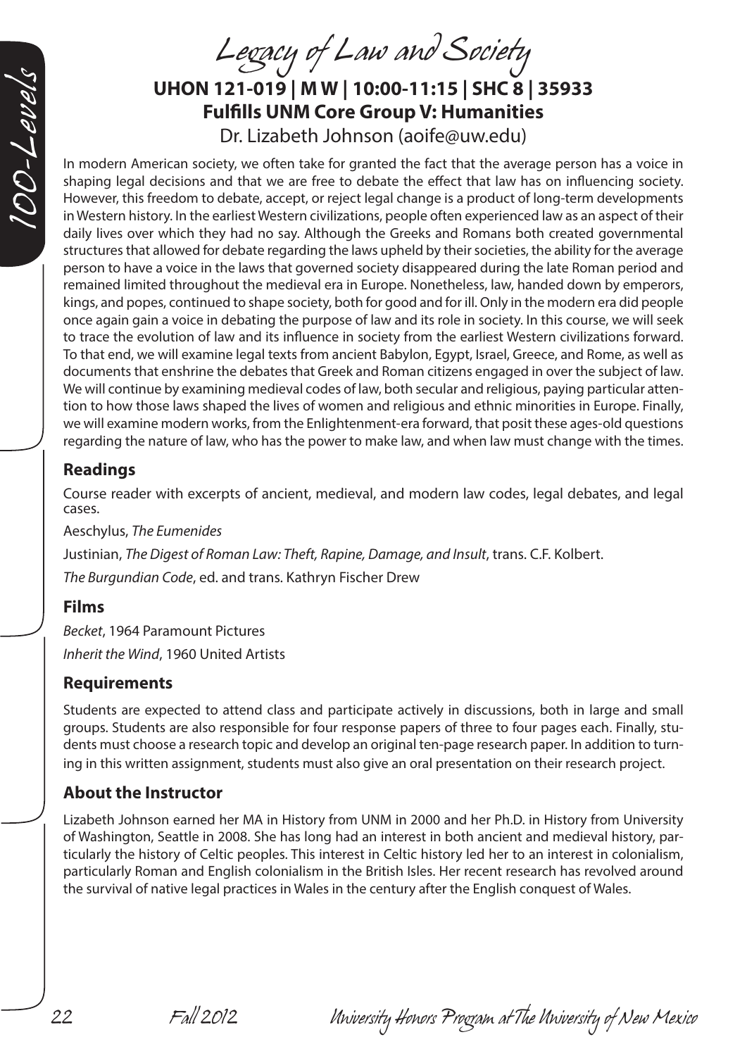# Legacy of Law and Society

**UHON 121-019 | M W | 10:00-11:15 | SHC 8 | 35933**
**Fulfills UNM Core Group V: Humanities**
Dr. Lizabeth Johnson (aoife@uw.edu)

In modern American society, we often take for granted the fact that the average person has a voice in shaping legal decisions and that we are free to debate the effect that law has on influencing society. However, this freedom to debate, accept, or reject legal change is a product of long-term developments in Western history. In the earliest Western civilizations, people often experienced law as an aspect of their daily lives over which they had no say. Although the Greeks and Romans both created governmental structures that allowed for debate regarding the laws upheld by their societies, the ability for the average person to have a voice in the laws that governed society disappeared during the late Roman period and remained limited throughout the medieval era in Europe. Nonetheless, law, handed down by emperors, kings, and popes, continued to shape society, both for good and for ill. Only in the modern era did people once again gain a voice in debating the purpose of law and its role in society. In this course, we will seek to trace the evolution of law and its influence in society from the earliest Western civilizations forward. To that end, we will examine legal texts from ancient Babylon, Egypt, Israel, Greece, and Rome, as well as documents that enshrine the debates that Greek and Roman citizens engaged in over the subject of law. We will continue by examining medieval codes of law, both secular and religious, paying particular attention to how those laws shaped the lives of women and religious and ethnic minorities in Europe. Finally, we will examine modern works, from the Enlightenment-era forward, that posit these ages-old questions regarding the nature of law, who has the power to make law, and when law must change with the times.

## Readings

Course reader with excerpts of ancient, medieval, and modern law codes, legal debates, and legal cases.

Aeschylus, *The Eumenides*

Justinian, *The Digest of Roman Law: Theft, Rapine, Damage, and Insult*, trans. C.F. Kolbert.

*The Burgundian Code*, ed. and trans. Kathryn Fischer Drew

## Films

*Becket*, 1964 Paramount Pictures

*Inherit the Wind*, 1960 United Artists

## Requirements

Students are expected to attend class and participate actively in discussions, both in large and small groups. Students are also responsible for four response papers of three to four pages each. Finally, students must choose a research topic and develop an original ten-page research paper. In addition to turning in this written assignment, students must also give an oral presentation on their research project.

## About the Instructor

Lizabeth Johnson earned her MA in History from UNM in 2000 and her Ph.D. in History from University of Washington, Seattle in 2008. She has long had an interest in both ancient and medieval history, particularly the history of Celtic peoples. This interest in Celtic history led her to an interest in colonialism, particularly Roman and English colonialism in the British Isles. Her recent research has revolved around the survival of native legal practices in Wales in the century after the English conquest of Wales.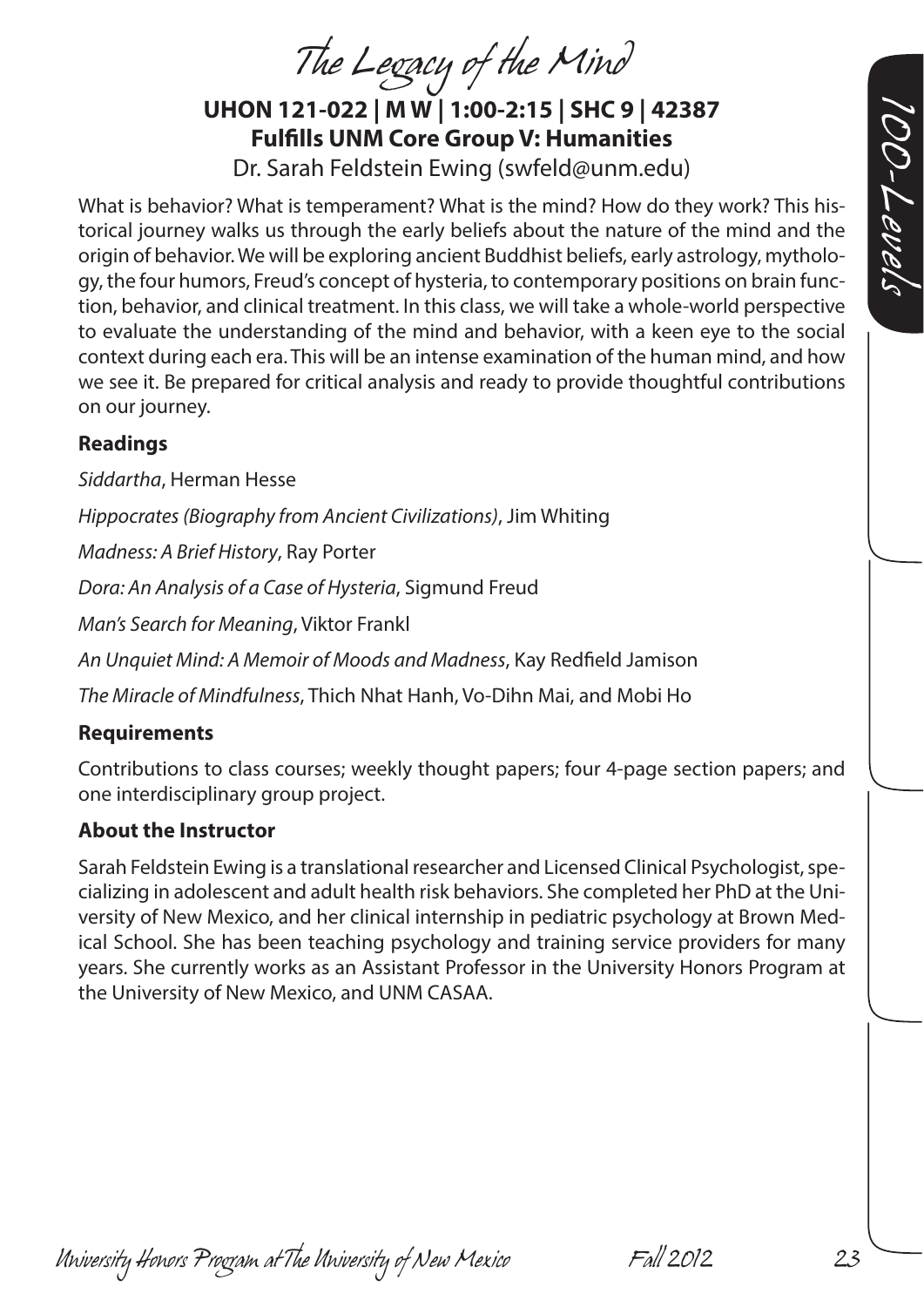# The Legacy of the Mind

**UHON 121-022 | M W | 1:00-2:15 | SHC 9 | 42387**
**Fulfills UNM Core Group V: Humanities**
Dr. Sarah Feldstein Ewing (swfeld@unm.edu)

What is behavior? What is temperament? What is the mind? How do they work? This historical journey walks us through the early beliefs about the nature of the mind and the origin of behavior. We will be exploring ancient Buddhist beliefs, early astrology, mythology, the four humors, Freud's concept of hysteria, to contemporary positions on brain function, behavior, and clinical treatment. In this class, we will take a whole-world perspective to evaluate the understanding of the mind and behavior, with a keen eye to the social context during each era. This will be an intense examination of the human mind, and how we see it. Be prepared for critical analysis and ready to provide thoughtful contributions on our journey.

### Readings

*Siddartha*, Herman Hesse

*Hippocrates (Biography from Ancient Civilizations)*, Jim Whiting

*Madness: A Brief History*, Ray Porter

*Dora: An Analysis of a Case of Hysteria*, Sigmund Freud

*Man's Search for Meaning*, Viktor Frankl

*An Unquiet Mind: A Memoir of Moods and Madness*, Kay Redfield Jamison

*The Miracle of Mindfulness*, Thich Nhat Hanh, Vo-Dihn Mai, and Mobi Ho

### Requirements

Contributions to class courses; weekly thought papers; four 4-page section papers; and one interdisciplinary group project.

### About the Instructor

Sarah Feldstein Ewing is a translational researcher and Licensed Clinical Psychologist, specializing in adolescent and adult health risk behaviors. She completed her PhD at the University of New Mexico, and her clinical internship in pediatric psychology at Brown Medical School. She has been teaching psychology and training service providers for many years. She currently works as an Assistant Professor in the University Honors Program at the University of New Mexico, and UNM CASAA.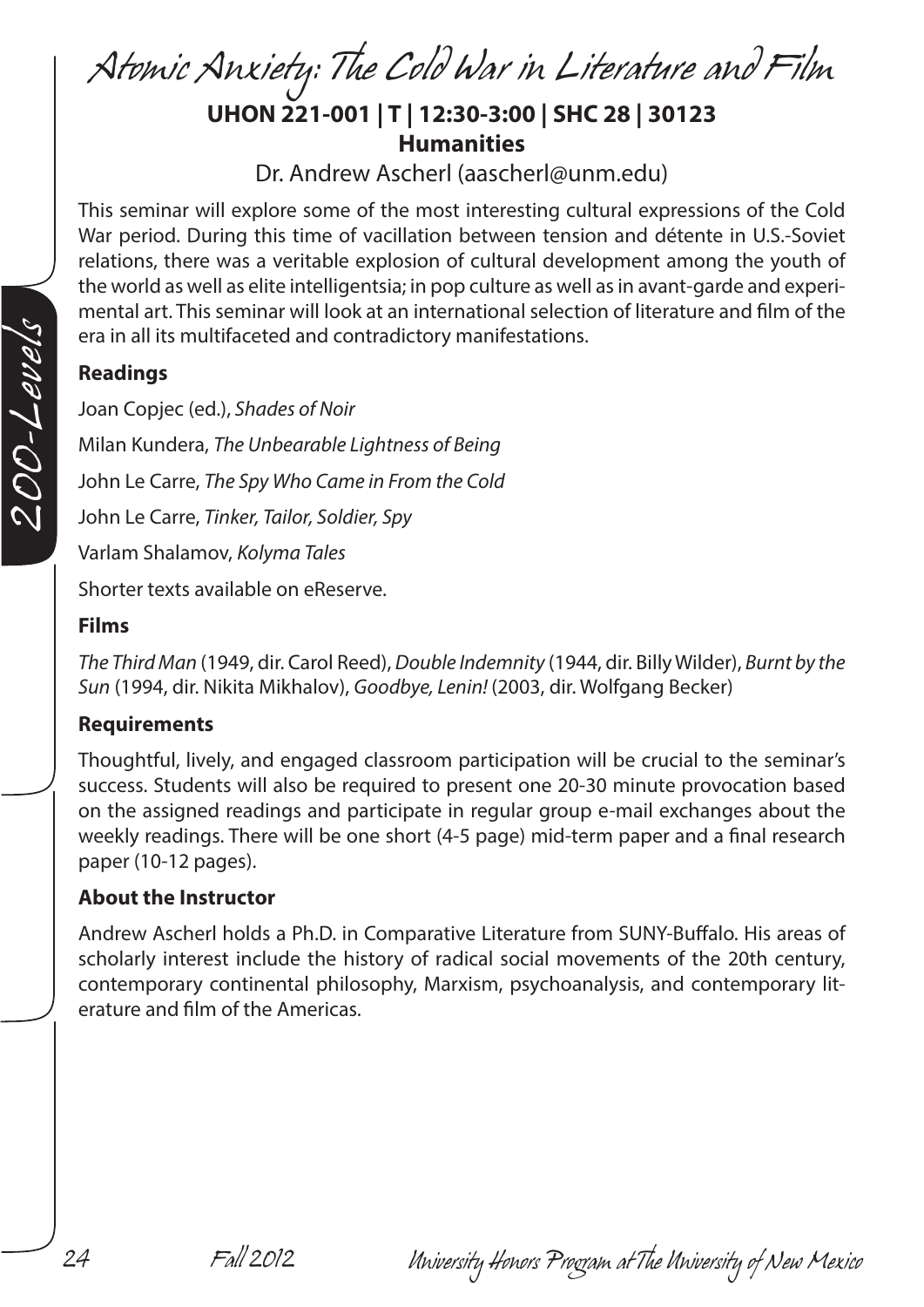# Atomic Anxiety: The Cold War in Literature and Film

**UHON 221-001 | T | 12:30-3:00 | SHC 28 | 30123**

**Humanities**

Dr. Andrew Ascherl (aascherl@unm.edu)

This seminar will explore some of the most interesting cultural expressions of the Cold War period. During this time of vacillation between tension and détente in U.S.-Soviet relations, there was a veritable explosion of cultural development among the youth of the world as well as elite intelligentsia; in pop culture as well as in avant-garde and experimental art. This seminar will look at an international selection of literature and film of the era in all its multifaceted and contradictory manifestations.

### Readings

Joan Copjec (ed.), *Shades of Noir*

Milan Kundera, *The Unbearable Lightness of Being*

John Le Carre, *The Spy Who Came in From the Cold*

John Le Carre, *Tinker, Tailor, Soldier, Spy*

Varlam Shalamov, *Kolyma Tales*

Shorter texts available on eReserve.

### Films

*The Third Man* (1949, dir. Carol Reed), *Double Indemnity* (1944, dir. Billy Wilder), *Burnt by the Sun* (1994, dir. Nikita Mikhalov), *Goodbye, Lenin!* (2003, dir. Wolfgang Becker)

### Requirements

Thoughtful, lively, and engaged classroom participation will be crucial to the seminar's success. Students will also be required to present one 20-30 minute provocation based on the assigned readings and participate in regular group e-mail exchanges about the weekly readings. There will be one short (4-5 page) mid-term paper and a final research paper (10-12 pages).

### About the Instructor

Andrew Ascherl holds a Ph.D. in Comparative Literature from SUNY-Buffalo. His areas of scholarly interest include the history of radical social movements of the 20th century, contemporary continental philosophy, Marxism, psychoanalysis, and contemporary literature and film of the Americas.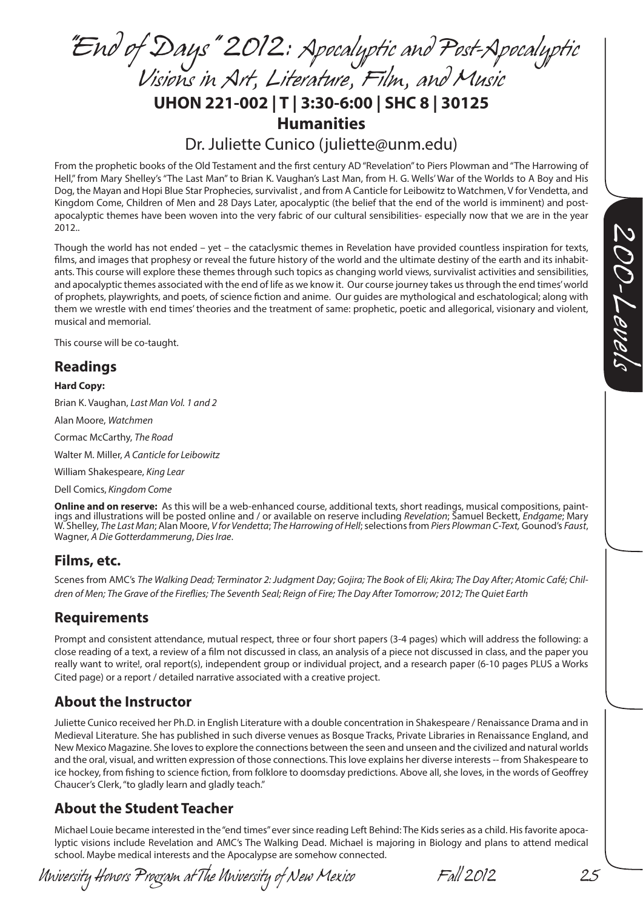# "End of Days" 2012: Apocalyptic and Post-Apocalyptic Visions in Art, Literature, Film, and Music

## UHON 221-002 | T | 3:30-6:00 | SHC 8 | 30125

## Humanities

### Dr. Juliette Cunico (juliette@unm.edu)

From the prophetic books of the Old Testament and the first century AD "Revelation" to Piers Plowman and "The Harrowing of Hell," from Mary Shelley's "The Last Man" to Brian K. Vaughan's Last Man, from H. G. Wells' War of the Worlds to A Boy and His Dog, the Mayan and Hopi Blue Star Prophecies, survivalist , and from A Canticle for Leibowitz to Watchmen, V for Vendetta, and Kingdom Come, Children of Men and 28 Days Later, apocalyptic (the belief that the end of the world is imminent) and post-apocalyptic themes have been woven into the very fabric of our cultural sensibilities- especially now that we are in the year 2012..

Though the world has not ended – yet – the cataclysmic themes in Revelation have provided countless inspiration for texts, films, and images that prophesy or reveal the future history of the world and the ultimate destiny of the earth and its inhabitants. This course will explore these themes through such topics as changing world views, survivalist activities and sensibilities, and apocalyptic themes associated with the end of life as we know it. Our course journey takes us through the end times' world of prophets, playwrights, and poets, of science fiction and anime. Our guides are mythological and eschatological; along with them we wrestle with end times' theories and the treatment of same: prophetic, poetic and allegorical, visionary and violent, musical and memorial.

This course will be co-taught.

## Readings

**Hard Copy:**

Brian K. Vaughan, *Last Man Vol. 1 and 2*

Alan Moore, *Watchmen*

Cormac McCarthy, *The Road*

Walter M. Miller, *A Canticle for Leibowitz*

William Shakespeare, *King Lear*

Dell Comics, *Kingdom Come*

**Online and on reserve:** As this will be a web-enhanced course, additional texts, short readings, musical compositions, paintings and illustrations will be posted online and / or available on reserve including *Revelation*; Samuel Beckett, *Endgame*; Mary W. Shelley, *The Last Man*; Alan Moore, *V for Vendetta*; *The Harrowing of Hell*; selections from *Piers Plowman C-Text,* Gounod's *Faust*, Wagner, *A Die Gotterdammerung*, *Dies Irae*.

## Films, etc.

Scenes from AMC's *The Walking Dead; Terminator 2: Judgment Day; Gojira; The Book of Eli; Akira; The Day After; Atomic Café; Children of Men; The Grave of the Fireflies; The Seventh Seal; Reign of Fire; The Day After Tomorrow; 2012; The Quiet Earth*

## Requirements

Prompt and consistent attendance, mutual respect, three or four short papers (3-4 pages) which will address the following: a close reading of a text, a review of a film not discussed in class, an analysis of a piece not discussed in class, and the paper you really want to write!, oral report(s), independent group or individual project, and a research paper (6-10 pages PLUS a Works Cited page) or a report / detailed narrative associated with a creative project.

## About the Instructor

Juliette Cunico received her Ph.D. in English Literature with a double concentration in Shakespeare / Renaissance Drama and in Medieval Literature. She has published in such diverse venues as Bosque Tracks, Private Libraries in Renaissance England, and New Mexico Magazine. She loves to explore the connections between the seen and unseen and the civilized and natural worlds and the oral, visual, and written expression of those connections. This love explains her diverse interests -- from Shakespeare to ice hockey, from fishing to science fiction, from folklore to doomsday predictions. Above all, she loves, in the words of Geoffrey Chaucer's Clerk, "to gladly learn and gladly teach."

## About the Student Teacher

Michael Louie became interested in the "end times" ever since reading Left Behind: The Kids series as a child. His favorite apocalyptic visions include Revelation and AMC's The Walking Dead. Michael is majoring in Biology and plans to attend medical school. Maybe medical interests and the Apocalypse are somehow connected.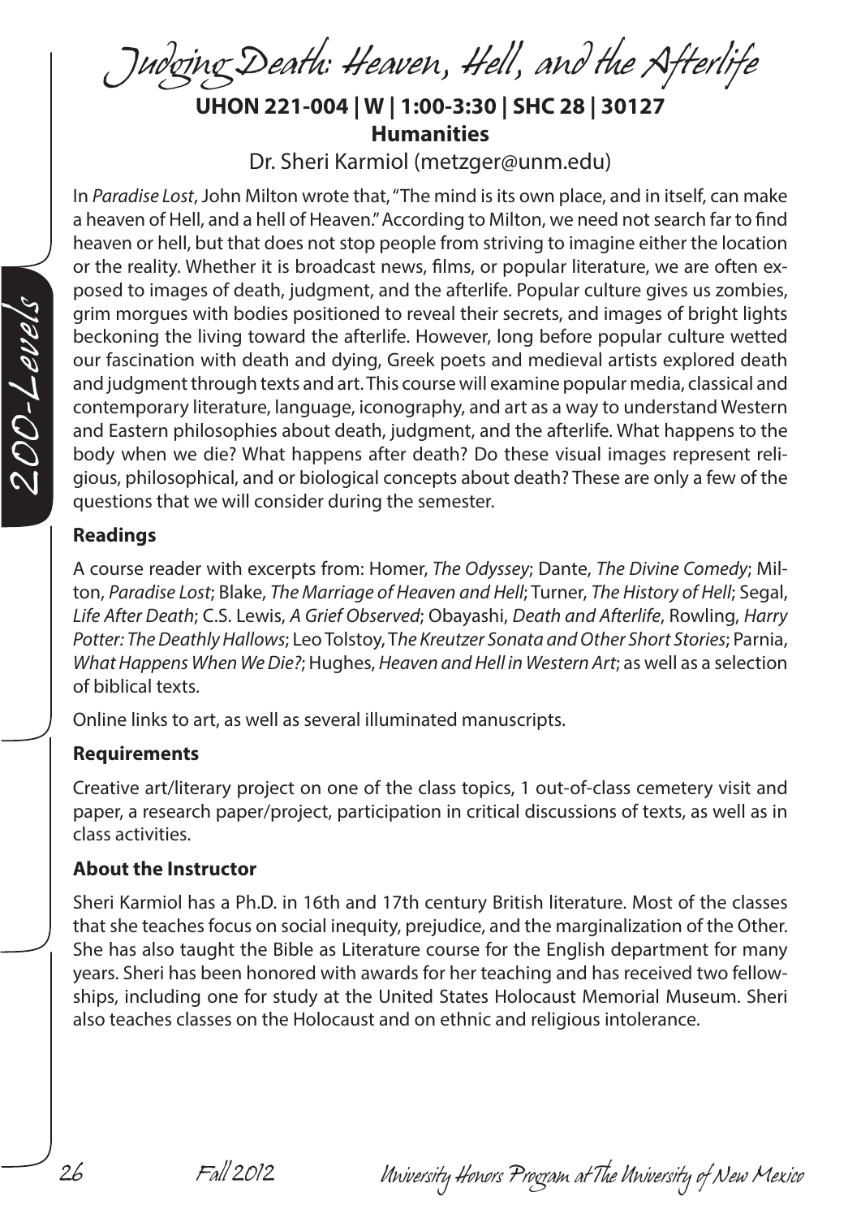# Judging Death: Heaven, Hell, and the Afterlife

**UHON 221-004 | W | 1:00-3:30 | SHC 28 | 30127**
**Humanities**

Dr. Sheri Karmiol (metzger@unm.edu)

In *Paradise Lost*, John Milton wrote that, "The mind is its own place, and in itself, can make a heaven of Hell, and a hell of Heaven." According to Milton, we need not search far to find heaven or hell, but that does not stop people from striving to imagine either the location or the reality. Whether it is broadcast news, films, or popular literature, we are often exposed to images of death, judgment, and the afterlife. Popular culture gives us zombies, grim morgues with bodies positioned to reveal their secrets, and images of bright lights beckoning the living toward the afterlife. However, long before popular culture wetted our fascination with death and dying, Greek poets and medieval artists explored death and judgment through texts and art. This course will examine popular media, classical and contemporary literature, language, iconography, and art as a way to understand Western and Eastern philosophies about death, judgment, and the afterlife. What happens to the body when we die? What happens after death? Do these visual images represent religious, philosophical, and or biological concepts about death? These are only a few of the questions that we will consider during the semester.

### Readings

A course reader with excerpts from: Homer, *The Odyssey*; Dante, *The Divine Comedy*; Milton, *Paradise Lost*; Blake, *The Marriage of Heaven and Hell*; Turner, *The History of Hell*; Segal, *Life After Death*; C.S. Lewis, *A Grief Observed*; Obayashi, *Death and Afterlife*, Rowling, *Harry Potter: The Deathly Hallows*; Leo Tolstoy, *The Kreutzer Sonata and Other Short Stories*; Parnia, *What Happens When We Die?*; Hughes, *Heaven and Hell in Western Art*; as well as a selection of biblical texts.

Online links to art, as well as several illuminated manuscripts.

### Requirements

Creative art/literary project on one of the class topics, 1 out-of-class cemetery visit and paper, a research paper/project, participation in critical discussions of texts, as well as in class activities.

### About the Instructor

Sheri Karmiol has a Ph.D. in 16th and 17th century British literature. Most of the classes that she teaches focus on social inequity, prejudice, and the marginalization of the Other. She has also taught the Bible as Literature course for the English department for many years. Sheri has been honored with awards for her teaching and has received two fellowships, including one for study at the United States Holocaust Memorial Museum. Sheri also teaches classes on the Holocaust and on ethnic and religious intolerance.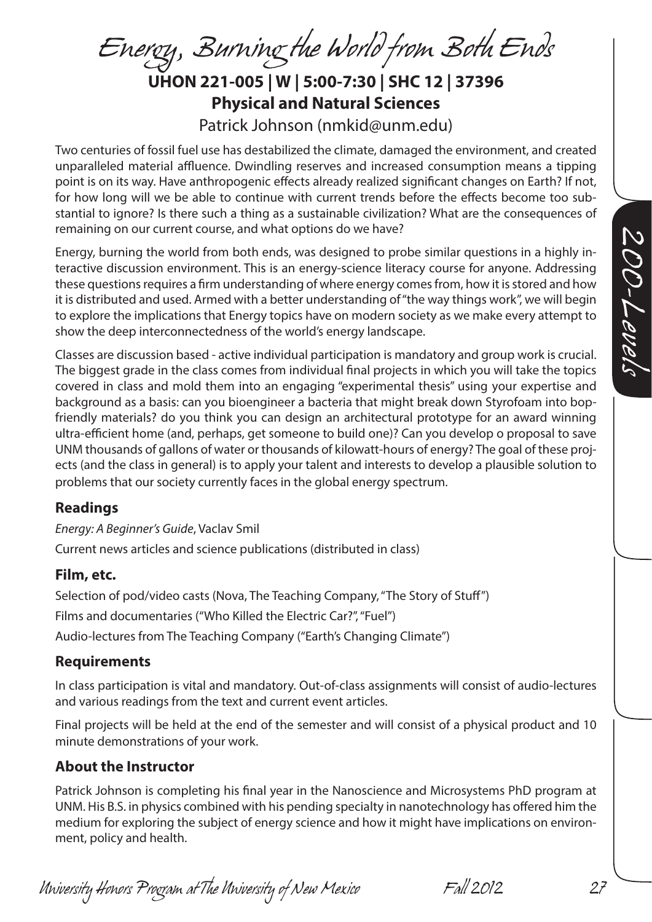# Energy, Burning the World from Both Ends

**UHON 221-005 | W | 5:00-7:30 | SHC 12 | 37396**

**Physical and Natural Sciences**

Patrick Johnson (nmkid@unm.edu)

Two centuries of fossil fuel use has destabilized the climate, damaged the environment, and created unparalleled material affluence. Dwindling reserves and increased consumption means a tipping point is on its way. Have anthropogenic effects already realized significant changes on Earth? If not, for how long will we be able to continue with current trends before the effects become too substantial to ignore? Is there such a thing as a sustainable civilization? What are the consequences of remaining on our current course, and what options do we have?

Energy, burning the world from both ends, was designed to probe similar questions in a highly interactive discussion environment. This is an energy-science literacy course for anyone. Addressing these questions requires a firm understanding of where energy comes from, how it is stored and how it is distributed and used. Armed with a better understanding of "the way things work", we will begin to explore the implications that Energy topics have on modern society as we make every attempt to show the deep interconnectedness of the world's energy landscape.

Classes are discussion based - active individual participation is mandatory and group work is crucial. The biggest grade in the class comes from individual final projects in which you will take the topics covered in class and mold them into an engaging "experimental thesis" using your expertise and background as a basis: can you bioengineer a bacteria that might break down Styrofoam into bop-friendly materials? do you think you can design an architectural prototype for an award winning ultra-efficient home (and, perhaps, get someone to build one)? Can you develop o proposal to save UNM thousands of gallons of water or thousands of kilowatt-hours of energy? The goal of these projects (and the class in general) is to apply your talent and interests to develop a plausible solution to problems that our society currently faces in the global energy spectrum.

## Readings

*Energy: A Beginner's Guide*, Vaclav Smil

Current news articles and science publications (distributed in class)

## Film, etc.

Selection of pod/video casts (Nova, The Teaching Company, "The Story of Stuff")

Films and documentaries ("Who Killed the Electric Car?", "Fuel")

Audio-lectures from The Teaching Company ("Earth's Changing Climate")

## Requirements

In class participation is vital and mandatory. Out-of-class assignments will consist of audio-lectures and various readings from the text and current event articles.

Final projects will be held at the end of the semester and will consist of a physical product and 10 minute demonstrations of your work.

## About the Instructor

Patrick Johnson is completing his final year in the Nanoscience and Microsystems PhD program at UNM. His B.S. in physics combined with his pending specialty in nanotechnology has offered him the medium for exploring the subject of energy science and how it might have implications on environment, policy and health.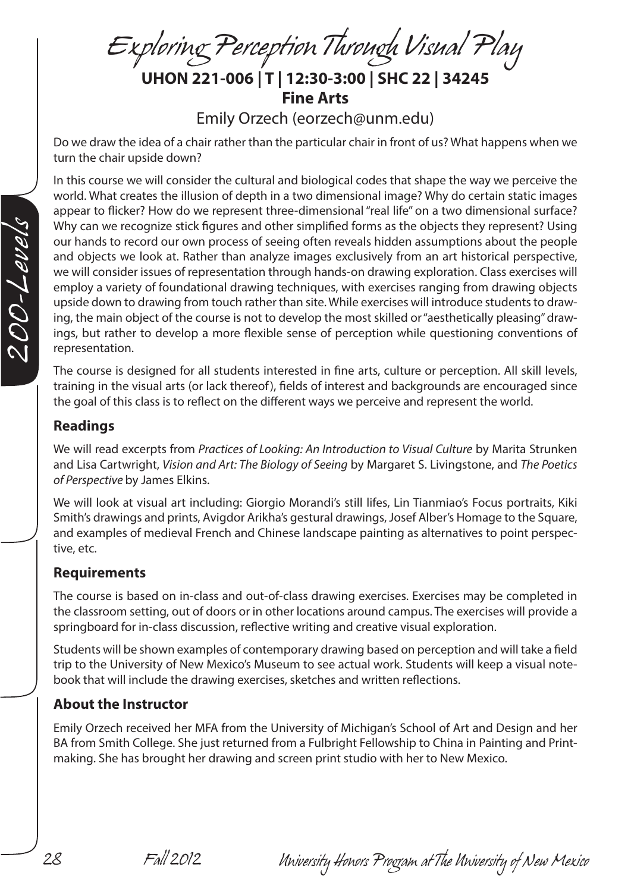# Exploring Perception Through Visual Play

**UHON 221-006 | T | 12:30-3:00 | SHC 22 | 34245**

**Fine Arts**

Emily Orzech (eorzech@unm.edu)

Do we draw the idea of a chair rather than the particular chair in front of us? What happens when we turn the chair upside down?

In this course we will consider the cultural and biological codes that shape the way we perceive the world. What creates the illusion of depth in a two dimensional image? Why do certain static images appear to flicker? How do we represent three-dimensional "real life" on a two dimensional surface? Why can we recognize stick figures and other simplified forms as the objects they represent? Using our hands to record our own process of seeing often reveals hidden assumptions about the people and objects we look at. Rather than analyze images exclusively from an art historical perspective, we will consider issues of representation through hands-on drawing exploration. Class exercises will employ a variety of foundational drawing techniques, with exercises ranging from drawing objects upside down to drawing from touch rather than site. While exercises will introduce students to drawing, the main object of the course is not to develop the most skilled or "aesthetically pleasing" drawings, but rather to develop a more flexible sense of perception while questioning conventions of representation.

The course is designed for all students interested in fine arts, culture or perception. All skill levels, training in the visual arts (or lack thereof), fields of interest and backgrounds are encouraged since the goal of this class is to reflect on the different ways we perceive and represent the world.

## Readings

We will read excerpts from *Practices of Looking: An Introduction to Visual Culture* by Marita Strunken and Lisa Cartwright, *Vision and Art: The Biology of Seeing* by Margaret S. Livingstone, and *The Poetics of Perspective* by James Elkins.

We will look at visual art including: Giorgio Morandi's still lifes, Lin Tianmiao's Focus portraits, Kiki Smith's drawings and prints, Avigdor Arikha's gestural drawings, Josef Alber's Homage to the Square, and examples of medieval French and Chinese landscape painting as alternatives to point perspective, etc.

## Requirements

The course is based on in-class and out-of-class drawing exercises. Exercises may be completed in the classroom setting, out of doors or in other locations around campus. The exercises will provide a springboard for in-class discussion, reflective writing and creative visual exploration.

Students will be shown examples of contemporary drawing based on perception and will take a field trip to the University of New Mexico's Museum to see actual work. Students will keep a visual notebook that will include the drawing exercises, sketches and written reflections.

## About the Instructor

Emily Orzech received her MFA from the University of Michigan's School of Art and Design and her BA from Smith College. She just returned from a Fulbright Fellowship to China in Painting and Printmaking. She has brought her drawing and screen print studio with her to New Mexico.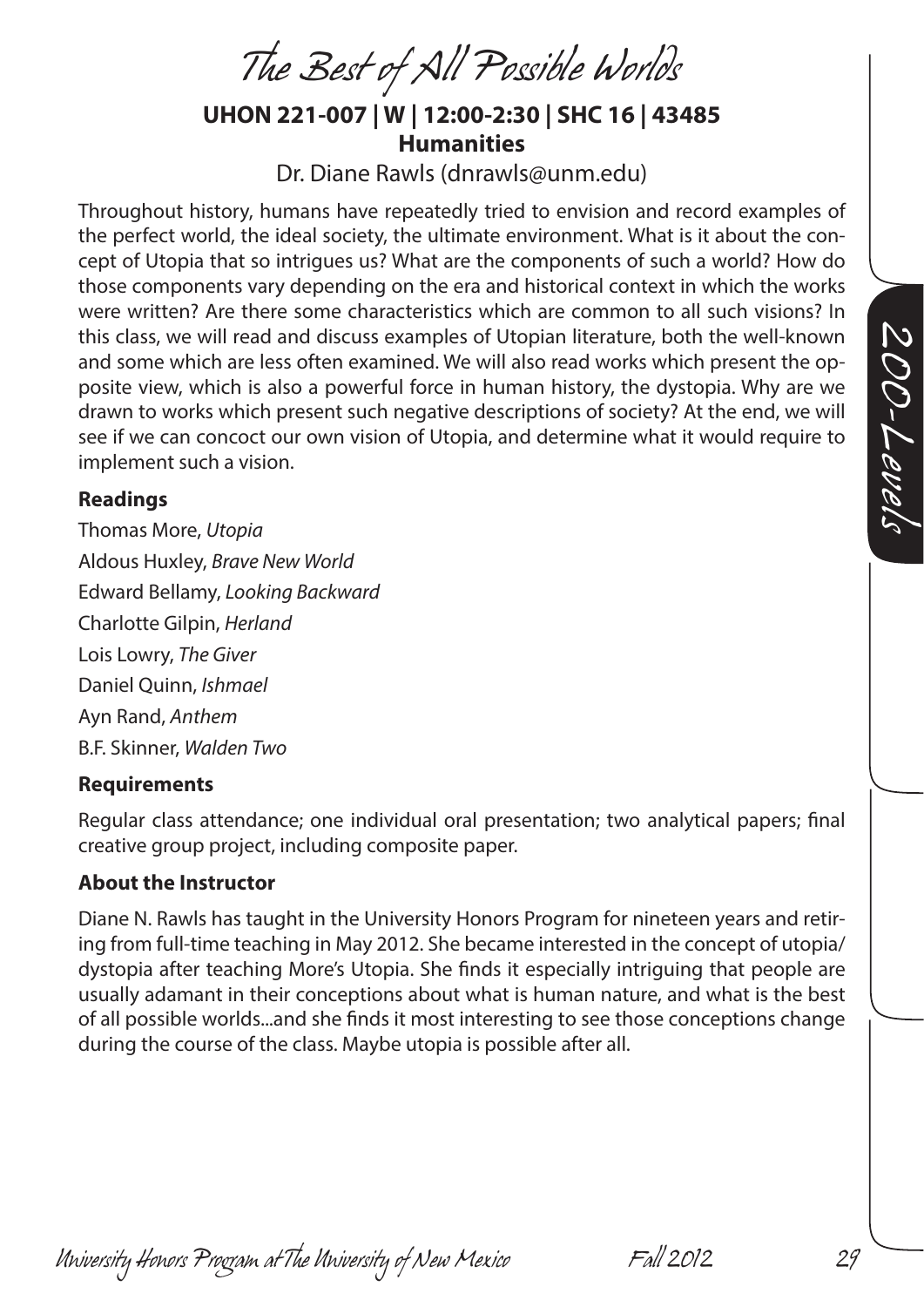# The Best of All Possible Worlds

**UHON 221-007 | W | 12:00-2:30 | SHC 16 | 43485**
**Humanities**

Dr. Diane Rawls (dnrawls@unm.edu)

Throughout history, humans have repeatedly tried to envision and record examples of the perfect world, the ideal society, the ultimate environment. What is it about the concept of Utopia that so intrigues us? What are the components of such a world? How do those components vary depending on the era and historical context in which the works were written? Are there some characteristics which are common to all such visions? In this class, we will read and discuss examples of Utopian literature, both the well-known and some which are less often examined. We will also read works which present the opposite view, which is also a powerful force in human history, the dystopia. Why are we drawn to works which present such negative descriptions of society? At the end, we will see if we can concoct our own vision of Utopia, and determine what it would require to implement such a vision.

### Readings

Thomas More, *Utopia*
Aldous Huxley, *Brave New World*
Edward Bellamy, *Looking Backward*
Charlotte Gilpin, *Herland*
Lois Lowry, *The Giver*
Daniel Quinn, *Ishmael*
Ayn Rand, *Anthem*
B.F. Skinner, *Walden Two*

### Requirements

Regular class attendance; one individual oral presentation; two analytical papers; final creative group project, including composite paper.

### About the Instructor

Diane N. Rawls has taught in the University Honors Program for nineteen years and retiring from full-time teaching in May 2012. She became interested in the concept of utopia/dystopia after teaching More's Utopia. She finds it especially intriguing that people are usually adamant in their conceptions about what is human nature, and what is the best of all possible worlds...and she finds it most interesting to see those conceptions change during the course of the class. Maybe utopia is possible after all.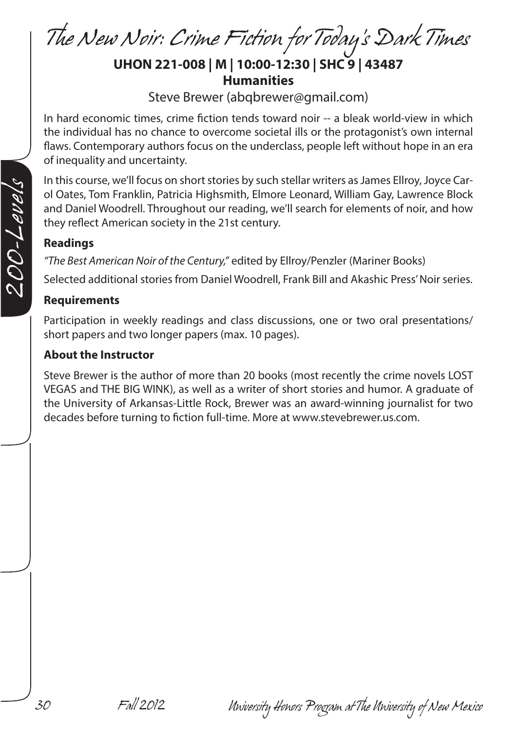# The New Noir: Crime Fiction for Today's Dark Times

**UHON 221-008 | M | 10:00-12:30 | SHC 9 | 43487**

**Humanities**

Steve Brewer (abqbrewer@gmail.com)

In hard economic times, crime fiction tends toward noir -- a bleak world-view in which the individual has no chance to overcome societal ills or the protagonist's own internal flaws. Contemporary authors focus on the underclass, people left without hope in an era of inequality and uncertainty.

In this course, we'll focus on short stories by such stellar writers as James Ellroy, Joyce Carol Oates, Tom Franklin, Patricia Highsmith, Elmore Leonard, William Gay, Lawrence Block and Daniel Woodrell. Throughout our reading, we'll search for elements of noir, and how they reflect American society in the 21st century.

### Readings

*"The Best American Noir of the Century,"* edited by Ellroy/Penzler (Mariner Books)

Selected additional stories from Daniel Woodrell, Frank Bill and Akashic Press' Noir series.

### Requirements

Participation in weekly readings and class discussions, one or two oral presentations/ short papers and two longer papers (max. 10 pages).

### About the Instructor

Steve Brewer is the author of more than 20 books (most recently the crime novels LOST VEGAS and THE BIG WINK), as well as a writer of short stories and humor. A graduate of the University of Arkansas-Little Rock, Brewer was an award-winning journalist for two decades before turning to fiction full-time. More at www.stevebrewer.us.com.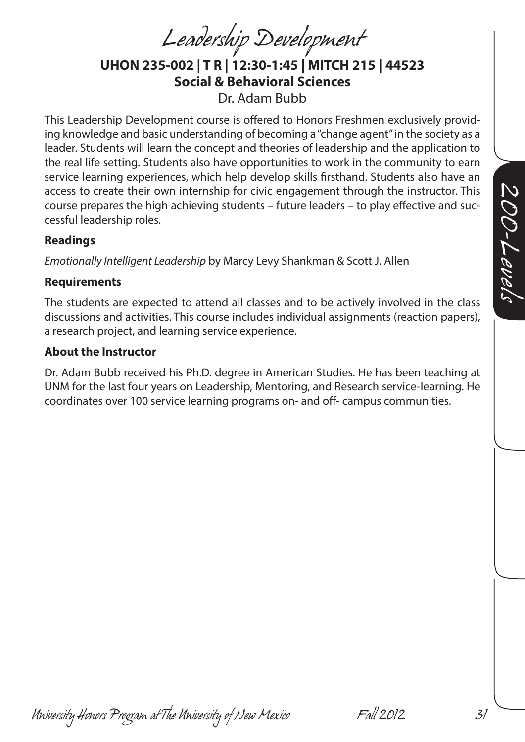# Leadership Development

**UHON 235-002 | T R | 12:30-1:45 | MITCH 215 | 44523**
**Social & Behavioral Sciences**
Dr. Adam Bubb

This Leadership Development course is offered to Honors Freshmen exclusively providing knowledge and basic understanding of becoming a "change agent" in the society as a leader. Students will learn the concept and theories of leadership and the application to the real life setting. Students also have opportunities to work in the community to earn service learning experiences, which help develop skills firsthand. Students also have an access to create their own internship for civic engagement through the instructor. This course prepares the high achieving students – future leaders – to play effective and successful leadership roles.

### Readings

*Emotionally Intelligent Leadership* by Marcy Levy Shankman & Scott J. Allen

### Requirements

The students are expected to attend all classes and to be actively involved in the class discussions and activities. This course includes individual assignments (reaction papers), a research project, and learning service experience.

### About the Instructor

Dr. Adam Bubb received his Ph.D. degree in American Studies. He has been teaching at UNM for the last four years on Leadership, Mentoring, and Research service-learning. He coordinates over 100 service learning programs on- and off- campus communities.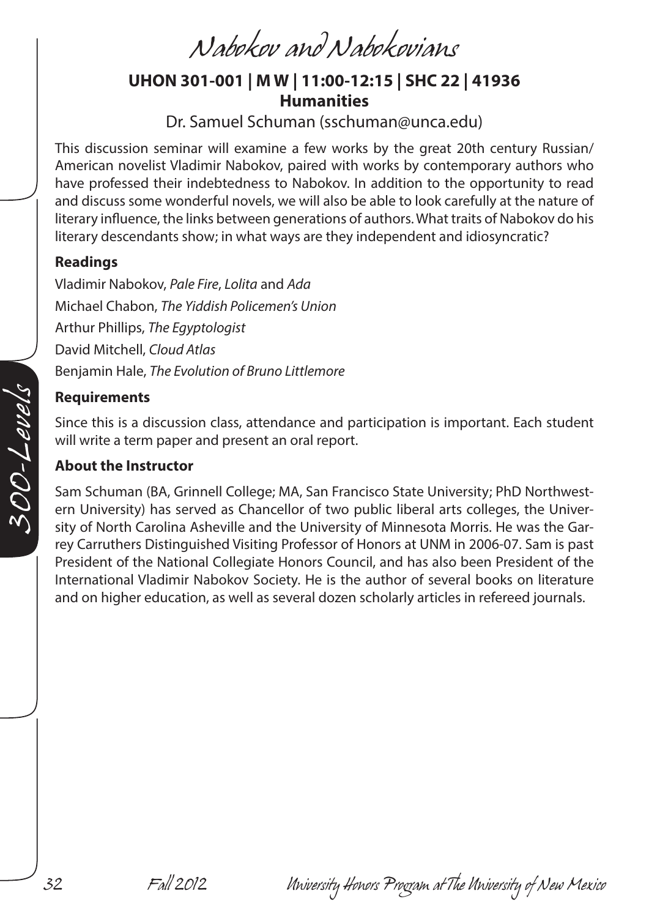# Nabokov and Nabokovians

**UHON 301-001 | M W | 11:00-12:15 | SHC 22 | 41936**
**Humanities**

Dr. Samuel Schuman (sschuman@unca.edu)

This discussion seminar will examine a few works by the great 20th century Russian/American novelist Vladimir Nabokov, paired with works by contemporary authors who have professed their indebtedness to Nabokov. In addition to the opportunity to read and discuss some wonderful novels, we will also be able to look carefully at the nature of literary influence, the links between generations of authors. What traits of Nabokov do his literary descendants show; in what ways are they independent and idiosyncratic?

### Readings

Vladimir Nabokov, *Pale Fire*, *Lolita* and *Ada*
Michael Chabon, *The Yiddish Policemen's Union*
Arthur Phillips, *The Egyptologist*
David Mitchell, *Cloud Atlas*
Benjamin Hale, *The Evolution of Bruno Littlemore*

### Requirements

Since this is a discussion class, attendance and participation is important. Each student will write a term paper and present an oral report.

### About the Instructor

Sam Schuman (BA, Grinnell College; MA, San Francisco State University; PhD Northwestern University) has served as Chancellor of two public liberal arts colleges, the University of North Carolina Asheville and the University of Minnesota Morris. He was the Garrey Carruthers Distinguished Visiting Professor of Honors at UNM in 2006-07. Sam is past President of the National Collegiate Honors Council, and has also been President of the International Vladimir Nabokov Society. He is the author of several books on literature and on higher education, as well as several dozen scholarly articles in refereed journals.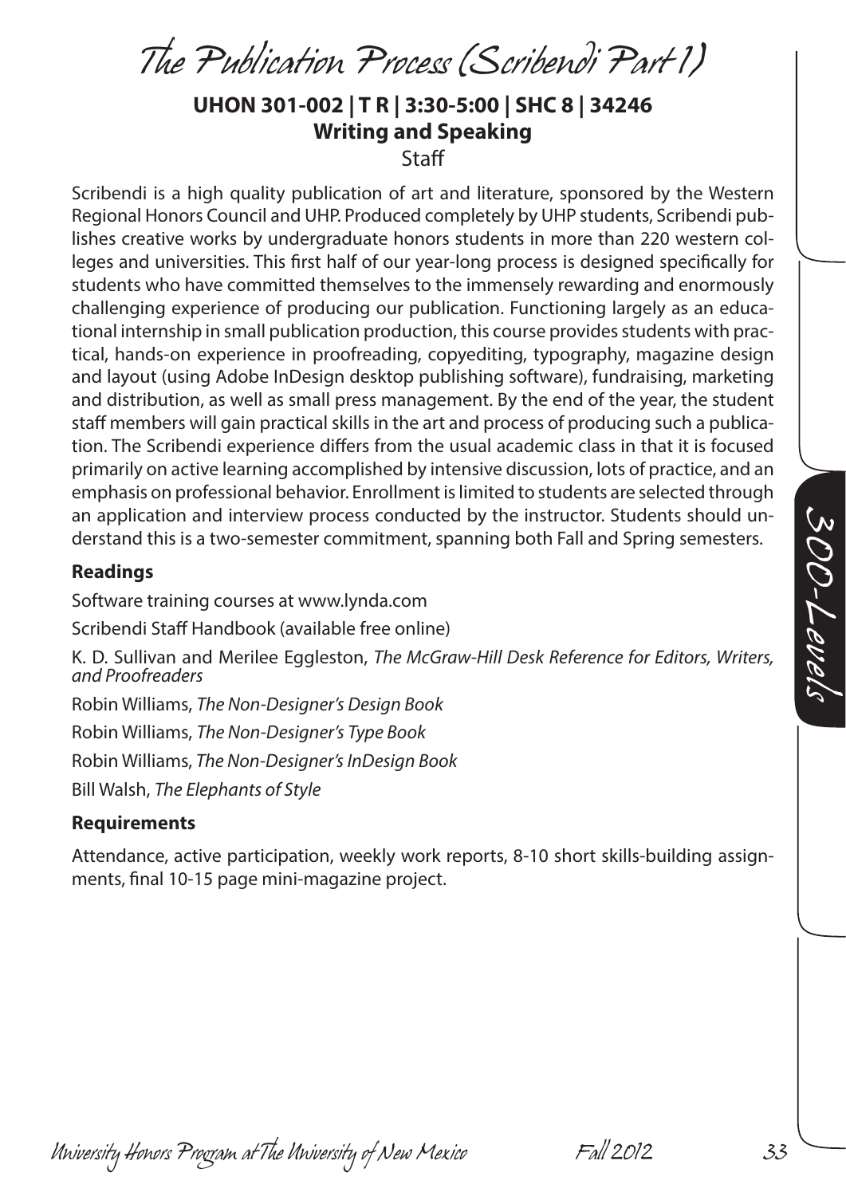# The Publication Process (Scribendi Part 1)

**UHON 301-002 | T R | 3:30-5:00 | SHC 8 | 34246**
**Writing and Speaking**
Staff

Scribendi is a high quality publication of art and literature, sponsored by the Western Regional Honors Council and UHP. Produced completely by UHP students, Scribendi publishes creative works by undergraduate honors students in more than 220 western colleges and universities. This first half of our year-long process is designed specifically for students who have committed themselves to the immensely rewarding and enormously challenging experience of producing our publication. Functioning largely as an educational internship in small publication production, this course provides students with practical, hands-on experience in proofreading, copyediting, typography, magazine design and layout (using Adobe InDesign desktop publishing software), fundraising, marketing and distribution, as well as small press management. By the end of the year, the student staff members will gain practical skills in the art and process of producing such a publication. The Scribendi experience differs from the usual academic class in that it is focused primarily on active learning accomplished by intensive discussion, lots of practice, and an emphasis on professional behavior. Enrollment is limited to students are selected through an application and interview process conducted by the instructor. Students should understand this is a two-semester commitment, spanning both Fall and Spring semesters.

**Readings**

Software training courses at www.lynda.com

Scribendi Staff Handbook (available free online)

K. D. Sullivan and Merilee Eggleston, *The McGraw-Hill Desk Reference for Editors, Writers, and Proofreaders*

Robin Williams, *The Non-Designer's Design Book*

Robin Williams, *The Non-Designer's Type Book*

Robin Williams, *The Non-Designer's InDesign Book*

Bill Walsh, *The Elephants of Style*

**Requirements**

Attendance, active participation, weekly work reports, 8-10 short skills-building assignments, final 10-15 page mini-magazine project.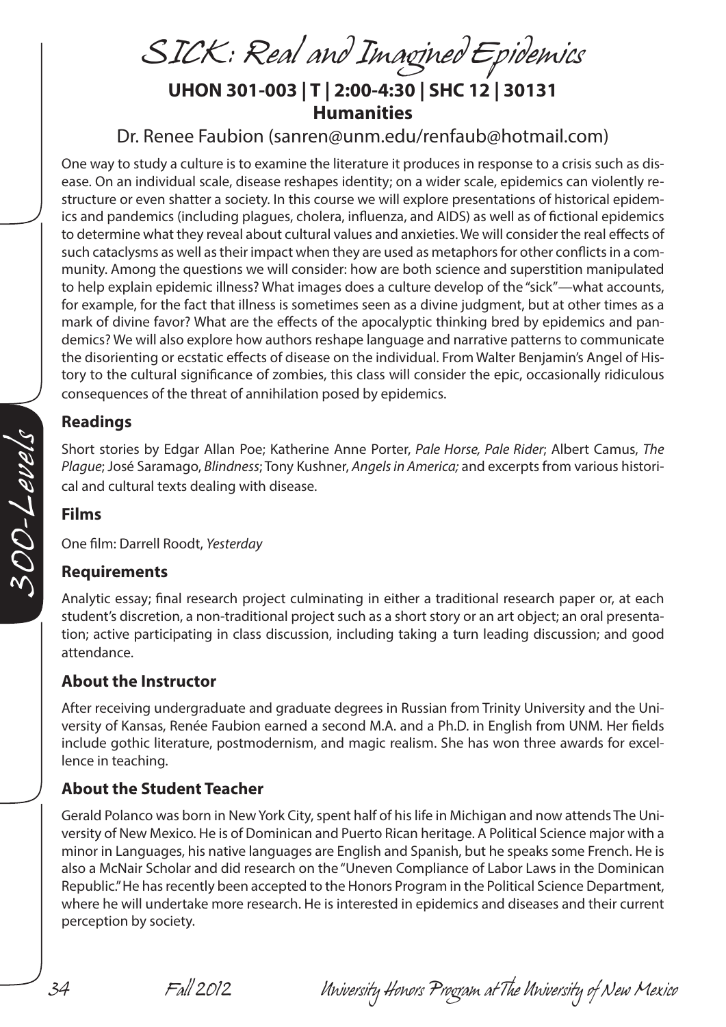# SICK: Real and Imagined Epidemics

**UHON 301-003 | T | 2:00-4:30 | SHC 12 | 30131**
**Humanities**

Dr. Renee Faubion (sanren@unm.edu/renfaub@hotmail.com)

One way to study a culture is to examine the literature it produces in response to a crisis such as disease. On an individual scale, disease reshapes identity; on a wider scale, epidemics can violently restructure or even shatter a society. In this course we will explore presentations of historical epidemics and pandemics (including plagues, cholera, influenza, and AIDS) as well as of fictional epidemics to determine what they reveal about cultural values and anxieties. We will consider the real effects of such cataclysms as well as their impact when they are used as metaphors for other conflicts in a community. Among the questions we will consider: how are both science and superstition manipulated to help explain epidemic illness? What images does a culture develop of the "sick"—what accounts, for example, for the fact that illness is sometimes seen as a divine judgment, but at other times as a mark of divine favor? What are the effects of the apocalyptic thinking bred by epidemics and pandemics? We will also explore how authors reshape language and narrative patterns to communicate the disorienting or ecstatic effects of disease on the individual. From Walter Benjamin's Angel of History to the cultural significance of zombies, this class will consider the epic, occasionally ridiculous consequences of the threat of annihilation posed by epidemics.

### Readings

Short stories by Edgar Allan Poe; Katherine Anne Porter, *Pale Horse, Pale Rider*; Albert Camus, *The Plague*; José Saramago, *Blindness*; Tony Kushner, *Angels in America;* and excerpts from various historical and cultural texts dealing with disease.

### Films

One film: Darrell Roodt, *Yesterday*

### Requirements

Analytic essay; final research project culminating in either a traditional research paper or, at each student's discretion, a non-traditional project such as a short story or an art object; an oral presentation; active participating in class discussion, including taking a turn leading discussion; and good attendance.

### About the Instructor

After receiving undergraduate and graduate degrees in Russian from Trinity University and the University of Kansas, Renée Faubion earned a second M.A. and a Ph.D. in English from UNM. Her fields include gothic literature, postmodernism, and magic realism. She has won three awards for excellence in teaching.

### About the Student Teacher

Gerald Polanco was born in New York City, spent half of his life in Michigan and now attends The University of New Mexico. He is of Dominican and Puerto Rican heritage. A Political Science major with a minor in Languages, his native languages are English and Spanish, but he speaks some French. He is also a McNair Scholar and did research on the "Uneven Compliance of Labor Laws in the Dominican Republic." He has recently been accepted to the Honors Program in the Political Science Department, where he will undertake more research. He is interested in epidemics and diseases and their current perception by society.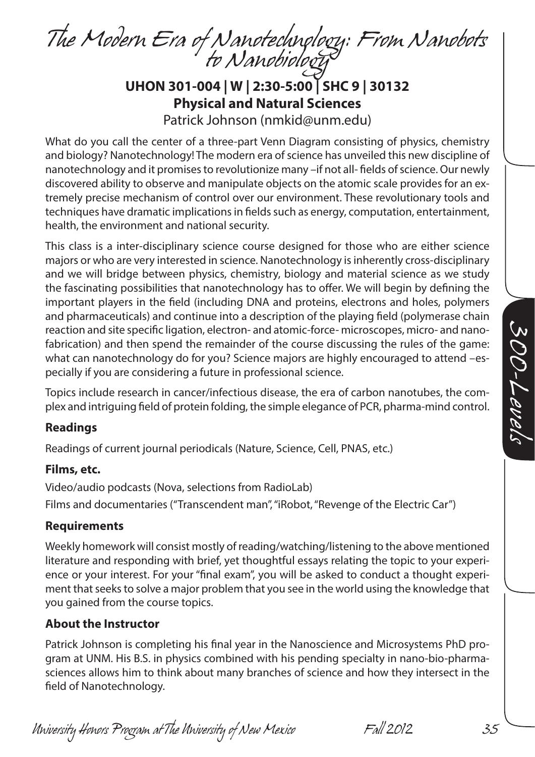# The Modern Era of Nanotechnology: From Nanobots to Nanobiology

**UHON 301-004 | W | 2:30-5:00 | SHC 9 | 30132**
**Physical and Natural Sciences**
Patrick Johnson (nmkid@unm.edu)

What do you call the center of a three-part Venn Diagram consisting of physics, chemistry and biology? Nanotechnology! The modern era of science has unveiled this new discipline of nanotechnology and it promises to revolutionize many –if not all- fields of science. Our newly discovered ability to observe and manipulate objects on the atomic scale provides for an extremely precise mechanism of control over our environment. These revolutionary tools and techniques have dramatic implications in fields such as energy, computation, entertainment, health, the environment and national security.

This class is a inter-disciplinary science course designed for those who are either science majors or who are very interested in science. Nanotechnology is inherently cross-disciplinary and we will bridge between physics, chemistry, biology and material science as we study the fascinating possibilities that nanotechnology has to offer. We will begin by defining the important players in the field (including DNA and proteins, electrons and holes, polymers and pharmaceuticals) and continue into a description of the playing field (polymerase chain reaction and site specific ligation, electron- and atomic-force- microscopes, micro- and nano-fabrication) and then spend the remainder of the course discussing the rules of the game: what can nanotechnology do for you? Science majors are highly encouraged to attend –especially if you are considering a future in professional science.

Topics include research in cancer/infectious disease, the era of carbon nanotubes, the complex and intriguing field of protein folding, the simple elegance of PCR, pharma-mind control.

### Readings

Readings of current journal periodicals (Nature, Science, Cell, PNAS, etc.)

### Films, etc.

Video/audio podcasts (Nova, selections from RadioLab)

Films and documentaries ("Transcendent man", "iRobot, "Revenge of the Electric Car")

### Requirements

Weekly homework will consist mostly of reading/watching/listening to the above mentioned literature and responding with brief, yet thoughtful essays relating the topic to your experience or your interest. For your "final exam", you will be asked to conduct a thought experiment that seeks to solve a major problem that you see in the world using the knowledge that you gained from the course topics.

### About the Instructor

Patrick Johnson is completing his final year in the Nanoscience and Microsystems PhD program at UNM. His B.S. in physics combined with his pending specialty in nano-bio-pharmasciences allows him to think about many branches of science and how they intersect in the field of Nanotechnology.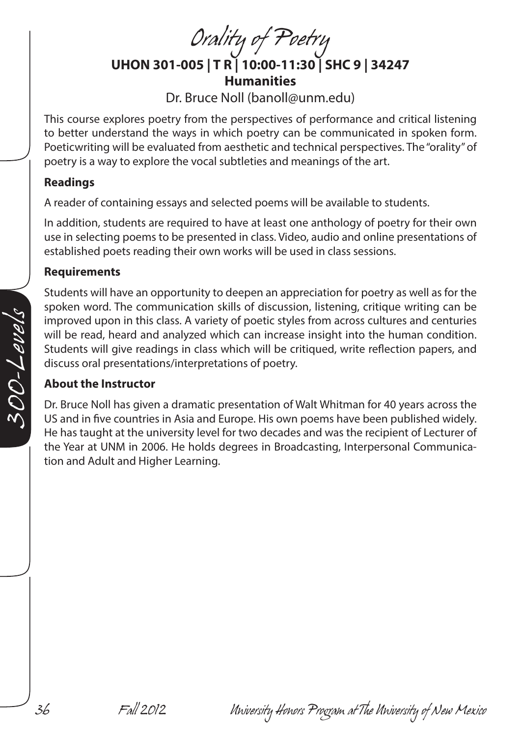# Orality of Poetry

**UHON 301-005 | T R | 10:00-11:30 | SHC 9 | 34247**

**Humanities**

Dr. Bruce Noll (banoll@unm.edu)

This course explores poetry from the perspectives of performance and critical listening to better understand the ways in which poetry can be communicated in spoken form. Poeticwriting will be evaluated from aesthetic and technical perspectives. The "orality" of poetry is a way to explore the vocal subtleties and meanings of the art.

### Readings

A reader of containing essays and selected poems will be available to students.

In addition, students are required to have at least one anthology of poetry for their own use in selecting poems to be presented in class. Video, audio and online presentations of established poets reading their own works will be used in class sessions.

### Requirements

Students will have an opportunity to deepen an appreciation for poetry as well as for the spoken word. The communication skills of discussion, listening, critique writing can be improved upon in this class. A variety of poetic styles from across cultures and centuries will be read, heard and analyzed which can increase insight into the human condition. Students will give readings in class which will be critiqued, write reflection papers, and discuss oral presentations/interpretations of poetry.

### About the Instructor

Dr. Bruce Noll has given a dramatic presentation of Walt Whitman for 40 years across the US and in five countries in Asia and Europe. His own poems have been published widely. He has taught at the university level for two decades and was the recipient of Lecturer of the Year at UNM in 2006. He holds degrees in Broadcasting, Interpersonal Communication and Adult and Higher Learning.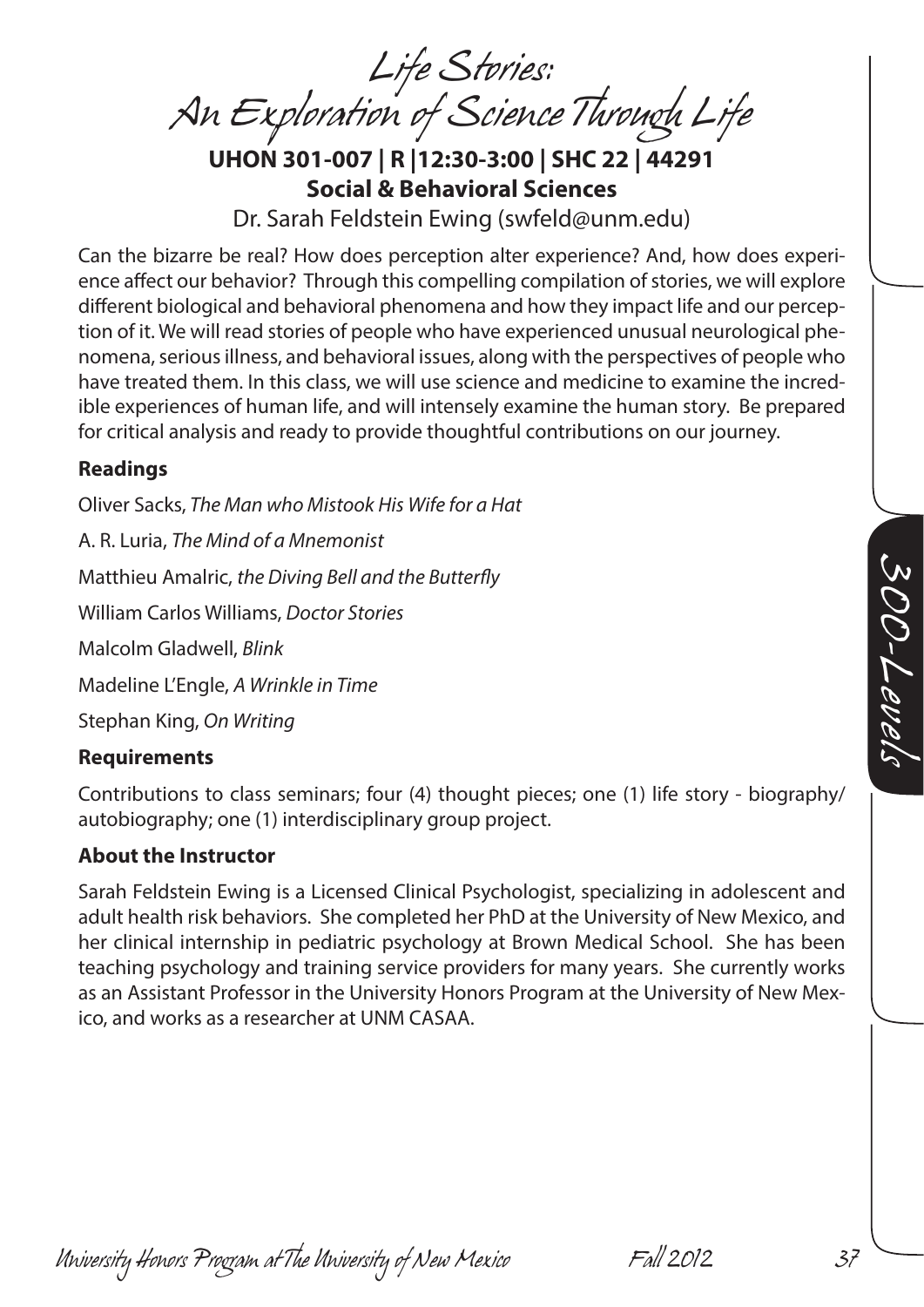# Life Stories: An Exploration of Science Through Life

**UHON 301-007 | R |12:30-3:00 | SHC 22 | 44291**

**Social & Behavioral Sciences**

Dr. Sarah Feldstein Ewing (swfeld@unm.edu)

Can the bizarre be real? How does perception alter experience? And, how does experience affect our behavior? Through this compelling compilation of stories, we will explore different biological and behavioral phenomena and how they impact life and our perception of it. We will read stories of people who have experienced unusual neurological phenomena, serious illness, and behavioral issues, along with the perspectives of people who have treated them. In this class, we will use science and medicine to examine the incredible experiences of human life, and will intensely examine the human story. Be prepared for critical analysis and ready to provide thoughtful contributions on our journey.

### Readings

Oliver Sacks, *The Man who Mistook His Wife for a Hat*

A. R. Luria, *The Mind of a Mnemonist*

Matthieu Amalric, *the Diving Bell and the Butterfly*

William Carlos Williams, *Doctor Stories*

Malcolm Gladwell, *Blink*

Madeline L'Engle, *A Wrinkle in Time*

Stephan King, *On Writing*

### Requirements

Contributions to class seminars; four (4) thought pieces; one (1) life story - biography/ autobiography; one (1) interdisciplinary group project.

### About the Instructor

Sarah Feldstein Ewing is a Licensed Clinical Psychologist, specializing in adolescent and adult health risk behaviors. She completed her PhD at the University of New Mexico, and her clinical internship in pediatric psychology at Brown Medical School. She has been teaching psychology and training service providers for many years. She currently works as an Assistant Professor in the University Honors Program at the University of New Mexico, and works as a researcher at UNM CASAA.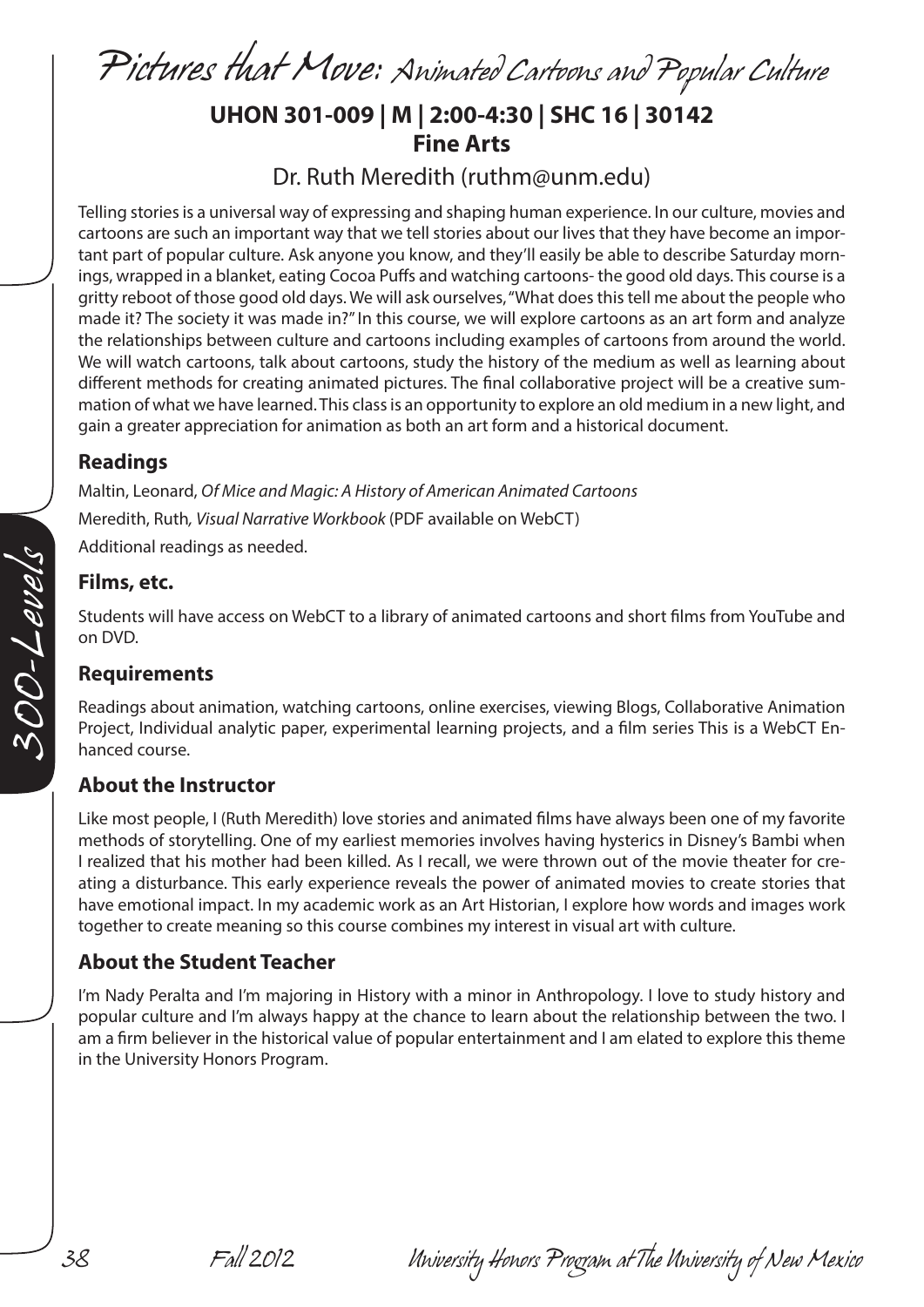# Pictures that Move: Animated Cartoons and Popular Culture

**UHON 301-009 | M | 2:00-4:30 | SHC 16 | 30142**
**Fine Arts**

Dr. Ruth Meredith (ruthm@unm.edu)

Telling stories is a universal way of expressing and shaping human experience. In our culture, movies and cartoons are such an important way that we tell stories about our lives that they have become an important part of popular culture. Ask anyone you know, and they'll easily be able to describe Saturday mornings, wrapped in a blanket, eating Cocoa Puffs and watching cartoons- the good old days. This course is a gritty reboot of those good old days. We will ask ourselves, "What does this tell me about the people who made it? The society it was made in?" In this course, we will explore cartoons as an art form and analyze the relationships between culture and cartoons including examples of cartoons from around the world. We will watch cartoons, talk about cartoons, study the history of the medium as well as learning about different methods for creating animated pictures. The final collaborative project will be a creative summation of what we have learned. This class is an opportunity to explore an old medium in a new light, and gain a greater appreciation for animation as both an art form and a historical document.

## Readings

Maltin, Leonard, *Of Mice and Magic: A History of American Animated Cartoons*

Meredith, Ruth*, Visual Narrative Workbook* (PDF available on WebCT)

Additional readings as needed.

## Films, etc.

Students will have access on WebCT to a library of animated cartoons and short films from YouTube and on DVD.

## Requirements

Readings about animation, watching cartoons, online exercises, viewing Blogs, Collaborative Animation Project, Individual analytic paper, experimental learning projects, and a film series This is a WebCT Enhanced course.

## About the Instructor

Like most people, I (Ruth Meredith) love stories and animated films have always been one of my favorite methods of storytelling. One of my earliest memories involves having hysterics in Disney's Bambi when I realized that his mother had been killed. As I recall, we were thrown out of the movie theater for creating a disturbance. This early experience reveals the power of animated movies to create stories that have emotional impact. In my academic work as an Art Historian, I explore how words and images work together to create meaning so this course combines my interest in visual art with culture.

## About the Student Teacher

I'm Nady Peralta and I'm majoring in History with a minor in Anthropology. I love to study history and popular culture and I'm always happy at the chance to learn about the relationship between the two. I am a firm believer in the historical value of popular entertainment and I am elated to explore this theme in the University Honors Program.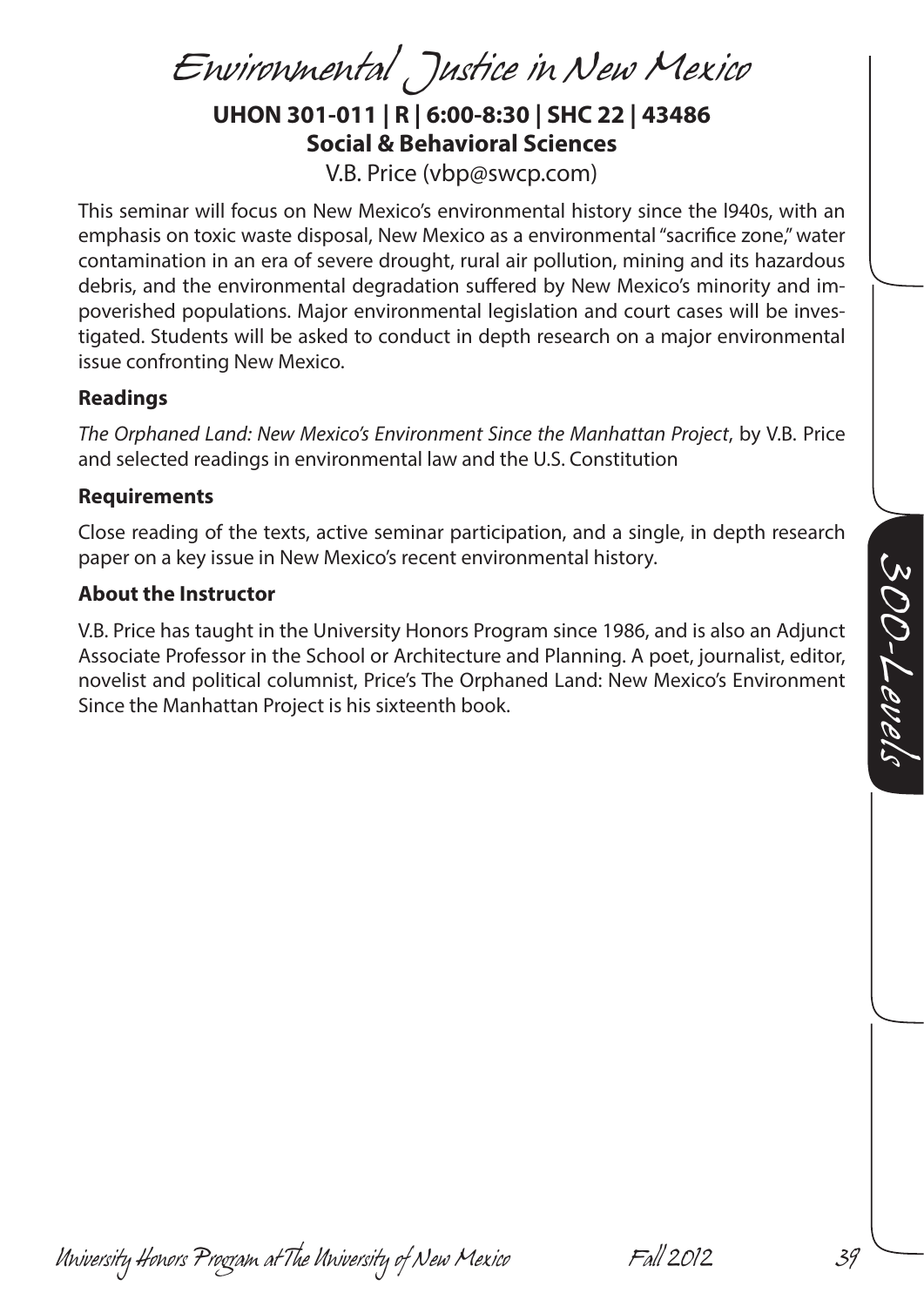# Environmental Justice in New Mexico

**UHON 301-011 | R | 6:00-8:30 | SHC 22 | 43486**
**Social & Behavioral Sciences**

V.B. Price (vbp@swcp.com)

This seminar will focus on New Mexico's environmental history since the l940s, with an emphasis on toxic waste disposal, New Mexico as a environmental "sacrifice zone," water contamination in an era of severe drought, rural air pollution, mining and its hazardous debris, and the environmental degradation suffered by New Mexico's minority and impoverished populations. Major environmental legislation and court cases will be investigated. Students will be asked to conduct in depth research on a major environmental issue confronting New Mexico.

**Readings**

*The Orphaned Land: New Mexico's Environment Since the Manhattan Project*, by V.B. Price and selected readings in environmental law and the U.S. Constitution

**Requirements**

Close reading of the texts, active seminar participation, and a single, in depth research paper on a key issue in New Mexico's recent environmental history.

**About the Instructor**

V.B. Price has taught in the University Honors Program since 1986, and is also an Adjunct Associate Professor in the School or Architecture and Planning. A poet, journalist, editor, novelist and political columnist, Price's The Orphaned Land: New Mexico's Environment Since the Manhattan Project is his sixteenth book.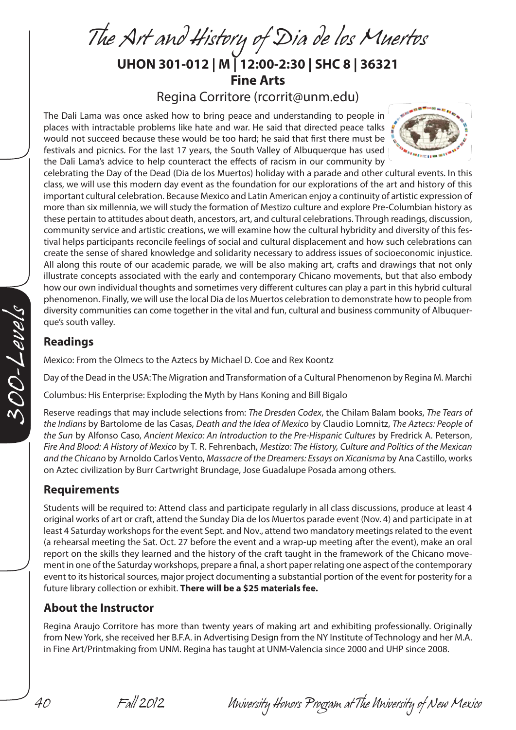# The Art and History of Dia de los Muertos

## UHON 301-012 | M | 12:00-2:30 | SHC 8 | 36321

## Fine Arts

Regina Corritore (rcorrit@unm.edu)

The Dali Lama was once asked how to bring peace and understanding to people in places with intractable problems like hate and war. He said that directed peace talks would not succeed because these would be too hard; he said that first there must be festivals and picnics. For the last 17 years, the South Valley of Albuquerque has used the Dali Lama's advice to help counteract the effects of racism in our community by celebrating the Day of the Dead (Dia de los Muertos) holiday with a parade and other cultural events. In this class, we will use this modern day event as the foundation for our explorations of the art and history of this important cultural celebration. Because Mexico and Latin American enjoy a continuity of artistic expression of more than six millennia, we will study the formation of Mestizo culture and explore Pre-Columbian history as these pertain to attitudes about death, ancestors, art, and cultural celebrations. Through readings, discussion, community service and artistic creations, we will examine how the cultural hybridity and diversity of this festival helps participants reconcile feelings of social and cultural displacement and how such celebrations can create the sense of shared knowledge and solidarity necessary to address issues of socioeconomic injustice. All along this route of our academic parade, we will be also making art, crafts and drawings that not only illustrate concepts associated with the early and contemporary Chicano movements, but that also embody how our own individual thoughts and sometimes very different cultures can play a part in this hybrid cultural phenomenon. Finally, we will use the local Dia de los Muertos celebration to demonstrate how to people from diversity communities can come together in the vital and fun, cultural and business community of Albuquerque's south valley.

### Readings

Mexico: From the Olmecs to the Aztecs by Michael D. Coe and Rex Koontz

Day of the Dead in the USA: The Migration and Transformation of a Cultural Phenomenon by Regina M. Marchi

Columbus: His Enterprise: Exploding the Myth by Hans Koning and Bill Bigalo

Reserve readings that may include selections from: *The Dresden Codex*, the Chilam Balam books, *The Tears of the Indians* by Bartolome de las Casas, *Death and the Idea of Mexico* by Claudio Lomnitz, *The Aztecs: People of the Sun* by Alfonso Caso, *Ancient Mexico: An Introduction to the Pre-Hispanic Cultures* by Fredrick A. Peterson, *Fire And Blood: A History of Mexico* by T. R. Fehrenbach, *Mestizo: The History, Culture and Politics of the Mexican and the Chicano* by Arnoldo Carlos Vento, *Massacre of the Dreamers: Essays on Xicanisma* by Ana Castillo, works on Aztec civilization by Burr Cartwright Brundage, Jose Guadalupe Posada among others.

### Requirements

Students will be required to: Attend class and participate regularly in all class discussions, produce at least 4 original works of art or craft, attend the Sunday Dia de los Muertos parade event (Nov. 4) and participate in at least 4 Saturday workshops for the event Sept. and Nov., attend two mandatory meetings related to the event (a rehearsal meeting the Sat. Oct. 27 before the event and a wrap-up meeting after the event), make an oral report on the skills they learned and the history of the craft taught in the framework of the Chicano movement in one of the Saturday workshops, prepare a final, a short paper relating one aspect of the contemporary event to its historical sources, major project documenting a substantial portion of the event for posterity for a future library collection or exhibit. **There will be a $25 materials fee.**

### About the Instructor

Regina Araujo Corritore has more than twenty years of making art and exhibiting professionally. Originally from New York, she received her B.F.A. in Advertising Design from the NY Institute of Technology and her M.A. in Fine Art/Printmaking from UNM. Regina has taught at UNM-Valencia since 2000 and UHP since 2008.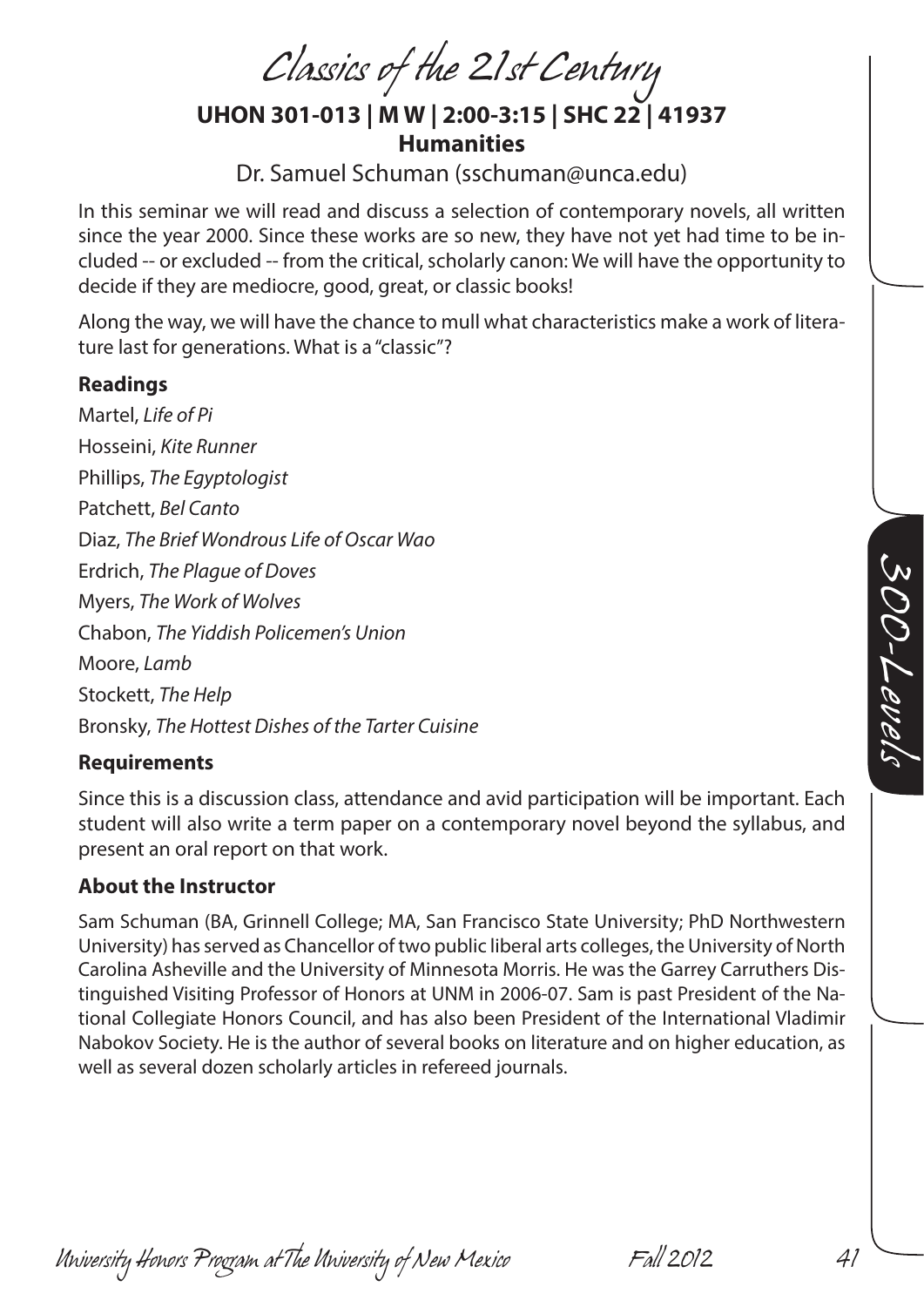# Classics of the 21st Century

**UHON 301-013 | M W | 2:00-3:15 | SHC 22 | 41937**
**Humanities**

Dr. Samuel Schuman (sschuman@unca.edu)

In this seminar we will read and discuss a selection of contemporary novels, all written since the year 2000. Since these works are so new, they have not yet had time to be included -- or excluded -- from the critical, scholarly canon: We will have the opportunity to decide if they are mediocre, good, great, or classic books!

Along the way, we will have the chance to mull what characteristics make a work of literature last for generations. What is a "classic"?

### Readings

Martel, *Life of Pi*
Hosseini, *Kite Runner*
Phillips, *The Egyptologist*
Patchett, *Bel Canto*
Diaz, *The Brief Wondrous Life of Oscar Wao*
Erdrich, *The Plague of Doves*
Myers, *The Work of Wolves*
Chabon, *The Yiddish Policemen's Union*
Moore, *Lamb*
Stockett, *The Help*
Bronsky, *The Hottest Dishes of the Tarter Cuisine*

### Requirements

Since this is a discussion class, attendance and avid participation will be important. Each student will also write a term paper on a contemporary novel beyond the syllabus, and present an oral report on that work.

### About the Instructor

Sam Schuman (BA, Grinnell College; MA, San Francisco State University; PhD Northwestern University) has served as Chancellor of two public liberal arts colleges, the University of North Carolina Asheville and the University of Minnesota Morris. He was the Garrey Carruthers Distinguished Visiting Professor of Honors at UNM in 2006-07. Sam is past President of the National Collegiate Honors Council, and has also been President of the International Vladimir Nabokov Society. He is the author of several books on literature and on higher education, as well as several dozen scholarly articles in refereed journals.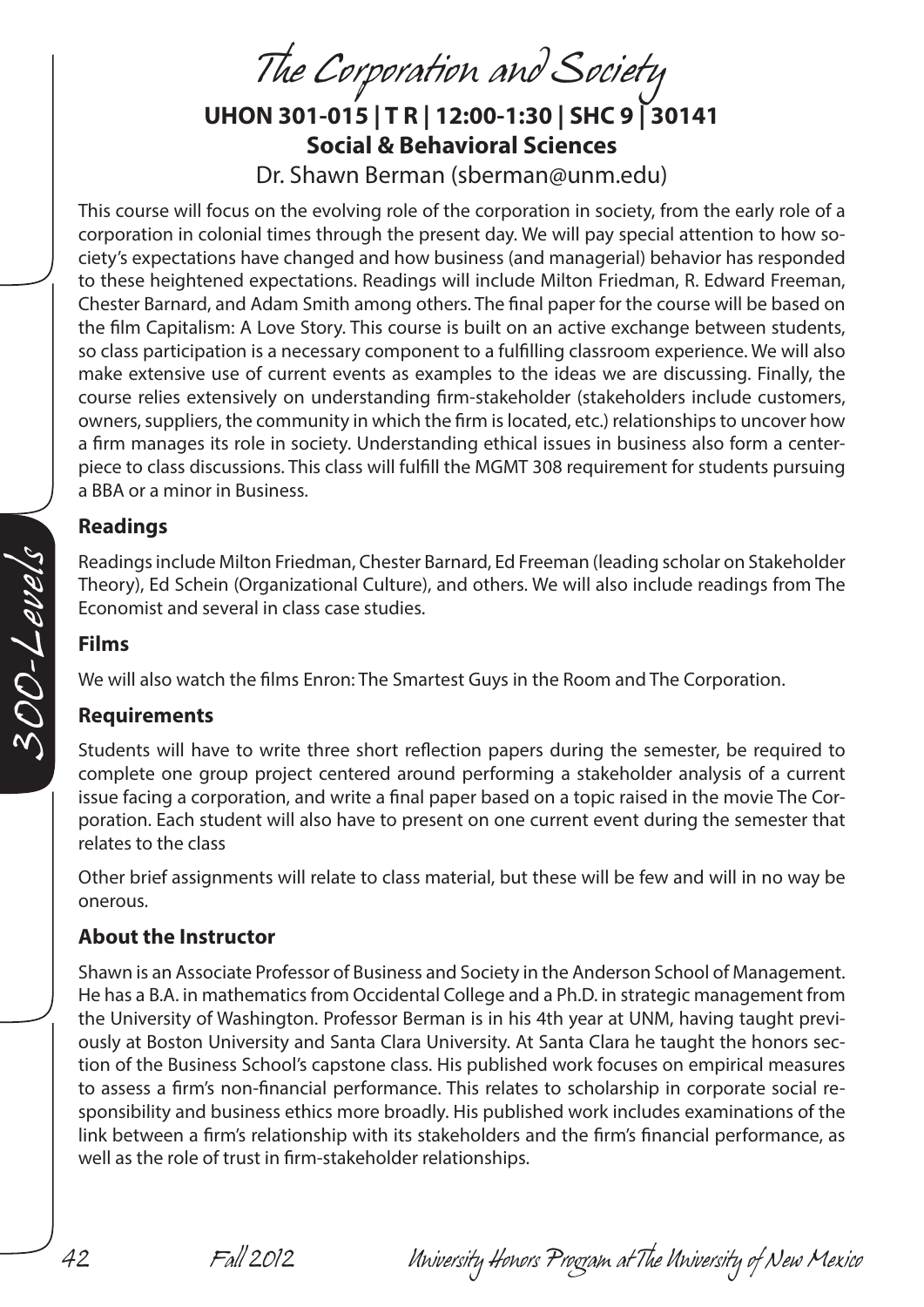# The Corporation and Society

**UHON 301-015 | T R | 12:00-1:30 | SHC 9 | 30141**
**Social & Behavioral Sciences**

Dr. Shawn Berman (sberman@unm.edu)

This course will focus on the evolving role of the corporation in society, from the early role of a corporation in colonial times through the present day. We will pay special attention to how society's expectations have changed and how business (and managerial) behavior has responded to these heightened expectations. Readings will include Milton Friedman, R. Edward Freeman, Chester Barnard, and Adam Smith among others. The final paper for the course will be based on the film Capitalism: A Love Story. This course is built on an active exchange between students, so class participation is a necessary component to a fulfilling classroom experience. We will also make extensive use of current events as examples to the ideas we are discussing. Finally, the course relies extensively on understanding firm-stakeholder (stakeholders include customers, owners, suppliers, the community in which the firm is located, etc.) relationships to uncover how a firm manages its role in society. Understanding ethical issues in business also form a centerpiece to class discussions. This class will fulfill the MGMT 308 requirement for students pursuing a BBA or a minor in Business.

### Readings

Readings include Milton Friedman, Chester Barnard, Ed Freeman (leading scholar on Stakeholder Theory), Ed Schein (Organizational Culture), and others. We will also include readings from The Economist and several in class case studies.

### Films

We will also watch the films Enron: The Smartest Guys in the Room and The Corporation.

### Requirements

Students will have to write three short reflection papers during the semester, be required to complete one group project centered around performing a stakeholder analysis of a current issue facing a corporation, and write a final paper based on a topic raised in the movie The Corporation. Each student will also have to present on one current event during the semester that relates to the class

Other brief assignments will relate to class material, but these will be few and will in no way be onerous.

### About the Instructor

Shawn is an Associate Professor of Business and Society in the Anderson School of Management. He has a B.A. in mathematics from Occidental College and a Ph.D. in strategic management from the University of Washington. Professor Berman is in his 4th year at UNM, having taught previously at Boston University and Santa Clara University. At Santa Clara he taught the honors section of the Business School's capstone class. His published work focuses on empirical measures to assess a firm's non-financial performance. This relates to scholarship in corporate social responsibility and business ethics more broadly. His published work includes examinations of the link between a firm's relationship with its stakeholders and the firm's financial performance, as well as the role of trust in firm-stakeholder relationships.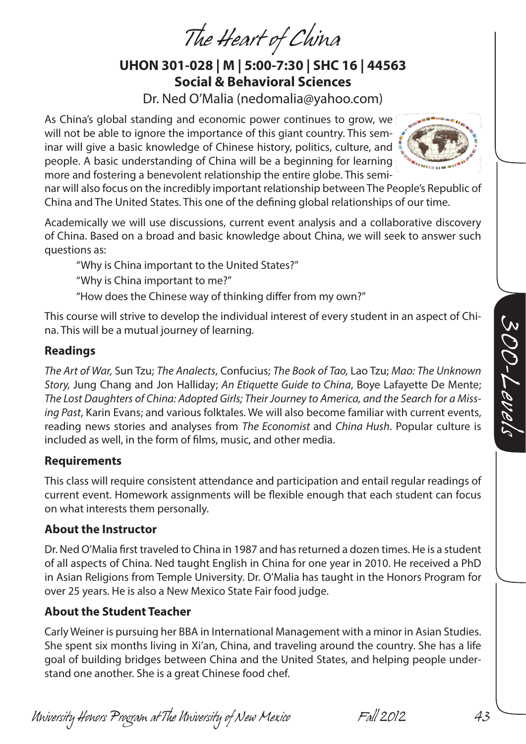# The Heart of China

**UHON 301-028 | M | 5:00-7:30 | SHC 16 | 44563**
**Social & Behavioral Sciences**

Dr. Ned O'Malia (nedomalia@yahoo.com)

As China's global standing and economic power continues to grow, we will not be able to ignore the importance of this giant country. This seminar will give a basic knowledge of Chinese history, politics, culture, and people. A basic understanding of China will be a beginning for learning more and fostering a benevolent relationship the entire globe. This seminar will also focus on the incredibly important relationship between The People's Republic of China and The United States. This one of the defining global relationships of our time.

Academically we will use discussions, current event analysis and a collaborative discovery of China. Based on a broad and basic knowledge about China, we will seek to answer such questions as:

"Why is China important to the United States?"

"Why is China important to me?"

"How does the Chinese way of thinking differ from my own?"

This course will strive to develop the individual interest of every student in an aspect of China. This will be a mutual journey of learning.

## Readings

*The Art of War,* Sun Tzu; *The Analects*, Confucius; *The Book of Tao,* Lao Tzu; *Mao: The Unknown Story,* Jung Chang and Jon Halliday; *An Etiquette Guide to China*, Boye Lafayette De Mente; *The Lost Daughters of China: Adopted Girls; Their Journey to America, and the Search for a Missing Past*, Karin Evans; and various folktales. We will also become familiar with current events, reading news stories and analyses from *The Economist* and *China Hush*. Popular culture is included as well, in the form of films, music, and other media.

## Requirements

This class will require consistent attendance and participation and entail regular readings of current event. Homework assignments will be flexible enough that each student can focus on what interests them personally.

## About the Instructor

Dr. Ned O'Malia first traveled to China in 1987 and has returned a dozen times. He is a student of all aspects of China. Ned taught English in China for one year in 2010. He received a PhD in Asian Religions from Temple University. Dr. O'Malia has taught in the Honors Program for over 25 years. He is also a New Mexico State Fair food judge.

## About the Student Teacher

Carly Weiner is pursuing her BBA in International Management with a minor in Asian Studies. She spent six months living in Xi'an, China, and traveling around the country. She has a life goal of building bridges between China and the United States, and helping people understand one another. She is a great Chinese food chef.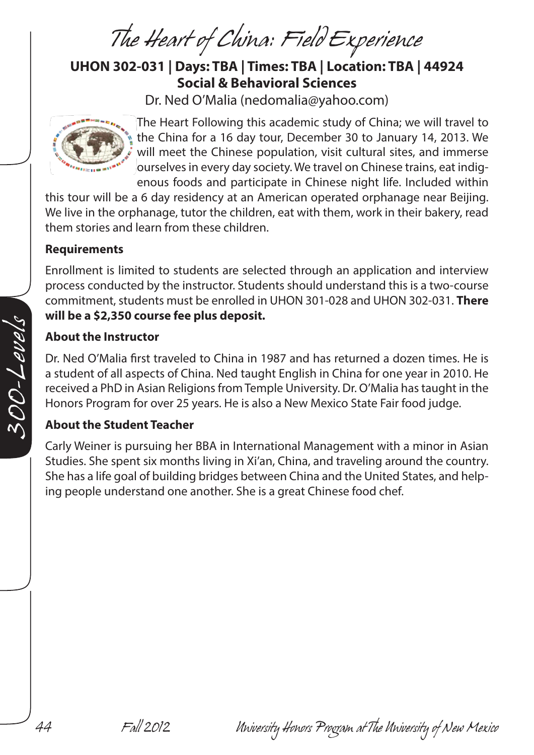# The Heart of China: Field Experience

**UHON 302-031 | Days: TBA | Times: TBA | Location: TBA | 44924**
**Social & Behavioral Sciences**

Dr. Ned O'Malia (nedomalia@yahoo.com)

The Heart Following this academic study of China; we will travel to the China for a 16 day tour, December 30 to January 14, 2013. We will meet the Chinese population, visit cultural sites, and immerse ourselves in every day society. We travel on Chinese trains, eat indigenous foods and participate in Chinese night life. Included within this tour will be a 6 day residency at an American operated orphanage near Beijing. We live in the orphanage, tutor the children, eat with them, work in their bakery, read them stories and learn from these children.

### Requirements

Enrollment is limited to students are selected through an application and interview process conducted by the instructor. Students should understand this is a two-course commitment, students must be enrolled in UHON 301-028 and UHON 302-031. **There will be a $2,350 course fee plus deposit.**

### About the Instructor

Dr. Ned O'Malia first traveled to China in 1987 and has returned a dozen times. He is a student of all aspects of China. Ned taught English in China for one year in 2010. He received a PhD in Asian Religions from Temple University. Dr. O'Malia has taught in the Honors Program for over 25 years. He is also a New Mexico State Fair food judge.

### About the Student Teacher

Carly Weiner is pursuing her BBA in International Management with a minor in Asian Studies. She spent six months living in Xi'an, China, and traveling around the country. She has a life goal of building bridges between China and the United States, and helping people understand one another. She is a great Chinese food chef.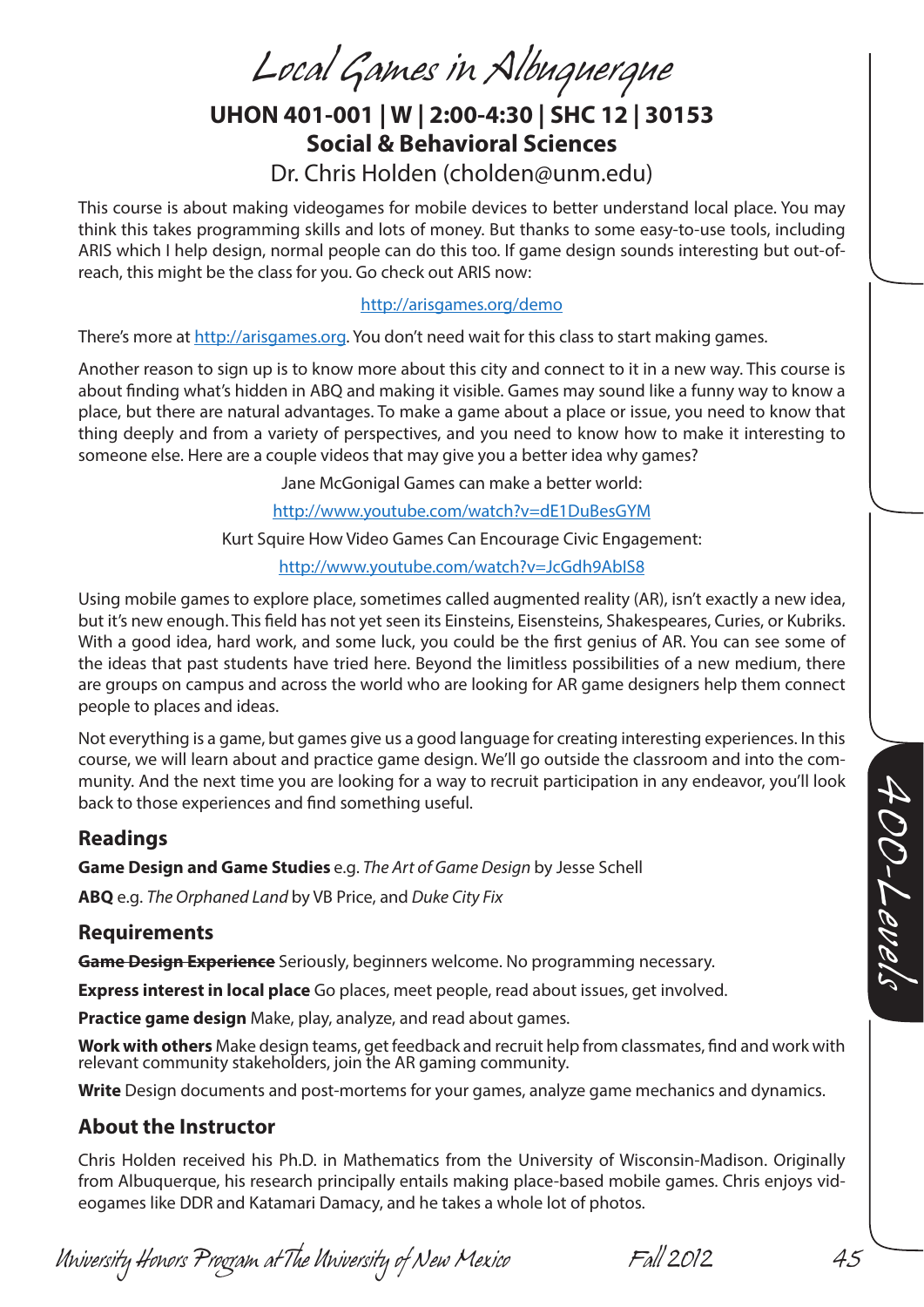# Local Games in Albuquerque

**UHON 401-001 | W | 2:00-4:30 | SHC 12 | 30153**

**Social & Behavioral Sciences**

Dr. Chris Holden (cholden@unm.edu)

This course is about making videogames for mobile devices to better understand local place. You may think this takes programming skills and lots of money. But thanks to some easy-to-use tools, including ARIS which I help design, normal people can do this too. If game design sounds interesting but out-of-reach, this might be the class for you. Go check out ARIS now:

http://arisgames.org/demo

There's more at http://arisgames.org. You don't need wait for this class to start making games.

Another reason to sign up is to know more about this city and connect to it in a new way. This course is about finding what's hidden in ABQ and making it visible. Games may sound like a funny way to know a place, but there are natural advantages. To make a game about a place or issue, you need to know that thing deeply and from a variety of perspectives, and you need to know how to make it interesting to someone else. Here are a couple videos that may give you a better idea why games?

Jane McGonigal Games can make a better world:

http://www.youtube.com/watch?v=dE1DuBesGYM

Kurt Squire How Video Games Can Encourage Civic Engagement:

http://www.youtube.com/watch?v=JcGdh9AbIS8

Using mobile games to explore place, sometimes called augmented reality (AR), isn't exactly a new idea, but it's new enough. This field has not yet seen its Einsteins, Eisensteins, Shakespeares, Curies, or Kubriks. With a good idea, hard work, and some luck, you could be the first genius of AR. You can see some of the ideas that past students have tried here. Beyond the limitless possibilities of a new medium, there are groups on campus and across the world who are looking for AR game designers help them connect people to places and ideas.

Not everything is a game, but games give us a good language for creating interesting experiences. In this course, we will learn about and practice game design. We'll go outside the classroom and into the community. And the next time you are looking for a way to recruit participation in any endeavor, you'll look back to those experiences and find something useful.

## Readings

**Game Design and Game Studies** e.g. *The Art of Game Design* by Jesse Schell

**ABQ** e.g. *The Orphaned Land* by VB Price, and *Duke City Fix*

## Requirements

**~~Game Design Experience~~** Seriously, beginners welcome. No programming necessary.

**Express interest in local place** Go places, meet people, read about issues, get involved.

**Practice game design** Make, play, analyze, and read about games.

**Work with others** Make design teams, get feedback and recruit help from classmates, find and work with relevant community stakeholders, join the AR gaming community.

**Write** Design documents and post-mortems for your games, analyze game mechanics and dynamics.

## About the Instructor

Chris Holden received his Ph.D. in Mathematics from the University of Wisconsin-Madison. Originally from Albuquerque, his research principally entails making place-based mobile games. Chris enjoys videogames like DDR and Katamari Damacy, and he takes a whole lot of photos.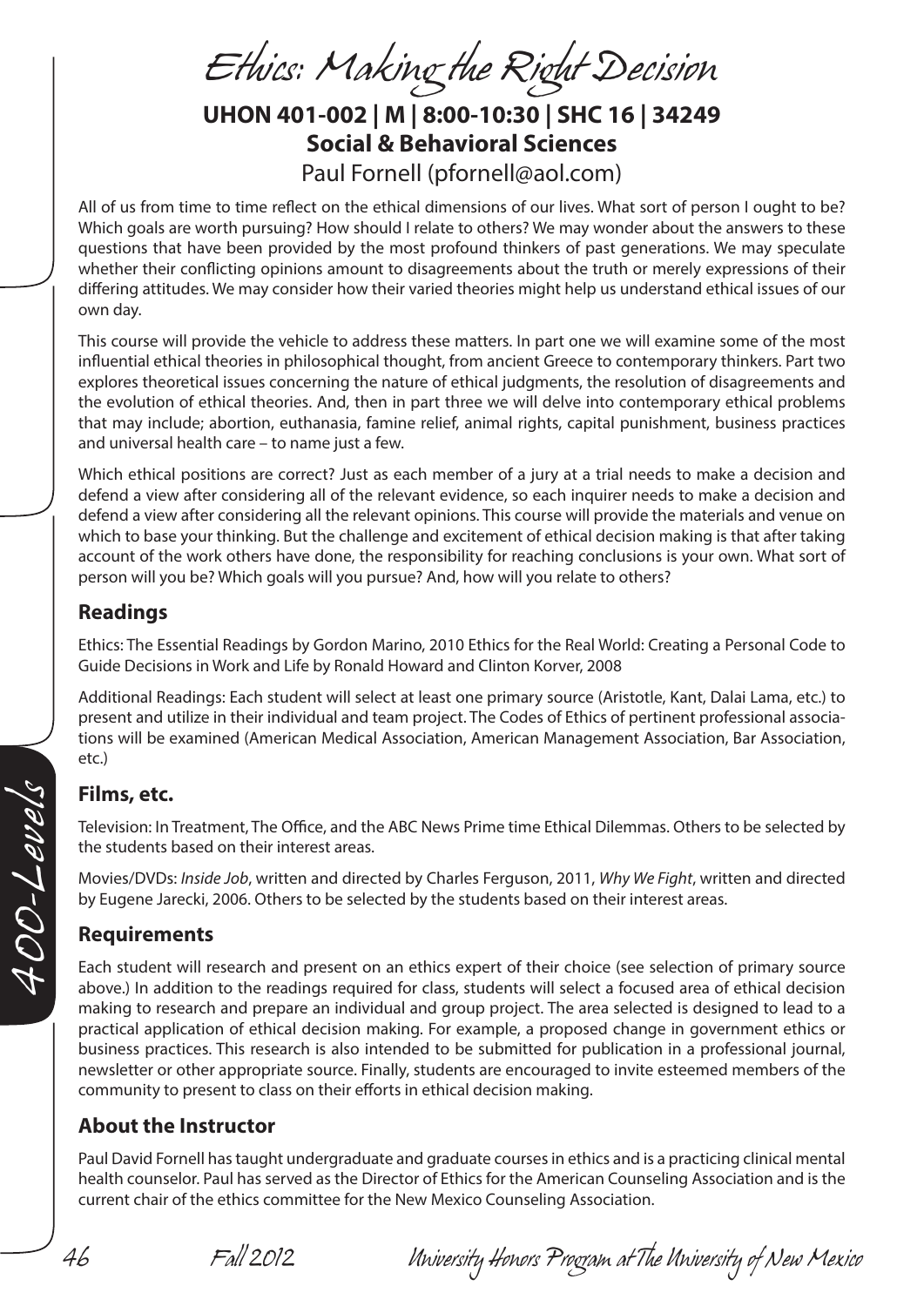# Ethics: Making the Right Decision

**UHON 401-002 | M | 8:00-10:30 | SHC 16 | 34249**
**Social & Behavioral Sciences**
Paul Fornell (pfornell@aol.com)

All of us from time to time reflect on the ethical dimensions of our lives. What sort of person I ought to be? Which goals are worth pursuing? How should I relate to others? We may wonder about the answers to these questions that have been provided by the most profound thinkers of past generations. We may speculate whether their conflicting opinions amount to disagreements about the truth or merely expressions of their differing attitudes. We may consider how their varied theories might help us understand ethical issues of our own day.

This course will provide the vehicle to address these matters. In part one we will examine some of the most influential ethical theories in philosophical thought, from ancient Greece to contemporary thinkers. Part two explores theoretical issues concerning the nature of ethical judgments, the resolution of disagreements and the evolution of ethical theories. And, then in part three we will delve into contemporary ethical problems that may include; abortion, euthanasia, famine relief, animal rights, capital punishment, business practices and universal health care – to name just a few.

Which ethical positions are correct? Just as each member of a jury at a trial needs to make a decision and defend a view after considering all of the relevant evidence, so each inquirer needs to make a decision and defend a view after considering all the relevant opinions. This course will provide the materials and venue on which to base your thinking. But the challenge and excitement of ethical decision making is that after taking account of the work others have done, the responsibility for reaching conclusions is your own. What sort of person will you be? Which goals will you pursue? And, how will you relate to others?

## Readings

Ethics: The Essential Readings by Gordon Marino, 2010 Ethics for the Real World: Creating a Personal Code to Guide Decisions in Work and Life by Ronald Howard and Clinton Korver, 2008

Additional Readings: Each student will select at least one primary source (Aristotle, Kant, Dalai Lama, etc.) to present and utilize in their individual and team project. The Codes of Ethics of pertinent professional associations will be examined (American Medical Association, American Management Association, Bar Association, etc.)

## Films, etc.

Television: In Treatment, The Office, and the ABC News Prime time Ethical Dilemmas. Others to be selected by the students based on their interest areas.

Movies/DVDs: *Inside Job*, written and directed by Charles Ferguson, 2011, *Why We Fight*, written and directed by Eugene Jarecki, 2006. Others to be selected by the students based on their interest areas.

## Requirements

Each student will research and present on an ethics expert of their choice (see selection of primary source above.) In addition to the readings required for class, students will select a focused area of ethical decision making to research and prepare an individual and group project. The area selected is designed to lead to a practical application of ethical decision making. For example, a proposed change in government ethics or business practices. This research is also intended to be submitted for publication in a professional journal, newsletter or other appropriate source. Finally, students are encouraged to invite esteemed members of the community to present to class on their efforts in ethical decision making.

## About the Instructor

Paul David Fornell has taught undergraduate and graduate courses in ethics and is a practicing clinical mental health counselor. Paul has served as the Director of Ethics for the American Counseling Association and is the current chair of the ethics committee for the New Mexico Counseling Association.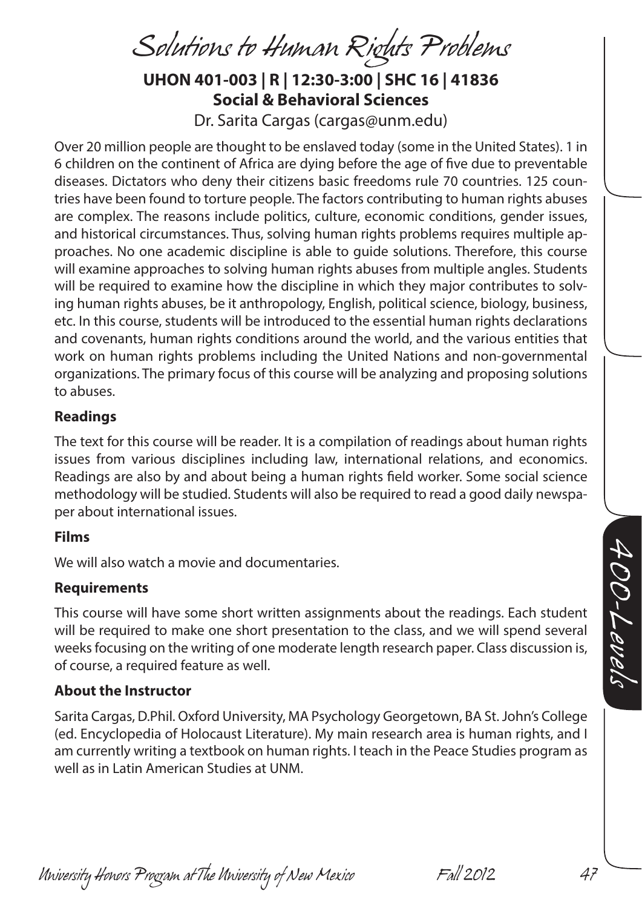# Solutions to Human Rights Problems

**UHON 401-003 | R | 12:30-3:00 | SHC 16 | 41836**
**Social & Behavioral Sciences**

Dr. Sarita Cargas (cargas@unm.edu)

Over 20 million people are thought to be enslaved today (some in the United States). 1 in 6 children on the continent of Africa are dying before the age of five due to preventable diseases. Dictators who deny their citizens basic freedoms rule 70 countries. 125 countries have been found to torture people. The factors contributing to human rights abuses are complex. The reasons include politics, culture, economic conditions, gender issues, and historical circumstances. Thus, solving human rights problems requires multiple approaches. No one academic discipline is able to guide solutions. Therefore, this course will examine approaches to solving human rights abuses from multiple angles. Students will be required to examine how the discipline in which they major contributes to solving human rights abuses, be it anthropology, English, political science, biology, business, etc. In this course, students will be introduced to the essential human rights declarations and covenants, human rights conditions around the world, and the various entities that work on human rights problems including the United Nations and non-governmental organizations. The primary focus of this course will be analyzing and proposing solutions to abuses.

### Readings

The text for this course will be reader. It is a compilation of readings about human rights issues from various disciplines including law, international relations, and economics. Readings are also by and about being a human rights field worker. Some social science methodology will be studied. Students will also be required to read a good daily newspaper about international issues.

### Films

We will also watch a movie and documentaries.

### Requirements

This course will have some short written assignments about the readings. Each student will be required to make one short presentation to the class, and we will spend several weeks focusing on the writing of one moderate length research paper. Class discussion is, of course, a required feature as well.

### About the Instructor

Sarita Cargas, D.Phil. Oxford University, MA Psychology Georgetown, BA St. John's College (ed. Encyclopedia of Holocaust Literature). My main research area is human rights, and I am currently writing a textbook on human rights. I teach in the Peace Studies program as well as in Latin American Studies at UNM.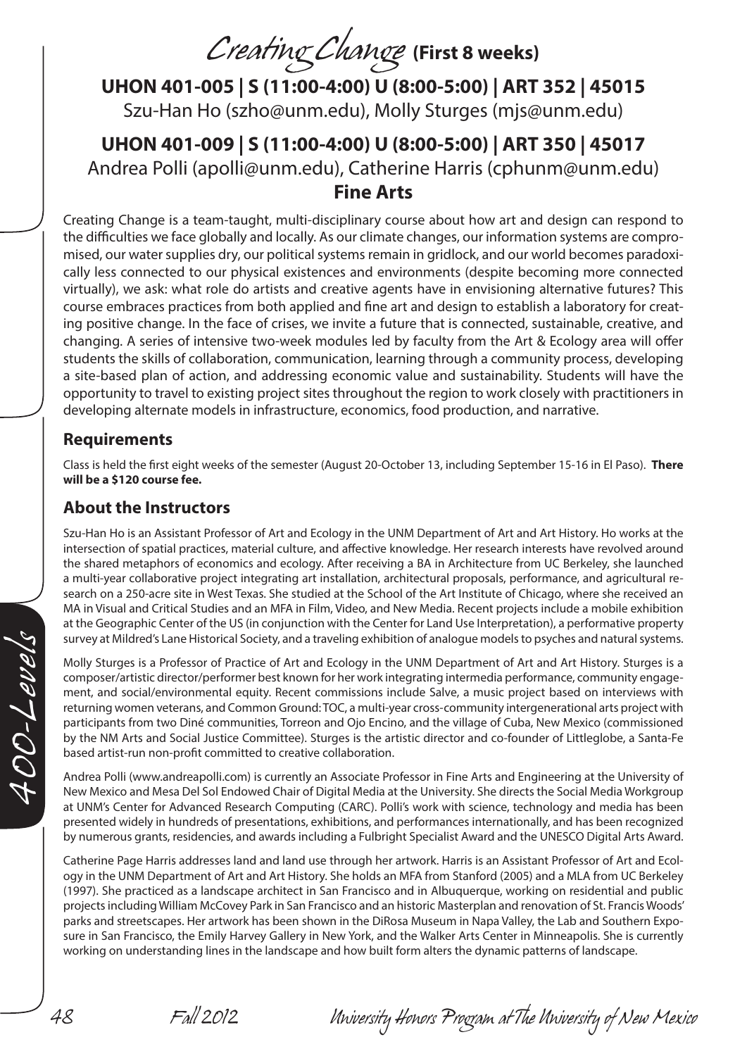# Creating Change (First 8 weeks)

## UHON 401-005 | S (11:00-4:00) U (8:00-5:00) | ART 352 | 45015

Szu-Han Ho (szho@unm.edu), Molly Sturges (mjs@unm.edu)

## UHON 401-009 | S (11:00-4:00) U (8:00-5:00) | ART 350 | 45017

Andrea Polli (apolli@unm.edu), Catherine Harris (cphunm@unm.edu)

**Fine Arts**

Creating Change is a team-taught, multi-disciplinary course about how art and design can respond to the difficulties we face globally and locally. As our climate changes, our information systems are compromised, our water supplies dry, our political systems remain in gridlock, and our world becomes paradoxically less connected to our physical existences and environments (despite becoming more connected virtually), we ask: what role do artists and creative agents have in envisioning alternative futures? This course embraces practices from both applied and fine art and design to establish a laboratory for creating positive change. In the face of crises, we invite a future that is connected, sustainable, creative, and changing. A series of intensive two-week modules led by faculty from the Art & Ecology area will offer students the skills of collaboration, communication, learning through a community process, developing a site-based plan of action, and addressing economic value and sustainability. Students will have the opportunity to travel to existing project sites throughout the region to work closely with practitioners in developing alternate models in infrastructure, economics, food production, and narrative.

### Requirements

Class is held the first eight weeks of the semester (August 20-October 13, including September 15-16 in El Paso). **There will be a $120 course fee.**

### About the Instructors

Szu-Han Ho is an Assistant Professor of Art and Ecology in the UNM Department of Art and Art History. Ho works at the intersection of spatial practices, material culture, and affective knowledge. Her research interests have revolved around the shared metaphors of economics and ecology. After receiving a BA in Architecture from UC Berkeley, she launched a multi-year collaborative project integrating art installation, architectural proposals, performance, and agricultural research on a 250-acre site in West Texas. She studied at the School of the Art Institute of Chicago, where she received an MA in Visual and Critical Studies and an MFA in Film, Video, and New Media. Recent projects include a mobile exhibition at the Geographic Center of the US (in conjunction with the Center for Land Use Interpretation), a performative property survey at Mildred's Lane Historical Society, and a traveling exhibition of analogue models to psyches and natural systems.

Molly Sturges is a Professor of Practice of Art and Ecology in the UNM Department of Art and Art History. Sturges is a composer/artistic director/performer best known for her work integrating intermedia performance, community engagement, and social/environmental equity. Recent commissions include Salve, a music project based on interviews with returning women veterans, and Common Ground: TOC, a multi-year cross-community intergenerational arts project with participants from two Diné communities, Torreon and Ojo Encino, and the village of Cuba, New Mexico (commissioned by the NM Arts and Social Justice Committee). Sturges is the artistic director and co-founder of Littleglobe, a Santa-Fe based artist-run non-profit committed to creative collaboration.

Andrea Polli (www.andreapolli.com) is currently an Associate Professor in Fine Arts and Engineering at the University of New Mexico and Mesa Del Sol Endowed Chair of Digital Media at the University. She directs the Social Media Workgroup at UNM's Center for Advanced Research Computing (CARC). Polli's work with science, technology and media has been presented widely in hundreds of presentations, exhibitions, and performances internationally, and has been recognized by numerous grants, residencies, and awards including a Fulbright Specialist Award and the UNESCO Digital Arts Award.

Catherine Page Harris addresses land and land use through her artwork. Harris is an Assistant Professor of Art and Ecology in the UNM Department of Art and Art History. She holds an MFA from Stanford (2005) and a MLA from UC Berkeley (1997). She practiced as a landscape architect in San Francisco and in Albuquerque, working on residential and public projects including William McCovey Park in San Francisco and an historic Masterplan and renovation of St. Francis Woods' parks and streetscapes. Her artwork has been shown in the DiRosa Museum in Napa Valley, the Lab and Southern Exposure in San Francisco, the Emily Harvey Gallery in New York, and the Walker Arts Center in Minneapolis. She is currently working on understanding lines in the landscape and how built form alters the dynamic patterns of landscape.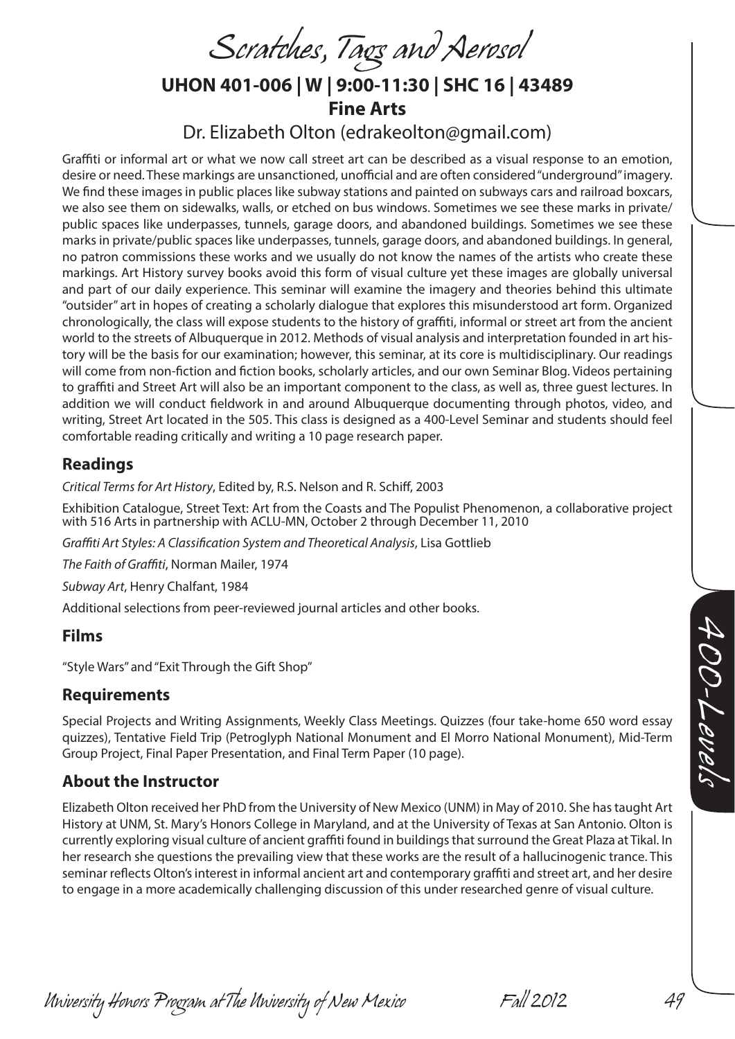# Scratches, Tags and Aerosol

## UHON 401-006 | W | 9:00-11:30 | SHC 16 | 43489

## Fine Arts

### Dr. Elizabeth Olton (edrakeolton@gmail.com)

Graffiti or informal art or what we now call street art can be described as a visual response to an emotion, desire or need. These markings are unsanctioned, unofficial and are often considered "underground" imagery. We find these images in public places like subway stations and painted on subways cars and railroad boxcars, we also see them on sidewalks, walls, or etched on bus windows. Sometimes we see these marks in private/public spaces like underpasses, tunnels, garage doors, and abandoned buildings. Sometimes we see these marks in private/public spaces like underpasses, tunnels, garage doors, and abandoned buildings. In general, no patron commissions these works and we usually do not know the names of the artists who create these markings. Art History survey books avoid this form of visual culture yet these images are globally universal and part of our daily experience. This seminar will examine the imagery and theories behind this ultimate "outsider" art in hopes of creating a scholarly dialogue that explores this misunderstood art form. Organized chronologically, the class will expose students to the history of graffiti, informal or street art from the ancient world to the streets of Albuquerque in 2012. Methods of visual analysis and interpretation founded in art history will be the basis for our examination; however, this seminar, at its core is multidisciplinary. Our readings will come from non-fiction and fiction books, scholarly articles, and our own Seminar Blog. Videos pertaining to graffiti and Street Art will also be an important component to the class, as well as, three guest lectures. In addition we will conduct fieldwork in and around Albuquerque documenting through photos, video, and writing, Street Art located in the 505. This class is designed as a 400-Level Seminar and students should feel comfortable reading critically and writing a 10 page research paper.

## Readings

*Critical Terms for Art History*, Edited by, R.S. Nelson and R. Schiff, 2003

Exhibition Catalogue, Street Text: Art from the Coasts and The Populist Phenomenon, a collaborative project with 516 Arts in partnership with ACLU-MN, October 2 through December 11, 2010

*Graffiti Art Styles: A Classification System and Theoretical Analysis*, Lisa Gottlieb

*The Faith of Graffiti*, Norman Mailer, 1974

*Subway Art*, Henry Chalfant, 1984

Additional selections from peer-reviewed journal articles and other books.

## Films

"Style Wars" and "Exit Through the Gift Shop"

## Requirements

Special Projects and Writing Assignments, Weekly Class Meetings. Quizzes (four take-home 650 word essay quizzes), Tentative Field Trip (Petroglyph National Monument and El Morro National Monument), Mid-Term Group Project, Final Paper Presentation, and Final Term Paper (10 page).

## About the Instructor

Elizabeth Olton received her PhD from the University of New Mexico (UNM) in May of 2010. She has taught Art History at UNM, St. Mary's Honors College in Maryland, and at the University of Texas at San Antonio. Olton is currently exploring visual culture of ancient graffiti found in buildings that surround the Great Plaza at Tikal. In her research she questions the prevailing view that these works are the result of a hallucinogenic trance. This seminar reflects Olton's interest in informal ancient art and contemporary graffiti and street art, and her desire to engage in a more academically challenging discussion of this under researched genre of visual culture.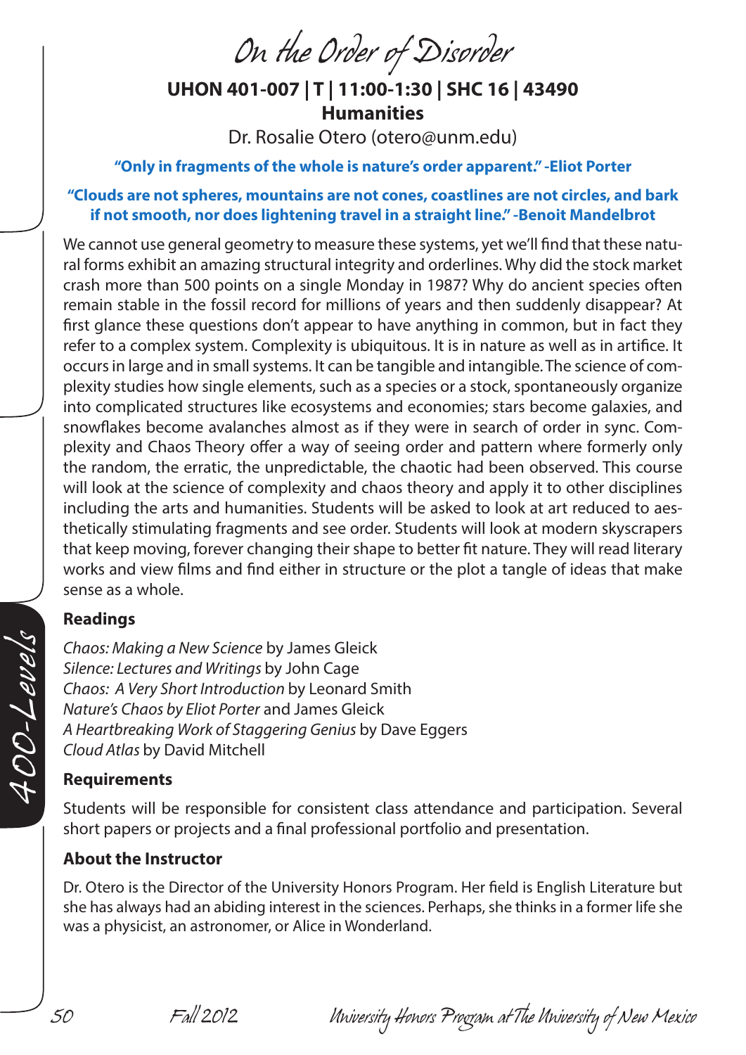# On the Order of Disorder

**UHON 401-007 | T | 11:00-1:30 | SHC 16 | 43490**
**Humanities**
Dr. Rosalie Otero (otero@unm.edu)

**"Only in fragments of the whole is nature's order apparent." -Eliot Porter**

**"Clouds are not spheres, mountains are not cones, coastlines are not circles, and bark if not smooth, nor does lightening travel in a straight line." -Benoit Mandelbrot**

We cannot use general geometry to measure these systems, yet we'll find that these natural forms exhibit an amazing structural integrity and orderlines. Why did the stock market crash more than 500 points on a single Monday in 1987? Why do ancient species often remain stable in the fossil record for millions of years and then suddenly disappear? At first glance these questions don't appear to have anything in common, but in fact they refer to a complex system. Complexity is ubiquitous. It is in nature as well as in artifice. It occurs in large and in small systems. It can be tangible and intangible. The science of complexity studies how single elements, such as a species or a stock, spontaneously organize into complicated structures like ecosystems and economies; stars become galaxies, and snowflakes become avalanches almost as if they were in search of order in sync. Complexity and Chaos Theory offer a way of seeing order and pattern where formerly only the random, the erratic, the unpredictable, the chaotic had been observed. This course will look at the science of complexity and chaos theory and apply it to other disciplines including the arts and humanities. Students will be asked to look at art reduced to aesthetically stimulating fragments and see order. Students will look at modern skyscrapers that keep moving, forever changing their shape to better fit nature. They will read literary works and view films and find either in structure or the plot a tangle of ideas that make sense as a whole.

## Readings

*Chaos: Making a New Science* by James Gleick
*Silence: Lectures and Writings* by John Cage
*Chaos: A Very Short Introduction* by Leonard Smith
*Nature's Chaos by Eliot Porter* and James Gleick
*A Heartbreaking Work of Staggering Genius* by Dave Eggers
*Cloud Atlas* by David Mitchell

## Requirements

Students will be responsible for consistent class attendance and participation. Several short papers or projects and a final professional portfolio and presentation.

## About the Instructor

Dr. Otero is the Director of the University Honors Program. Her field is English Literature but she has always had an abiding interest in the sciences. Perhaps, she thinks in a former life she was a physicist, an astronomer, or Alice in Wonderland.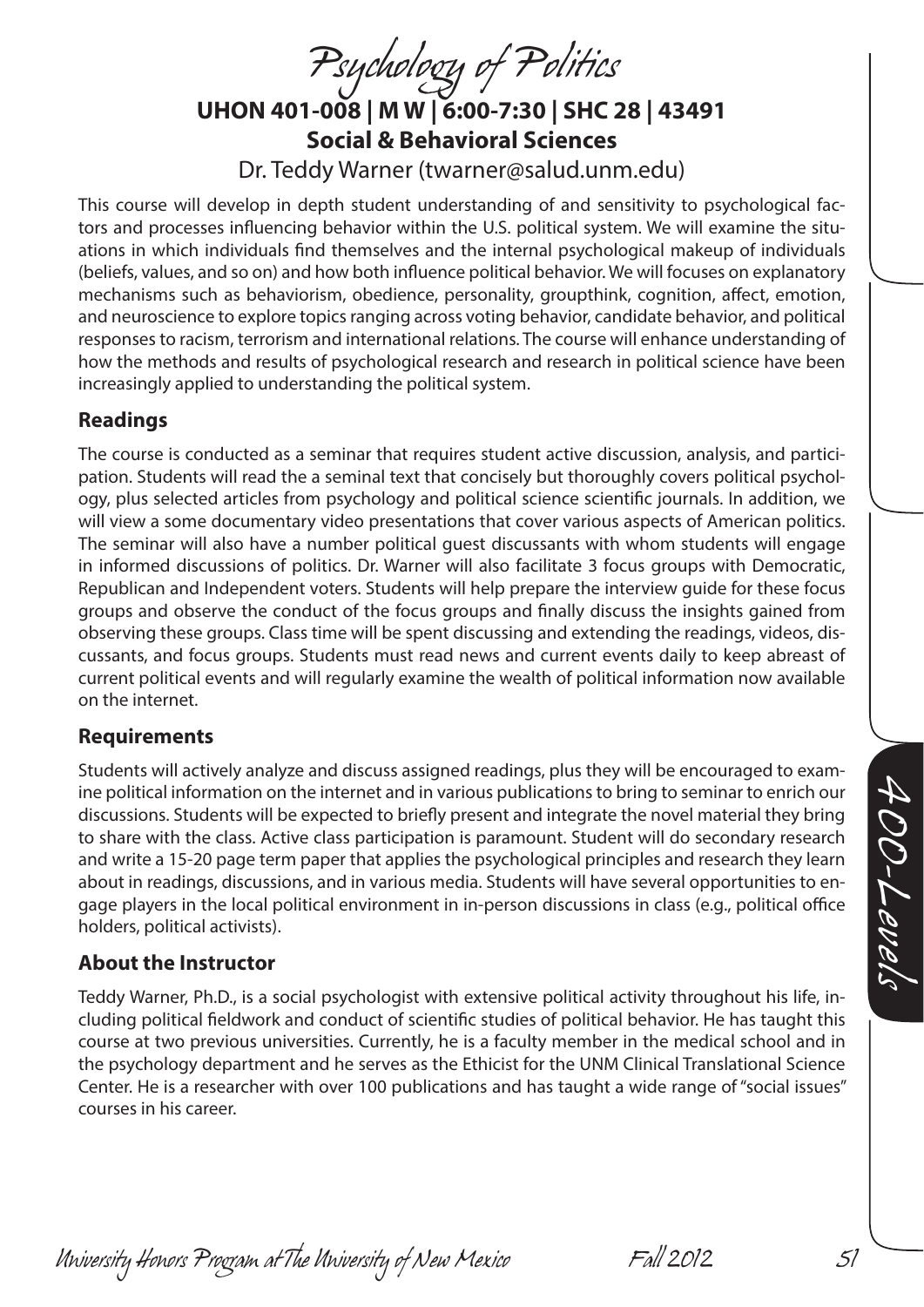# Psychology of Politics

**UHON 401-008 | M W | 6:00-7:30 | SHC 28 | 43491**
**Social & Behavioral Sciences**

Dr. Teddy Warner (twarner@salud.unm.edu)

This course will develop in depth student understanding of and sensitivity to psychological factors and processes influencing behavior within the U.S. political system. We will examine the situations in which individuals find themselves and the internal psychological makeup of individuals (beliefs, values, and so on) and how both influence political behavior. We will focuses on explanatory mechanisms such as behaviorism, obedience, personality, groupthink, cognition, affect, emotion, and neuroscience to explore topics ranging across voting behavior, candidate behavior, and political responses to racism, terrorism and international relations. The course will enhance understanding of how the methods and results of psychological research and research in political science have been increasingly applied to understanding the political system.

## Readings

The course is conducted as a seminar that requires student active discussion, analysis, and participation. Students will read the a seminal text that concisely but thoroughly covers political psychology, plus selected articles from psychology and political science scientific journals. In addition, we will view a some documentary video presentations that cover various aspects of American politics. The seminar will also have a number political guest discussants with whom students will engage in informed discussions of politics. Dr. Warner will also facilitate 3 focus groups with Democratic, Republican and Independent voters. Students will help prepare the interview guide for these focus groups and observe the conduct of the focus groups and finally discuss the insights gained from observing these groups. Class time will be spent discussing and extending the readings, videos, discussants, and focus groups. Students must read news and current events daily to keep abreast of current political events and will regularly examine the wealth of political information now available on the internet.

## Requirements

Students will actively analyze and discuss assigned readings, plus they will be encouraged to examine political information on the internet and in various publications to bring to seminar to enrich our discussions. Students will be expected to briefly present and integrate the novel material they bring to share with the class. Active class participation is paramount. Student will do secondary research and write a 15-20 page term paper that applies the psychological principles and research they learn about in readings, discussions, and in various media. Students will have several opportunities to engage players in the local political environment in in-person discussions in class (e.g., political office holders, political activists).

## About the Instructor

Teddy Warner, Ph.D., is a social psychologist with extensive political activity throughout his life, including political fieldwork and conduct of scientific studies of political behavior. He has taught this course at two previous universities. Currently, he is a faculty member in the medical school and in the psychology department and he serves as the Ethicist for the UNM Clinical Translational Science Center. He is a researcher with over 100 publications and has taught a wide range of "social issues" courses in his career.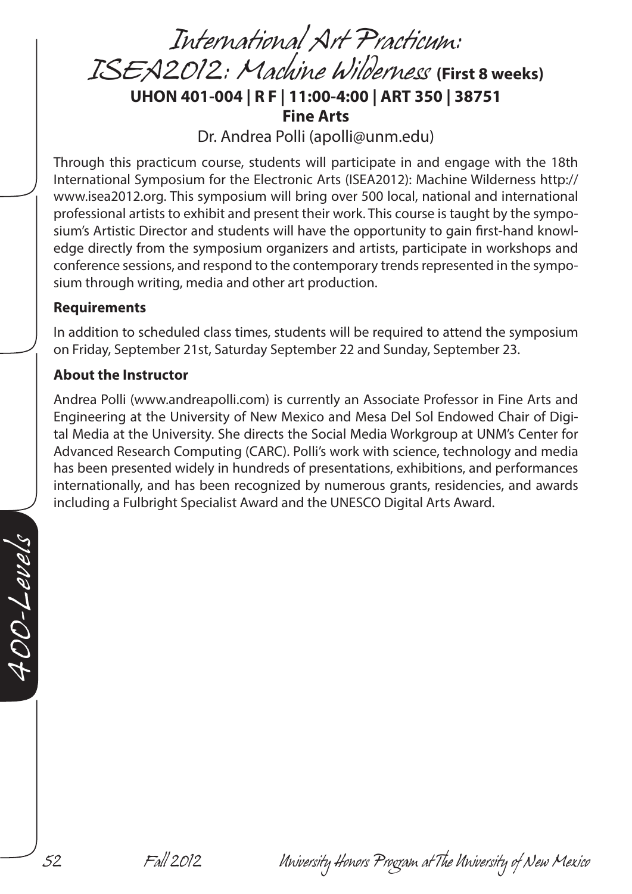# International Art Practicum: ISEA2012: Machine Wilderness **(First 8 weeks)**

**UHON 401-004 | R F | 11:00-4:00 | ART 350 | 38751**

**Fine Arts**

Dr. Andrea Polli (apolli@unm.edu)

Through this practicum course, students will participate in and engage with the 18th International Symposium for the Electronic Arts (ISEA2012): Machine Wilderness http://www.isea2012.org. This symposium will bring over 500 local, national and international professional artists to exhibit and present their work. This course is taught by the symposium's Artistic Director and students will have the opportunity to gain first-hand knowledge directly from the symposium organizers and artists, participate in workshops and conference sessions, and respond to the contemporary trends represented in the symposium through writing, media and other art production.

### Requirements

In addition to scheduled class times, students will be required to attend the symposium on Friday, September 21st, Saturday September 22 and Sunday, September 23.

### About the Instructor

Andrea Polli (www.andreapolli.com) is currently an Associate Professor in Fine Arts and Engineering at the University of New Mexico and Mesa Del Sol Endowed Chair of Digital Media at the University. She directs the Social Media Workgroup at UNM's Center for Advanced Research Computing (CARC). Polli's work with science, technology and media has been presented widely in hundreds of presentations, exhibitions, and performances internationally, and has been recognized by numerous grants, residencies, and awards including a Fulbright Specialist Award and the UNESCO Digital Arts Award.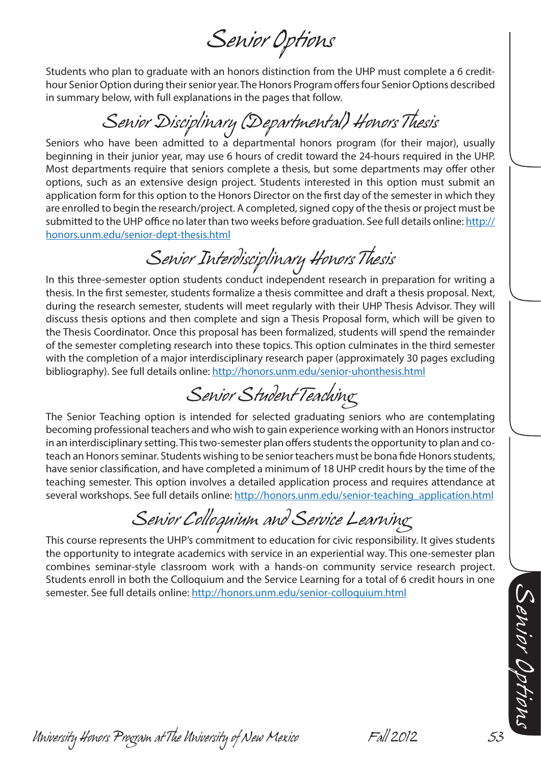# Senior Options

Students who plan to graduate with an honors distinction from the UHP must complete a 6 credit-hour Senior Option during their senior year. The Honors Program offers four Senior Options described in summary below, with full explanations in the pages that follow.

## Senior Disciplinary (Departmental) Honors Thesis

Seniors who have been admitted to a departmental honors program (for their major), usually beginning in their junior year, may use 6 hours of credit toward the 24-hours required in the UHP. Most departments require that seniors complete a thesis, but some departments may offer other options, such as an extensive design project. Students interested in this option must submit an application form for this option to the Honors Director on the first day of the semester in which they are enrolled to begin the research/project. A completed, signed copy of the thesis or project must be submitted to the UHP office no later than two weeks before graduation. See full details online: http://honors.unm.edu/senior-dept-thesis.html

## Senior Interdisciplinary Honors Thesis

In this three-semester option students conduct independent research in preparation for writing a thesis. In the first semester, students formalize a thesis committee and draft a thesis proposal. Next, during the research semester, students will meet regularly with their UHP Thesis Advisor. They will discuss thesis options and then complete and sign a Thesis Proposal form, which will be given to the Thesis Coordinator. Once this proposal has been formalized, students will spend the remainder of the semester completing research into these topics. This option culminates in the third semester with the completion of a major interdisciplinary research paper (approximately 30 pages excluding bibliography). See full details online: http://honors.unm.edu/senior-uhonthesis.html

## Senior Student Teaching

The Senior Teaching option is intended for selected graduating seniors who are contemplating becoming professional teachers and who wish to gain experience working with an Honors instructor in an interdisciplinary setting. This two-semester plan offers students the opportunity to plan and co-teach an Honors seminar. Students wishing to be senior teachers must be bona fide Honors students, have senior classification, and have completed a minimum of 18 UHP credit hours by the time of the teaching semester. This option involves a detailed application process and requires attendance at several workshops. See full details online: http://honors.unm.edu/senior-teaching_application.html

## Senior Colloquium and Service Learning

This course represents the UHP's commitment to education for civic responsibility. It gives students the opportunity to integrate academics with service in an experiential way. This one-semester plan combines seminar-style classroom work with a hands-on community service research project. Students enroll in both the Colloquium and the Service Learning for a total of 6 credit hours in one semester. See full details online: http://honors.unm.edu/senior-colloquium.html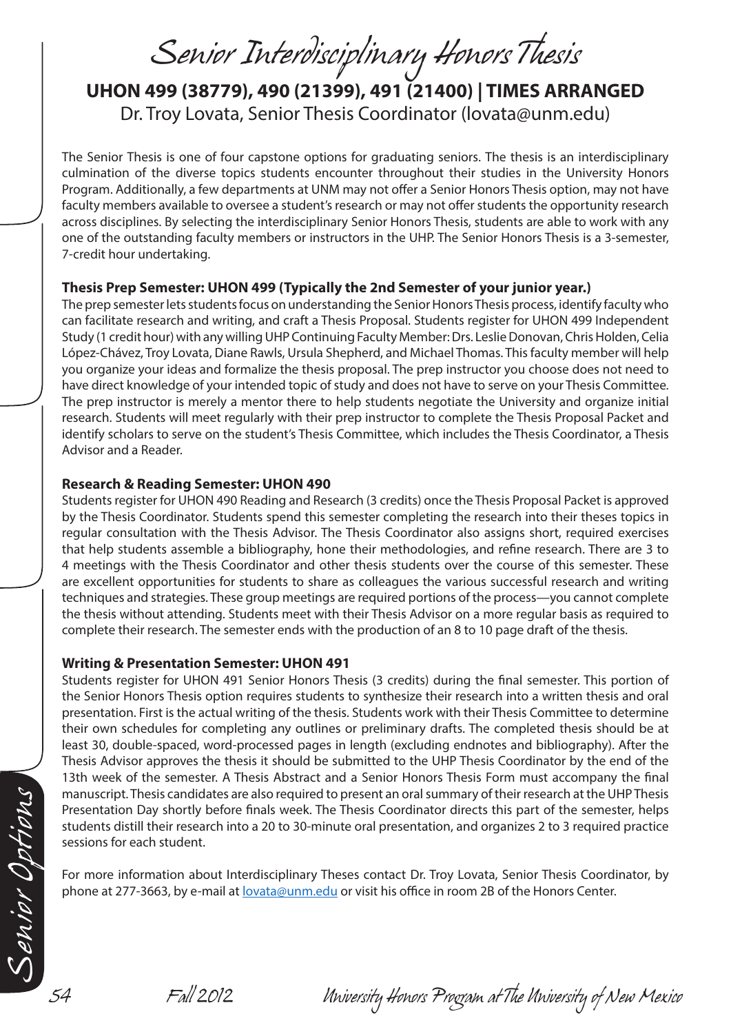# Senior Interdisciplinary Honors Thesis

**UHON 499 (38779), 490 (21399), 491 (21400) | TIMES ARRANGED**

Dr. Troy Lovata, Senior Thesis Coordinator (lovata@unm.edu)

The Senior Thesis is one of four capstone options for graduating seniors. The thesis is an interdisciplinary culmination of the diverse topics students encounter throughout their studies in the University Honors Program. Additionally, a few departments at UNM may not offer a Senior Honors Thesis option, may not have faculty members available to oversee a student's research or may not offer students the opportunity research across disciplines. By selecting the interdisciplinary Senior Honors Thesis, students are able to work with any one of the outstanding faculty members or instructors in the UHP. The Senior Honors Thesis is a 3-semester, 7-credit hour undertaking.

**Thesis Prep Semester: UHON 499 (Typically the 2nd Semester of your junior year.)**

The prep semester lets students focus on understanding the Senior Honors Thesis process, identify faculty who can facilitate research and writing, and craft a Thesis Proposal. Students register for UHON 499 Independent Study (1 credit hour) with any willing UHP Continuing Faculty Member: Drs. Leslie Donovan, Chris Holden, Celia López-Chávez, Troy Lovata, Diane Rawls, Ursula Shepherd, and Michael Thomas. This faculty member will help you organize your ideas and formalize the thesis proposal. The prep instructor you choose does not need to have direct knowledge of your intended topic of study and does not have to serve on your Thesis Committee. The prep instructor is merely a mentor there to help students negotiate the University and organize initial research. Students will meet regularly with their prep instructor to complete the Thesis Proposal Packet and identify scholars to serve on the student's Thesis Committee, which includes the Thesis Coordinator, a Thesis Advisor and a Reader.

**Research & Reading Semester: UHON 490**

Students register for UHON 490 Reading and Research (3 credits) once the Thesis Proposal Packet is approved by the Thesis Coordinator. Students spend this semester completing the research into their theses topics in regular consultation with the Thesis Advisor. The Thesis Coordinator also assigns short, required exercises that help students assemble a bibliography, hone their methodologies, and refine research. There are 3 to 4 meetings with the Thesis Coordinator and other thesis students over the course of this semester. These are excellent opportunities for students to share as colleagues the various successful research and writing techniques and strategies. These group meetings are required portions of the process—you cannot complete the thesis without attending. Students meet with their Thesis Advisor on a more regular basis as required to complete their research. The semester ends with the production of an 8 to 10 page draft of the thesis.

**Writing & Presentation Semester: UHON 491**

Students register for UHON 491 Senior Honors Thesis (3 credits) during the final semester. This portion of the Senior Honors Thesis option requires students to synthesize their research into a written thesis and oral presentation. First is the actual writing of the thesis. Students work with their Thesis Committee to determine their own schedules for completing any outlines or preliminary drafts. The completed thesis should be at least 30, double-spaced, word-processed pages in length (excluding endnotes and bibliography). After the Thesis Advisor approves the thesis it should be submitted to the UHP Thesis Coordinator by the end of the 13th week of the semester. A Thesis Abstract and a Senior Honors Thesis Form must accompany the final manuscript. Thesis candidates are also required to present an oral summary of their research at the UHP Thesis Presentation Day shortly before finals week. The Thesis Coordinator directs this part of the semester, helps students distill their research into a 20 to 30-minute oral presentation, and organizes 2 to 3 required practice sessions for each student.

For more information about Interdisciplinary Theses contact Dr. Troy Lovata, Senior Thesis Coordinator, by phone at 277-3663, by e-mail at lovata@unm.edu or visit his office in room 2B of the Honors Center.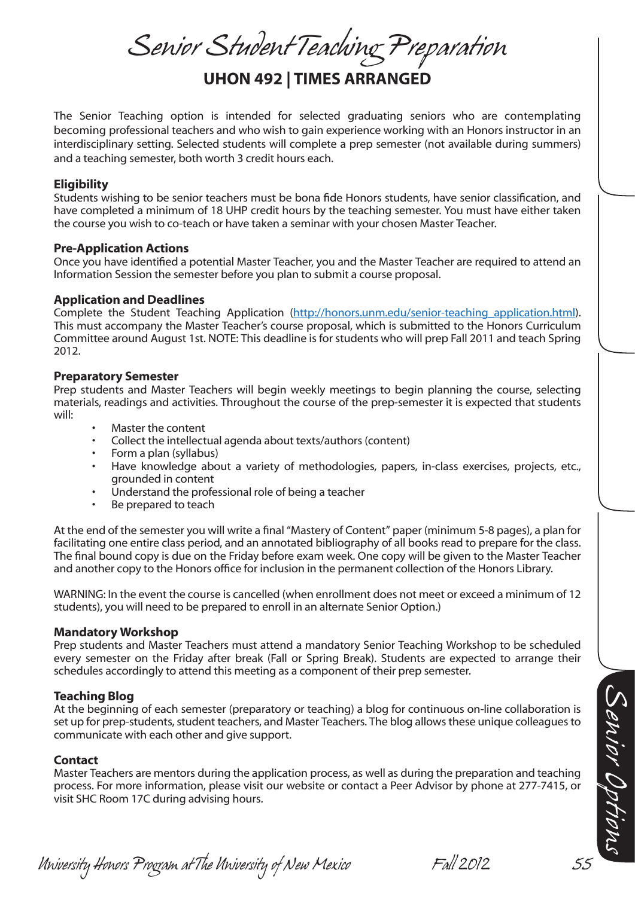# Senior Student Teaching Preparation

## UHON 492 | TIMES ARRANGED

The Senior Teaching option is intended for selected graduating seniors who are contemplating becoming professional teachers and who wish to gain experience working with an Honors instructor in an interdisciplinary setting. Selected students will complete a prep semester (not available during summers) and a teaching semester, both worth 3 credit hours each.

### Eligibility

Students wishing to be senior teachers must be bona fide Honors students, have senior classification, and have completed a minimum of 18 UHP credit hours by the teaching semester. You must have either taken the course you wish to co-teach or have taken a seminar with your chosen Master Teacher.

### Pre-Application Actions

Once you have identified a potential Master Teacher, you and the Master Teacher are required to attend an Information Session the semester before you plan to submit a course proposal.

### Application and Deadlines

Complete the Student Teaching Application (http://honors.unm.edu/senior-teaching_application.html). This must accompany the Master Teacher's course proposal, which is submitted to the Honors Curriculum Committee around August 1st. NOTE: This deadline is for students who will prep Fall 2011 and teach Spring 2012.

### Preparatory Semester

Prep students and Master Teachers will begin weekly meetings to begin planning the course, selecting materials, readings and activities. Throughout the course of the prep-semester it is expected that students will:

- Master the content
- Collect the intellectual agenda about texts/authors (content)
- Form a plan (syllabus)
- Have knowledge about a variety of methodologies, papers, in-class exercises, projects, etc., grounded in content
- Understand the professional role of being a teacher
- Be prepared to teach

At the end of the semester you will write a final "Mastery of Content" paper (minimum 5-8 pages), a plan for facilitating one entire class period, and an annotated bibliography of all books read to prepare for the class. The final bound copy is due on the Friday before exam week. One copy will be given to the Master Teacher and another copy to the Honors office for inclusion in the permanent collection of the Honors Library.

WARNING: In the event the course is cancelled (when enrollment does not meet or exceed a minimum of 12 students), you will need to be prepared to enroll in an alternate Senior Option.)

### Mandatory Workshop

Prep students and Master Teachers must attend a mandatory Senior Teaching Workshop to be scheduled every semester on the Friday after break (Fall or Spring Break). Students are expected to arrange their schedules accordingly to attend this meeting as a component of their prep semester.

### Teaching Blog

At the beginning of each semester (preparatory or teaching) a blog for continuous on-line collaboration is set up for prep-students, student teachers, and Master Teachers. The blog allows these unique colleagues to communicate with each other and give support.

### Contact

Master Teachers are mentors during the application process, as well as during the preparation and teaching process. For more information, please visit our website or contact a Peer Advisor by phone at 277-7415, or visit SHC Room 17C during advising hours.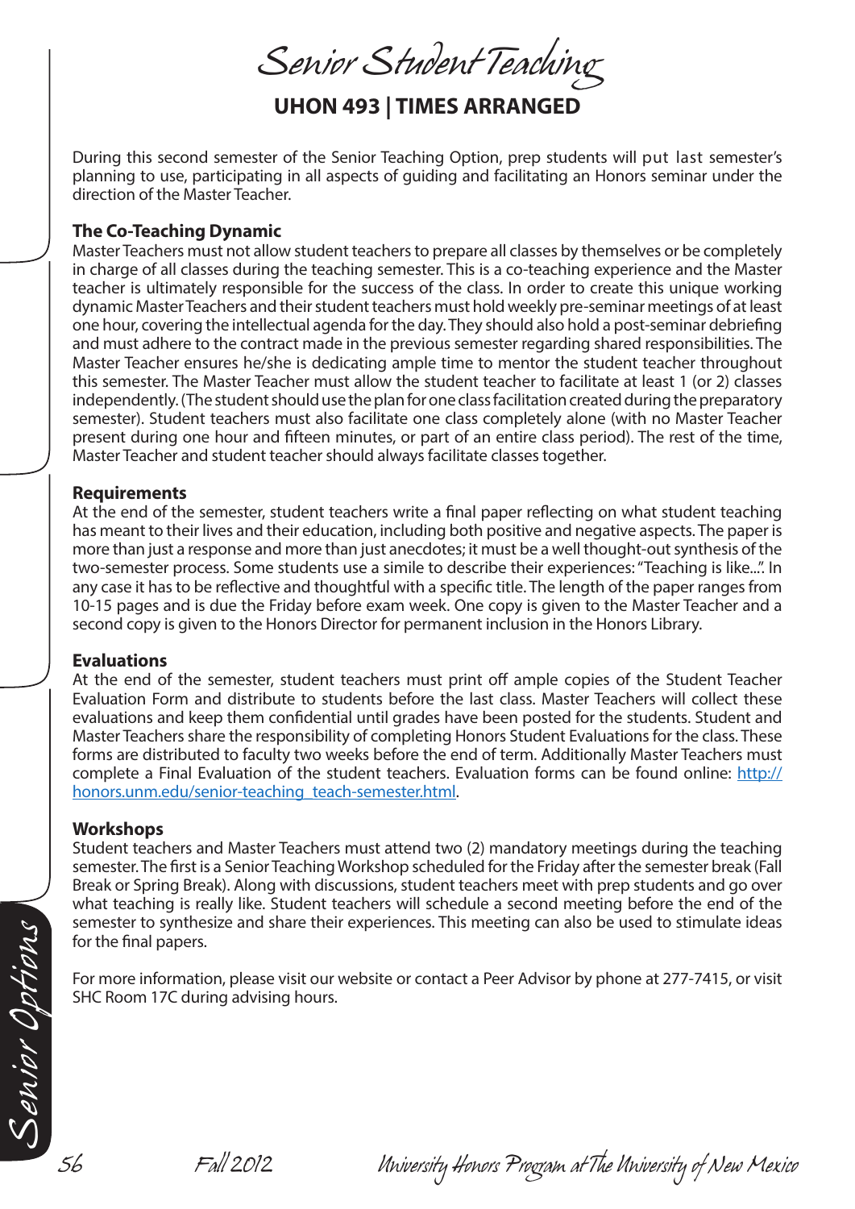# Senior Student Teaching

## UHON 493 | TIMES ARRANGED

During this second semester of the Senior Teaching Option, prep students will put last semester's planning to use, participating in all aspects of guiding and facilitating an Honors seminar under the direction of the Master Teacher.

### The Co-Teaching Dynamic

Master Teachers must not allow student teachers to prepare all classes by themselves or be completely in charge of all classes during the teaching semester. This is a co-teaching experience and the Master teacher is ultimately responsible for the success of the class. In order to create this unique working dynamic Master Teachers and their student teachers must hold weekly pre-seminar meetings of at least one hour, covering the intellectual agenda for the day. They should also hold a post-seminar debriefing and must adhere to the contract made in the previous semester regarding shared responsibilities. The Master Teacher ensures he/she is dedicating ample time to mentor the student teacher throughout this semester. The Master Teacher must allow the student teacher to facilitate at least 1 (or 2) classes independently. (The student should use the plan for one class facilitation created during the preparatory semester). Student teachers must also facilitate one class completely alone (with no Master Teacher present during one hour and fifteen minutes, or part of an entire class period). The rest of the time, Master Teacher and student teacher should always facilitate classes together.

### Requirements

At the end of the semester, student teachers write a final paper reflecting on what student teaching has meant to their lives and their education, including both positive and negative aspects. The paper is more than just a response and more than just anecdotes; it must be a well thought-out synthesis of the two-semester process. Some students use a simile to describe their experiences: "Teaching is like...". In any case it has to be reflective and thoughtful with a specific title. The length of the paper ranges from 10-15 pages and is due the Friday before exam week. One copy is given to the Master Teacher and a second copy is given to the Honors Director for permanent inclusion in the Honors Library.

### Evaluations

At the end of the semester, student teachers must print off ample copies of the Student Teacher Evaluation Form and distribute to students before the last class. Master Teachers will collect these evaluations and keep them confidential until grades have been posted for the students. Student and Master Teachers share the responsibility of completing Honors Student Evaluations for the class. These forms are distributed to faculty two weeks before the end of term. Additionally Master Teachers must complete a Final Evaluation of the student teachers. Evaluation forms can be found online: http://honors.unm.edu/senior-teaching_teach-semester.html.

### Workshops

Student teachers and Master Teachers must attend two (2) mandatory meetings during the teaching semester. The first is a Senior Teaching Workshop scheduled for the Friday after the semester break (Fall Break or Spring Break). Along with discussions, student teachers meet with prep students and go over what teaching is really like. Student teachers will schedule a second meeting before the end of the semester to synthesize and share their experiences. This meeting can also be used to stimulate ideas for the final papers.

For more information, please visit our website or contact a Peer Advisor by phone at 277-7415, or visit SHC Room 17C during advising hours.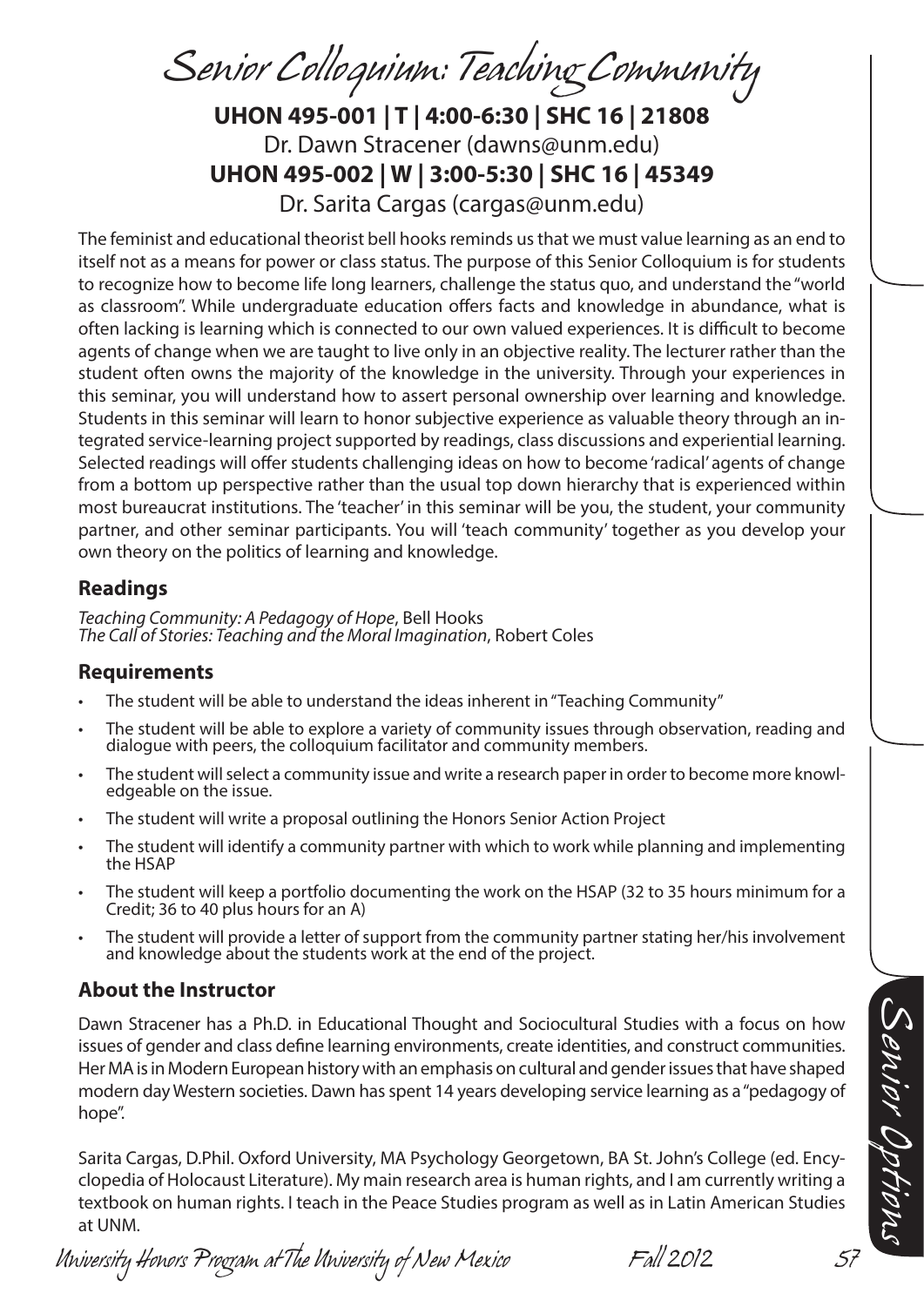# Senior Colloquium: Teaching Community

**UHON 495-001 | T | 4:00-6:30 | SHC 16 | 21808**
Dr. Dawn Stracener (dawns@unm.edu)
**UHON 495-002 | W | 3:00-5:30 | SHC 16 | 45349**
Dr. Sarita Cargas (cargas@unm.edu)

The feminist and educational theorist bell hooks reminds us that we must value learning as an end to itself not as a means for power or class status. The purpose of this Senior Colloquium is for students to recognize how to become life long learners, challenge the status quo, and understand the "world as classroom". While undergraduate education offers facts and knowledge in abundance, what is often lacking is learning which is connected to our own valued experiences. It is difficult to become agents of change when we are taught to live only in an objective reality. The lecturer rather than the student often owns the majority of the knowledge in the university. Through your experiences in this seminar, you will understand how to assert personal ownership over learning and knowledge. Students in this seminar will learn to honor subjective experience as valuable theory through an integrated service-learning project supported by readings, class discussions and experiential learning. Selected readings will offer students challenging ideas on how to become 'radical' agents of change from a bottom up perspective rather than the usual top down hierarchy that is experienced within most bureaucrat institutions. The 'teacher' in this seminar will be you, the student, your community partner, and other seminar participants. You will 'teach community' together as you develop your own theory on the politics of learning and knowledge.

## Readings

*Teaching Community: A Pedagogy of Hope*, Bell Hooks
*The Call of Stories: Teaching and the Moral Imagination*, Robert Coles

## Requirements

- The student will be able to understand the ideas inherent in "Teaching Community"
- The student will be able to explore a variety of community issues through observation, reading and dialogue with peers, the colloquium facilitator and community members.
- The student will select a community issue and write a research paper in order to become more knowledgeable on the issue.
- The student will write a proposal outlining the Honors Senior Action Project
- The student will identify a community partner with which to work while planning and implementing the HSAP
- The student will keep a portfolio documenting the work on the HSAP (32 to 35 hours minimum for a Credit; 36 to 40 plus hours for an A)
- The student will provide a letter of support from the community partner stating her/his involvement and knowledge about the students work at the end of the project.

## About the Instructor

Dawn Stracener has a Ph.D. in Educational Thought and Sociocultural Studies with a focus on how issues of gender and class define learning environments, create identities, and construct communities. Her MA is in Modern European history with an emphasis on cultural and gender issues that have shaped modern day Western societies. Dawn has spent 14 years developing service learning as a "pedagogy of hope".

Sarita Cargas, D.Phil. Oxford University, MA Psychology Georgetown, BA St. John's College (ed. Encyclopedia of Holocaust Literature). My main research area is human rights, and I am currently writing a textbook on human rights. I teach in the Peace Studies program as well as in Latin American Studies at UNM.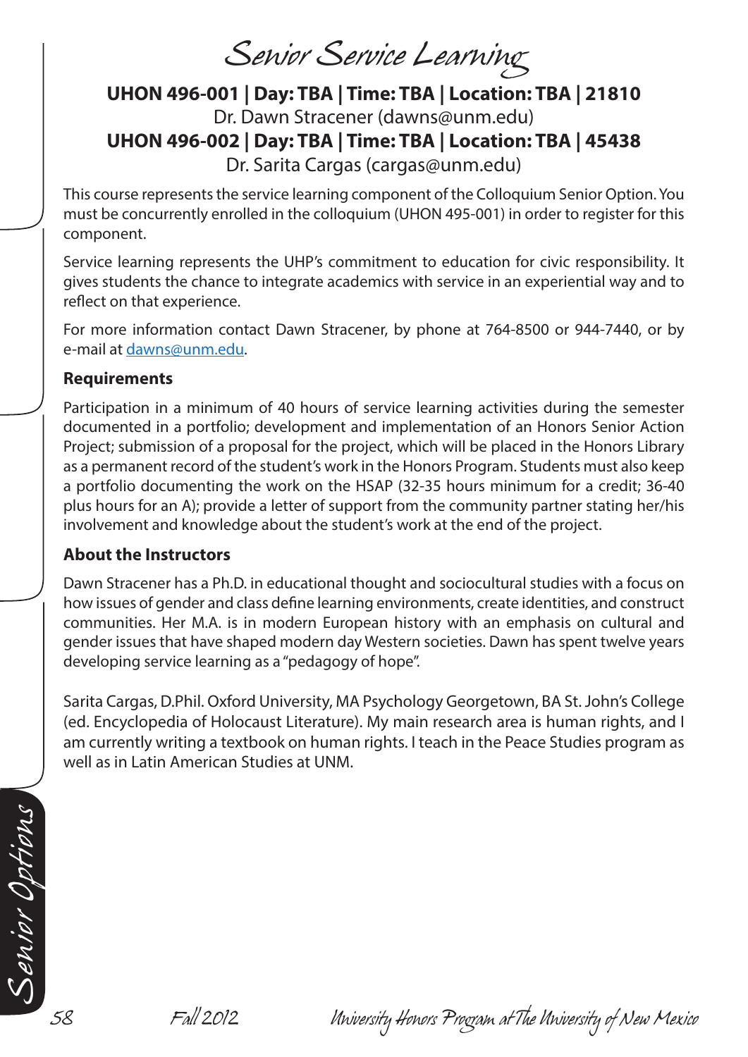# Senior Service Learning

**UHON 496-001 | Day: TBA | Time: TBA | Location: TBA | 21810**
Dr. Dawn Stracener (dawns@unm.edu)
**UHON 496-002 | Day: TBA | Time: TBA | Location: TBA | 45438**
Dr. Sarita Cargas (cargas@unm.edu)

This course represents the service learning component of the Colloquium Senior Option. You must be concurrently enrolled in the colloquium (UHON 495-001) in order to register for this component.

Service learning represents the UHP's commitment to education for civic responsibility. It gives students the chance to integrate academics with service in an experiential way and to reflect on that experience.

For more information contact Dawn Stracener, by phone at 764-8500 or 944-7440, or by e-mail at dawns@unm.edu.

### Requirements

Participation in a minimum of 40 hours of service learning activities during the semester documented in a portfolio; development and implementation of an Honors Senior Action Project; submission of a proposal for the project, which will be placed in the Honors Library as a permanent record of the student's work in the Honors Program. Students must also keep a portfolio documenting the work on the HSAP (32-35 hours minimum for a credit; 36-40 plus hours for an A); provide a letter of support from the community partner stating her/his involvement and knowledge about the student's work at the end of the project.

### About the Instructors

Dawn Stracener has a Ph.D. in educational thought and sociocultural studies with a focus on how issues of gender and class define learning environments, create identities, and construct communities. Her M.A. is in modern European history with an emphasis on cultural and gender issues that have shaped modern day Western societies. Dawn has spent twelve years developing service learning as a "pedagogy of hope".

Sarita Cargas, D.Phil. Oxford University, MA Psychology Georgetown, BA St. John's College (ed. Encyclopedia of Holocaust Literature). My main research area is human rights, and I am currently writing a textbook on human rights. I teach in the Peace Studies program as well as in Latin American Studies at UNM.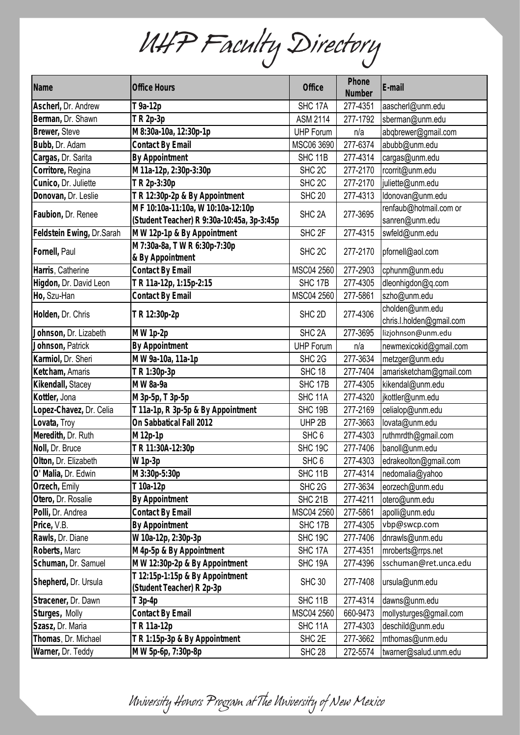# UHP Faculty Directory

| Name | Office Hours | Office | Phone Number | E-mail |
|---|---|---|---|---|
| **Ascherl,** Dr. Andrew | T 9a-12p | SHC 17A | 277-4351 | aascherl@unm.edu |
| **Berman,** Dr. Shawn | T R 2p-3p | ASM 2114 | 277-1792 | sberman@unm.edu |
| **Brewer,** Steve | M 8:30a-10a, 12:30p-1p | UHP Forum | n/a | abqbrewer@gmail.com |
| **Bubb,** Dr. Adam | Contact By Email | MSC06 3690 | 277-6374 | abubb@unm.edu |
| **Cargas,** Dr. Sarita | By Appointment | SHC 11B | 277-4314 | cargas@unm.edu |
| **Corritore,** Regina | M 11a-12p, 2:30p-3:30p | SHC 2C | 277-2170 | rcorrit@unm.edu |
| **Cunico,** Dr. Juliette | T R 2p-3:30p | SHC 2C | 277-2170 | juliette@unm.edu |
| **Donovan,** Dr. Leslie | T R 12:30p-2p & By Appointment | SHC 20 | 277-4313 | ldonovan@unm.edu |
| **Faubion,** Dr. Renee | M F 10:10a-11:10a, W 10:10a-12:10p (Student Teacher) R 9:30a-10:45a, 3p-3:45p | SHC 2A | 277-3695 | renfaub@hotmail.com or sanren@unm.edu |
| **Feldstein Ewing,** Dr.Sarah | M W 12p-1p & By Appointment | SHC 2F | 277-4315 | swfeld@unm.edu |
| **Fornell,** Paul | M 7:30a-8a, T W R 6:30p-7:30p & By Appointment | SHC 2C | 277-2170 | pfornell@aol.com |
| **Harris**, Catherine | Contact By Email | MSC04 2560 | 277-2903 | cphunm@unm.edu |
| **Higdon,** Dr. David Leon | T R 11a-12p, 1:15p-2:15 | SHC 17B | 277-4305 | dleonhigdon@q.com |
| **Ho,** Szu-Han | Contact By Email | MSC04 2560 | 277-5861 | szho@unm.edu |
| **Holden,** Dr. Chris | T R 12:30p-2p | SHC 2D | 277-4306 | cholden@unm.edu chris.l.holden@gmail.com |
| **Johnson,** Dr. Lizabeth | M W 1p-2p | SHC 2A | 277-3695 | lizjohnson@unm.edu |
| **Johnson,** Patrick | By Appointment | UHP Forum | n/a | newmexicokid@gmail.com |
| **Karmiol,** Dr. Sheri | M W 9a-10a, 11a-1p | SHC 2G | 277-3634 | metzger@unm.edu |
| **Ketcham,** Amaris | T R 1:30p-3p | SHC 18 | 277-7404 | amarisketcham@gmail.com |
| **Kikendall,** Stacey | M W 8a-9a | SHC 17B | 277-4305 | kikendal@unm.edu |
| **Kottler,** Jona | M 3p-5p, T 3p-5p | SHC 11A | 277-4320 | jkottler@unm.edu |
| **Lopez-Chavez,** Dr. Celia | T 11a-1p, R 3p-5p & By Appointment | SHC 19B | 277-2169 | celialop@unm.edu |
| **Lovata,** Troy | On Sabbatical Fall 2012 | UHP 2B | 277-3663 | lovata@unm.edu |
| **Meredith,** Dr. Ruth | M 12p-1p | SHC 6 | 277-4303 | ruthmrdth@gmail.com |
| **Noll,** Dr. Bruce | T R 11:30A-12:30p | SHC 19C | 277-7406 | banoll@unm.edu |
| **Olton,** Dr. Elizabeth | W 1p-3p | SHC 6 | 277-4303 | edrakeolton@gmail.com |
| **O' Malia,** Dr. Edwin | M 3:30p-5:30p | SHC 11B | 277-4314 | nedomalia@yahoo |
| **Orzech,** Emily | T 10a-12p | SHC 2G | 277-3634 | eorzech@unm.edu |
| **Otero,** Dr. Rosalie | By Appointment | SHC 21B | 277-4211 | otero@unm.edu |
| **Polli,** Dr. Andrea | Contact By Email | MSC04 2560 | 277-5861 | apolli@unm.edu |
| **Price,** V.B. | By Appointment | SHC 17B | 277-4305 | vbp@swcp.com |
| **Rawls,** Dr. Diane | W 10a-12p, 2:30p-3p | SHC 19C | 277-7406 | dnrawls@unm.edu |
| **Roberts,** Marc | M 4p-5p & By Appointment | SHC 17A | 277-4351 | mroberts@rrps.net |
| **Schuman,** Dr. Samuel | M W 12:30p-2p & By Appointment | SHC 19A | 277-4396 | sschuman@ret.unca.edu |
| **Shepherd,** Dr. Ursula | T 12:15p-1:15p & By Appointment (Student Teacher) R 2p-3p | SHC 30 | 277-7408 | ursula@unm.edu |
| **Stracener,** Dr. Dawn | T 3p-4p | SHC 11B | 277-4314 | dawns@unm.edu |
| **Sturges,** Molly | Contact By Email | MSC04 2560 | 660-9473 | mollysturges@gmail.com |
| **Szasz,** Dr. Maria | T R 11a-12p | SHC 11A | 277-4303 | deschild@unm.edu |
| **Thomas**, Dr. Michael | T R 1:15p-3p & By Appointment | SHC 2E | 277-3662 | mthomas@unm.edu |
| **Warner,** Dr. Teddy | M W 5p-6p, 7:30p-8p | SHC 28 | 272-5574 | twarner@salud.unm.edu |

University Honors Program at The University of New Mexico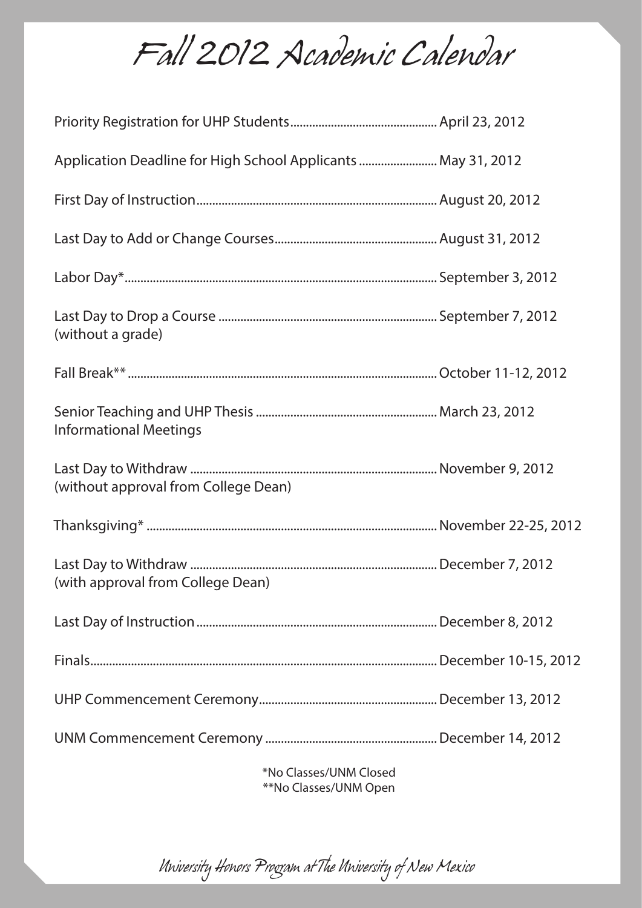# Fall 2012 Academic Calendar

| Event | Date |
| --- | --- |
| Priority Registration for UHP Students | April 23, 2012 |
| Application Deadline for High School Applicants | May 31, 2012 |
| First Day of Instruction | August 20, 2012 |
| Last Day to Add or Change Courses | August 31, 2012 |
| Labor Day* | September 3, 2012 |
| Last Day to Drop a Course (without a grade) | September 7, 2012 |
| Fall Break** | October 11-12, 2012 |
| Senior Teaching and UHP Thesis Informational Meetings | March 23, 2012 |
| Last Day to Withdraw (without approval from College Dean) | November 9, 2012 |
| Thanksgiving* | November 22-25, 2012 |
| Last Day to Withdraw (with approval from College Dean) | December 7, 2012 |
| Last Day of Instruction | December 8, 2012 |
| Finals | December 10-15, 2012 |
| UHP Commencement Ceremony | December 13, 2012 |
| UNM Commencement Ceremony | December 14, 2012 |

*No Classes/UNM Closed
**No Classes/UNM Open

*University Honors Program at The University of New Mexico*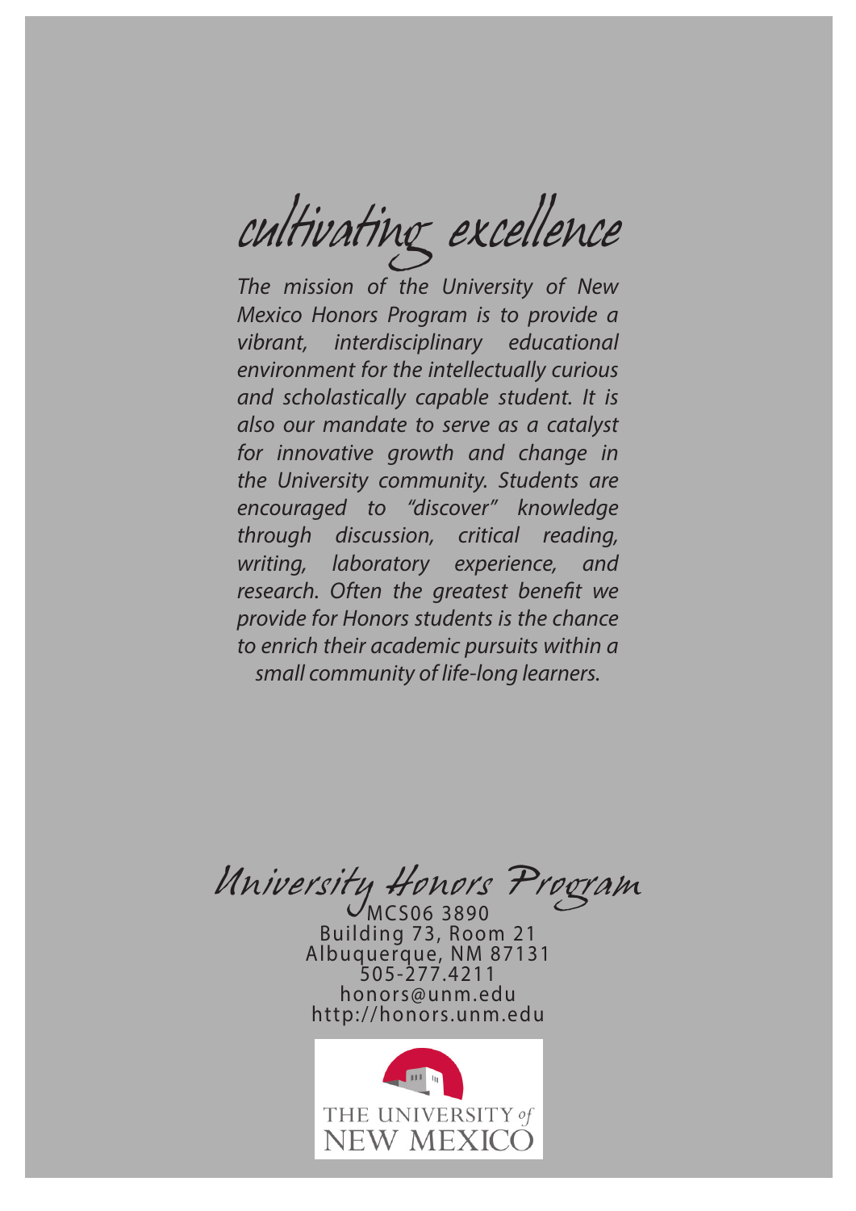# cultivating excellence

*The mission of the University of New Mexico Honors Program is to provide a vibrant, interdisciplinary educational environment for the intellectually curious and scholastically capable student. It is also our mandate to serve as a catalyst for innovative growth and change in the University community. Students are encouraged to "discover" knowledge through discussion, critical reading, writing, laboratory experience, and research. Often the greatest benefit we provide for Honors students is the chance to enrich their academic pursuits within a small community of life-long learners.*

## University Honors Program

MCS06 3890
Building 73, Room 21
Albuquerque, NM 87131
505-277.4211
honors@unm.edu
http://honors.unm.edu

THE UNIVERSITY *of* NEW MEXICO